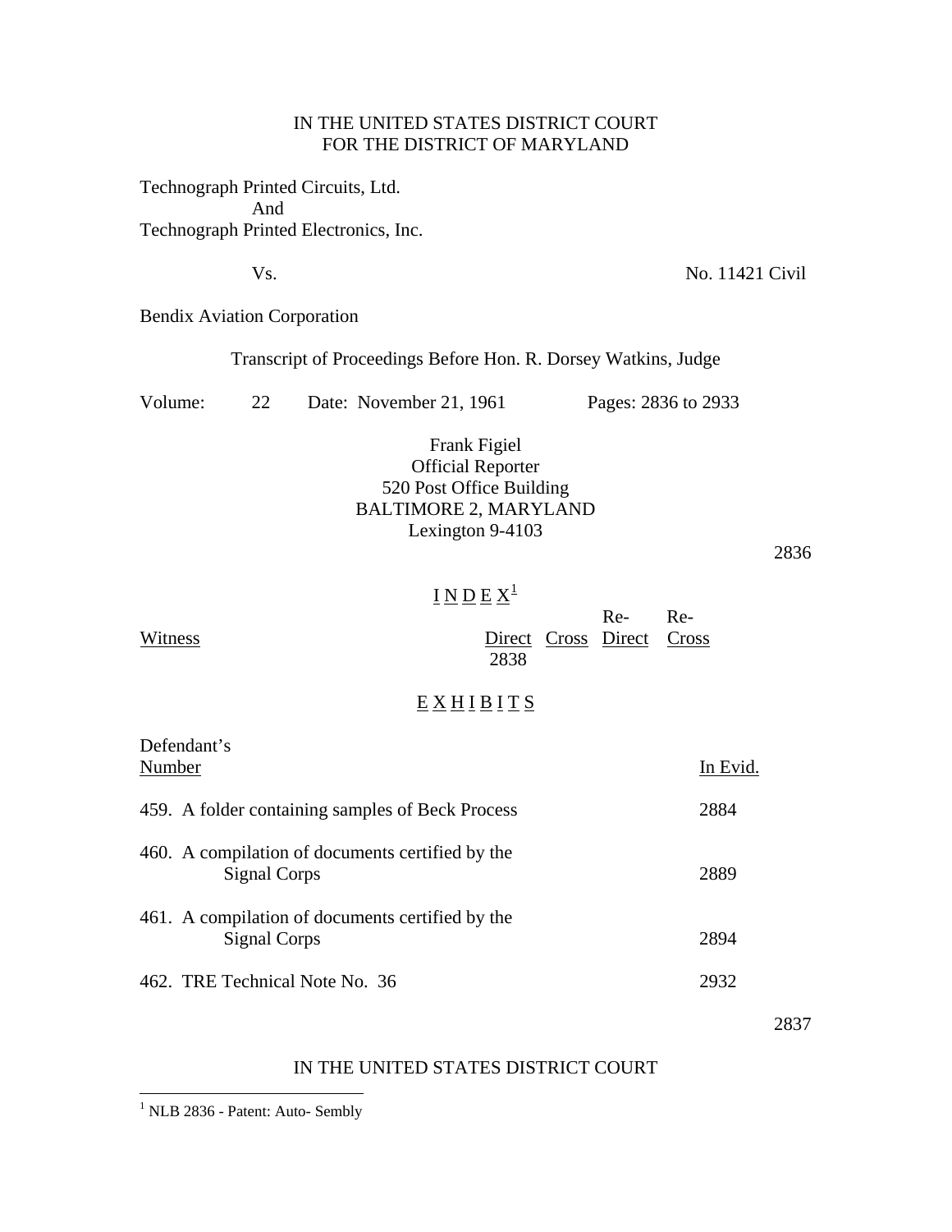IN THE UNITED STATES DISTRICT COURT
FOR THE DISTRICT OF MARYLAND

Technograph Printed Circuits, Ltd.
And
Technograph Printed Electronics, Inc.

Vs. No. 11421 Civil

Bendix Aviation Corporation

Transcript of Proceedings Before Hon. R. Dorsey Watkins, Judge

Volume: 22 Date: November 21, 1961 Pages: 2836 to 2933

Frank Figiel
Official Reporter
520 Post Office Building
BALTIMORE 2, MARYLAND
Lexington 9-4103

## INDEX[1]

| Witness | Direct | Cross | Re-Direct | Re-Cross |
|---|---|---|---|---|
| | 2838 | | | |

## EXHIBITS

| Defendant's Number | In Evid. |
|---|---|
| 459. A folder containing samples of Beck Process | 2884 |
| 460. A compilation of documents certified by the Signal Corps | 2889 |
| 461. A compilation of documents certified by the Signal Corps | 2894 |
| 462. TRE Technical Note No. 36 | 2932 |

IN THE UNITED STATES DISTRICT COURT

[1] NLB 2836 - Patent: Auto- Sembly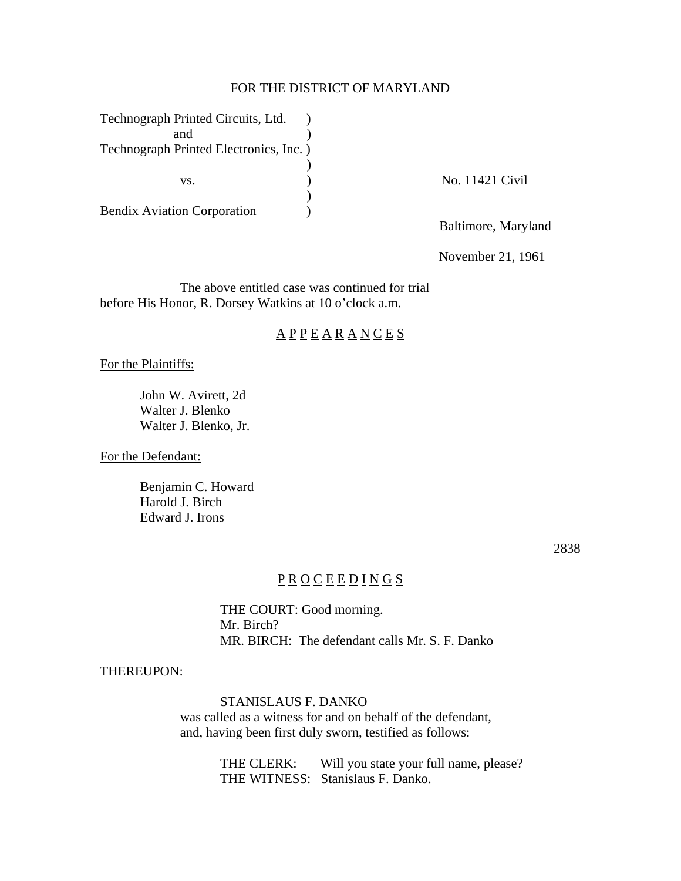FOR THE DISTRICT OF MARYLAND

Technograph Printed Circuits, Ltd. )
and )
Technograph Printed Electronics, Inc. )
)
vs. ) No. 11421 Civil
)
Bendix Aviation Corporation )

Baltimore, Maryland

November 21, 1961

The above entitled case was continued for trial before His Honor, R. Dorsey Watkins at 10 o'clock a.m.

## A P P E A R A N C E S

For the Plaintiffs:

John W. Avirett, 2d
Walter J. Blenko
Walter J. Blenko, Jr.

For the Defendant:

Benjamin C. Howard
Harold J. Birch
Edward J. Irons

2838

## P R O C E E D I N G S

THE COURT: Good morning.
Mr. Birch?
MR. BIRCH: The defendant calls Mr. S. F. Danko

THEREUPON:

STANISLAUS F. DANKO
was called as a witness for and on behalf of the defendant, and, having been first duly sworn, testified as follows:

THE CLERK: Will you state your full name, please?
THE WITNESS: Stanislaus F. Danko.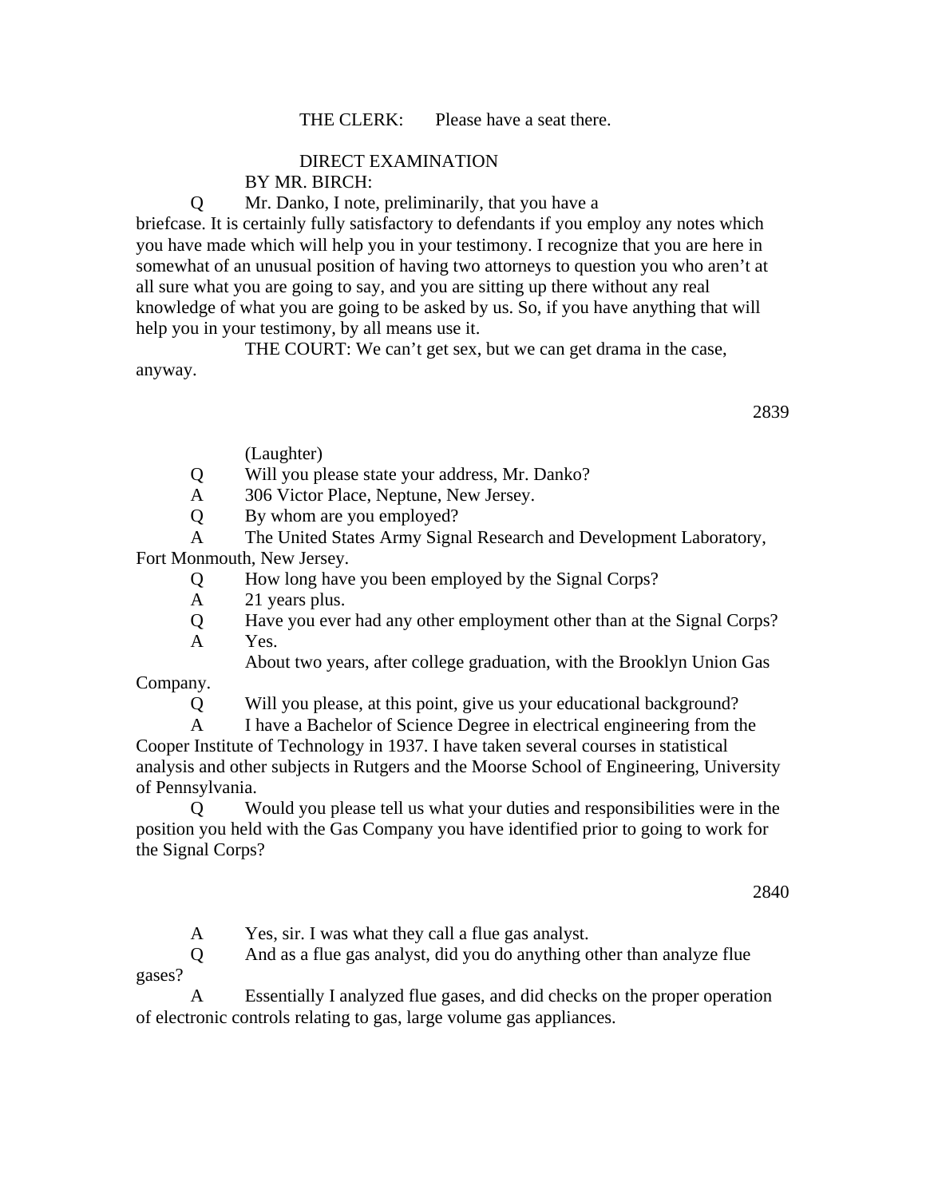THE CLERK: Please have a seat there.

DIRECT EXAMINATION

BY MR. BIRCH:

Q Mr. Danko, I note, preliminarily, that you have a briefcase. It is certainly fully satisfactory to defendants if you employ any notes which you have made which will help you in your testimony. I recognize that you are here in somewhat of an unusual position of having two attorneys to question you who aren't at all sure what you are going to say, and you are sitting up there without any real knowledge of what you are going to be asked by us. So, if you have anything that will help you in your testimony, by all means use it.

THE COURT: We can't get sex, but we can get drama in the case, anyway.

(Laughter)

Q Will you please state your address, Mr. Danko?

A 306 Victor Place, Neptune, New Jersey.

Q By whom are you employed?

A The United States Army Signal Research and Development Laboratory, Fort Monmouth, New Jersey.

Q How long have you been employed by the Signal Corps?

A 21 years plus.

Q Have you ever had any other employment other than at the Signal Corps?

A Yes.

About two years, after college graduation, with the Brooklyn Union Gas Company.

Q Will you please, at this point, give us your educational background?

A I have a Bachelor of Science Degree in electrical engineering from the Cooper Institute of Technology in 1937. I have taken several courses in statistical analysis and other subjects in Rutgers and the Moorse School of Engineering, University of Pennsylvania.

Q Would you please tell us what your duties and responsibilities were in the position you held with the Gas Company you have identified prior to going to work for the Signal Corps?

A Yes, sir. I was what they call a flue gas analyst.

Q And as a flue gas analyst, did you do anything other than analyze flue gases?

A Essentially I analyzed flue gases, and did checks on the proper operation of electronic controls relating to gas, large volume gas appliances.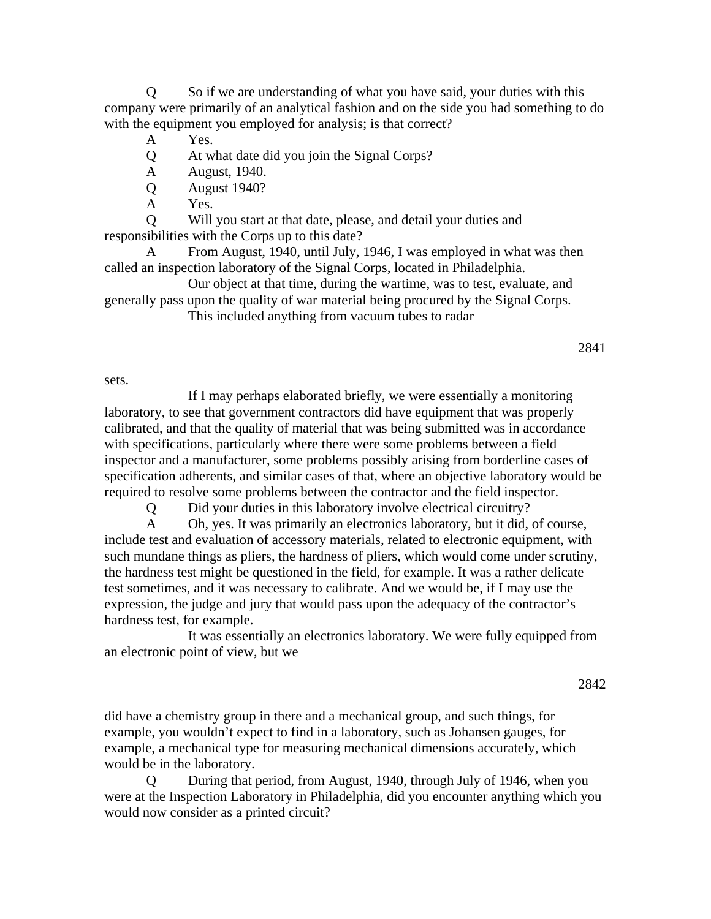Q So if we are understanding of what you have said, your duties with this company were primarily of an analytical fashion and on the side you had something to do with the equipment you employed for analysis; is that correct?

A Yes.

Q At what date did you join the Signal Corps?

A August, 1940.

Q August 1940?

A Yes.

Q Will you start at that date, please, and detail your duties and responsibilities with the Corps up to this date?

A From August, 1940, until July, 1946, I was employed in what was then called an inspection laboratory of the Signal Corps, located in Philadelphia.

Our object at that time, during the wartime, was to test, evaluate, and generally pass upon the quality of war material being procured by the Signal Corps.

This included anything from vacuum tubes to radar sets.

If I may perhaps elaborated briefly, we were essentially a monitoring laboratory, to see that government contractors did have equipment that was properly calibrated, and that the quality of material that was being submitted was in accordance with specifications, particularly where there were some problems between a field inspector and a manufacturer, some problems possibly arising from borderline cases of specification adherents, and similar cases of that, where an objective laboratory would be required to resolve some problems between the contractor and the field inspector.

Q Did your duties in this laboratory involve electrical circuitry?

A Oh, yes. It was primarily an electronics laboratory, but it did, of course, include test and evaluation of accessory materials, related to electronic equipment, with such mundane things as pliers, the hardness of pliers, which would come under scrutiny, the hardness test might be questioned in the field, for example. It was a rather delicate test sometimes, and it was necessary to calibrate. And we would be, if I may use the expression, the judge and jury that would pass upon the adequacy of the contractor's hardness test, for example.

It was essentially an electronics laboratory. We were fully equipped from an electronic point of view, but we did have a chemistry group in there and a mechanical group, and such things, for example, you wouldn't expect to find in a laboratory, such as Johansen gauges, for example, a mechanical type for measuring mechanical dimensions accurately, which would be in the laboratory.

Q During that period, from August, 1940, through July of 1946, when you were at the Inspection Laboratory in Philadelphia, did you encounter anything which you would now consider as a printed circuit?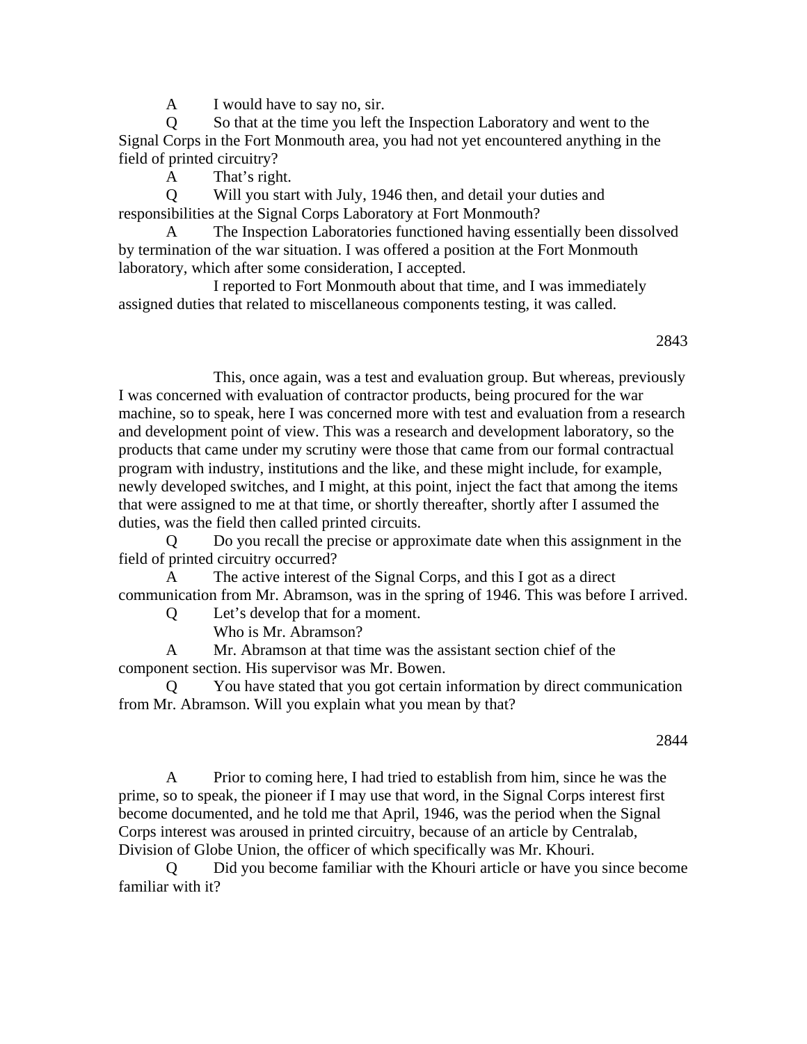A I would have to say no, sir.

Q So that at the time you left the Inspection Laboratory and went to the Signal Corps in the Fort Monmouth area, you had not yet encountered anything in the field of printed circuitry?

A That's right.

Q Will you start with July, 1946 then, and detail your duties and responsibilities at the Signal Corps Laboratory at Fort Monmouth?

A The Inspection Laboratories functioned having essentially been dissolved by termination of the war situation. I was offered a position at the Fort Monmouth laboratory, which after some consideration, I accepted.

I reported to Fort Monmouth about that time, and I was immediately assigned duties that related to miscellaneous components testing, it was called.

This, once again, was a test and evaluation group. But whereas, previously I was concerned with evaluation of contractor products, being procured for the war machine, so to speak, here I was concerned more with test and evaluation from a research and development point of view. This was a research and development laboratory, so the products that came under my scrutiny were those that came from our formal contractual program with industry, institutions and the like, and these might include, for example, newly developed switches, and I might, at this point, inject the fact that among the items that were assigned to me at that time, or shortly thereafter, shortly after I assumed the duties, was the field then called printed circuits.

Q Do you recall the precise or approximate date when this assignment in the field of printed circuitry occurred?

A The active interest of the Signal Corps, and this I got as a direct communication from Mr. Abramson, was in the spring of 1946. This was before I arrived.

Q Let's develop that for a moment.

Who is Mr. Abramson?

A Mr. Abramson at that time was the assistant section chief of the component section. His supervisor was Mr. Bowen.

Q You have stated that you got certain information by direct communication from Mr. Abramson. Will you explain what you mean by that?

A Prior to coming here, I had tried to establish from him, since he was the prime, so to speak, the pioneer if I may use that word, in the Signal Corps interest first become documented, and he told me that April, 1946, was the period when the Signal Corps interest was aroused in printed circuitry, because of an article by Centralab, Division of Globe Union, the officer of which specifically was Mr. Khouri.

Q Did you become familiar with the Khouri article or have you since become familiar with it?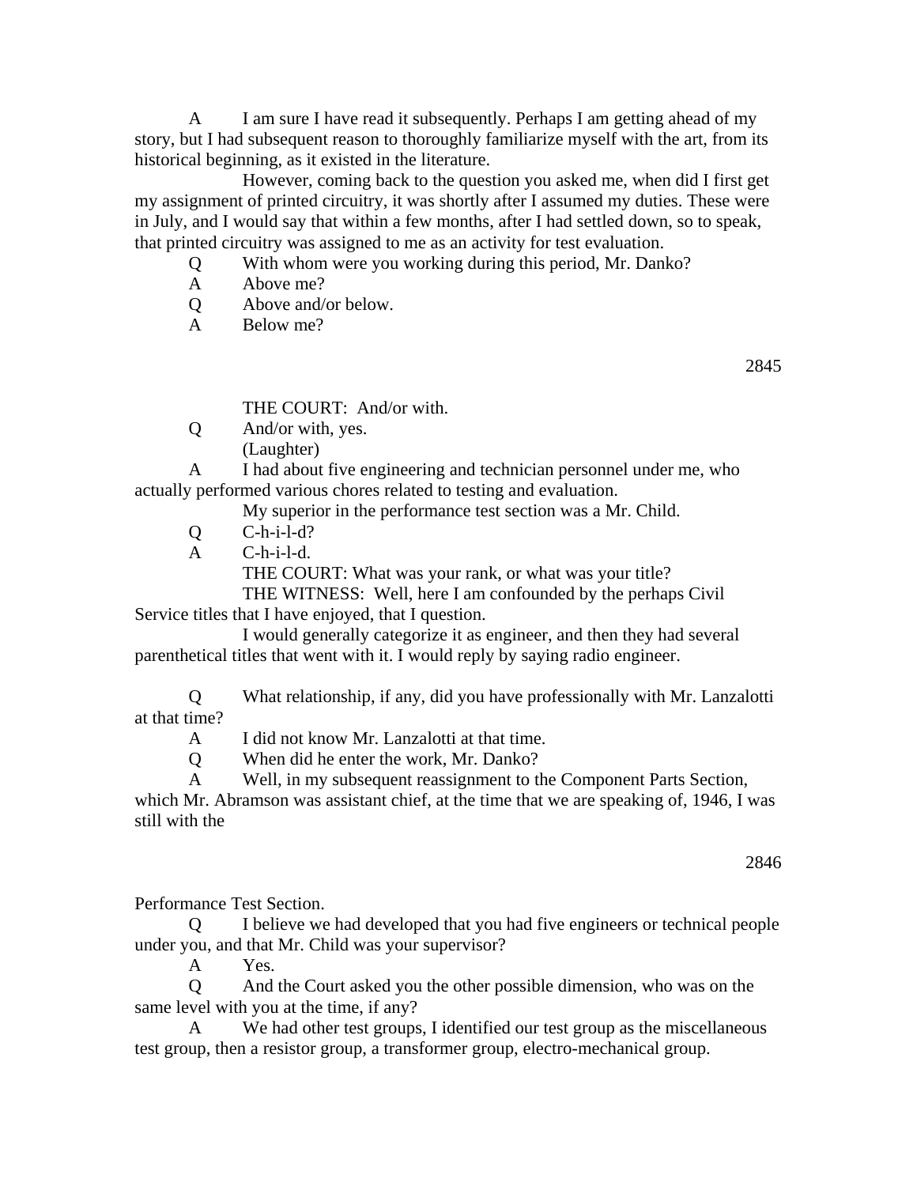A I am sure I have read it subsequently. Perhaps I am getting ahead of my story, but I had subsequent reason to thoroughly familiarize myself with the art, from its historical beginning, as it existed in the literature.

However, coming back to the question you asked me, when did I first get my assignment of printed circuitry, it was shortly after I assumed my duties. These were in July, and I would say that within a few months, after I had settled down, so to speak, that printed circuitry was assigned to me as an activity for test evaluation.

Q With whom were you working during this period, Mr. Danko?

A Above me?

Q Above and/or below.

A Below me?

THE COURT: And/or with.

Q And/or with, yes.

(Laughter)

A I had about five engineering and technician personnel under me, who actually performed various chores related to testing and evaluation.

My superior in the performance test section was a Mr. Child.

Q C-h-i-l-d?

A C-h-i-l-d.

THE COURT: What was your rank, or what was your title?

THE WITNESS: Well, here I am confounded by the perhaps Civil Service titles that I have enjoyed, that I question.

I would generally categorize it as engineer, and then they had several parenthetical titles that went with it. I would reply by saying radio engineer.

Q What relationship, if any, did you have professionally with Mr. Lanzalotti at that time?

A I did not know Mr. Lanzalotti at that time.

Q When did he enter the work, Mr. Danko?

A Well, in my subsequent reassignment to the Component Parts Section, which Mr. Abramson was assistant chief, at the time that we are speaking of, 1946, I was still with the Performance Test Section.

Q I believe we had developed that you had five engineers or technical people under you, and that Mr. Child was your supervisor?

A Yes.

Q And the Court asked you the other possible dimension, who was on the same level with you at the time, if any?

A We had other test groups, I identified our test group as the miscellaneous test group, then a resistor group, a transformer group, electro-mechanical group.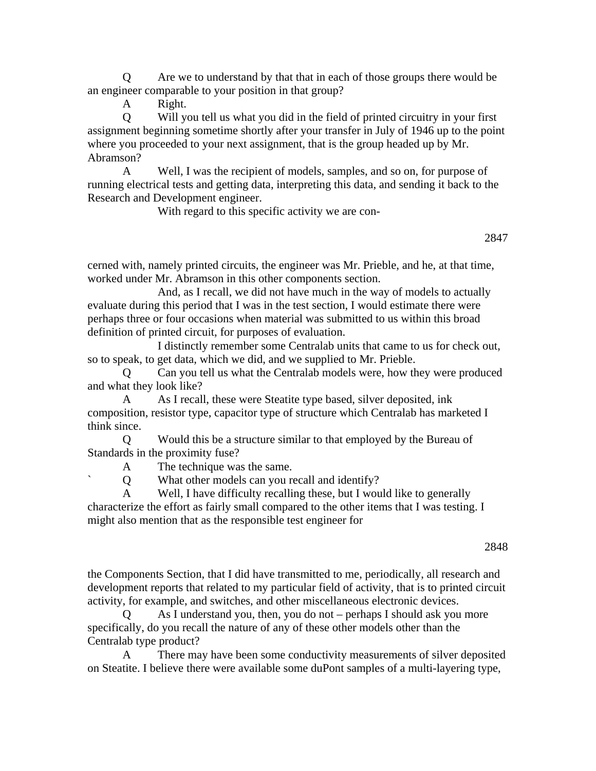Q Are we to understand by that that in each of those groups there would be an engineer comparable to your position in that group?

A Right.

Q Will you tell us what you did in the field of printed circuitry in your first assignment beginning sometime shortly after your transfer in July of 1946 up to the point where you proceeded to your next assignment, that is the group headed up by Mr. Abramson?

A Well, I was the recipient of models, samples, and so on, for purpose of running electrical tests and getting data, interpreting this data, and sending it back to the Research and Development engineer.

With regard to this specific activity we are concerned with, namely printed circuits, the engineer was Mr. Prieble, and he, at that time, worked under Mr. Abramson in this other components section.

And, as I recall, we did not have much in the way of models to actually evaluate during this period that I was in the test section, I would estimate there were perhaps three or four occasions when material was submitted to us within this broad definition of printed circuit, for purposes of evaluation.

I distinctly remember some Centralab units that came to us for check out, so to speak, to get data, which we did, and we supplied to Mr. Prieble.

Q Can you tell us what the Centralab models were, how they were produced and what they look like?

A As I recall, these were Steatite type based, silver deposited, ink composition, resistor type, capacitor type of structure which Centralab has marketed I think since.

Q Would this be a structure similar to that employed by the Bureau of Standards in the proximity fuse?

A The technique was the same.

` Q What other models can you recall and identify?

A Well, I have difficulty recalling these, but I would like to generally characterize the effort as fairly small compared to the other items that I was testing. I might also mention that as the responsible test engineer for the Components Section, that I did have transmitted to me, periodically, all research and development reports that related to my particular field of activity, that is to printed circuit activity, for example, and switches, and other miscellaneous electronic devices.

Q As I understand you, then, you do not – perhaps I should ask you more specifically, do you recall the nature of any of these other models other than the Centralab type product?

A There may have been some conductivity measurements of silver deposited on Steatite. I believe there were available some duPont samples of a multi-layering type,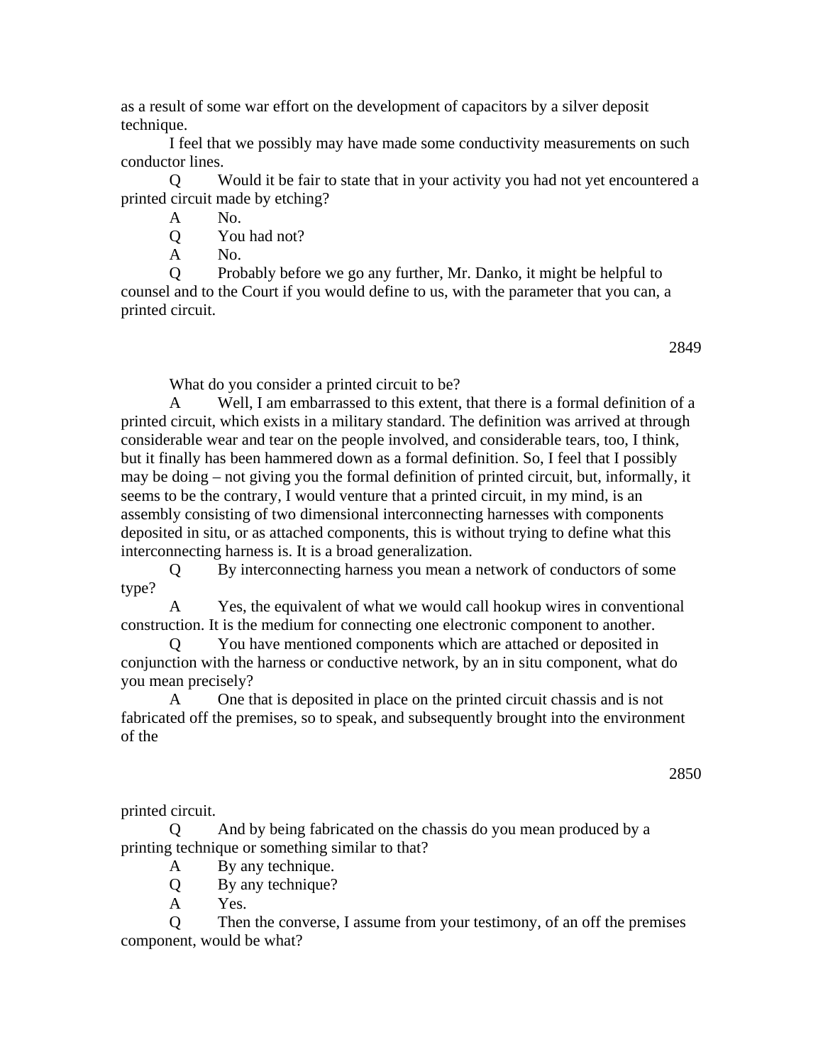as a result of some war effort on the development of capacitors by a silver deposit technique.

I feel that we possibly may have made some conductivity measurements on such conductor lines.

Q Would it be fair to state that in your activity you had not yet encountered a printed circuit made by etching?

A No.

Q You had not?

A No.

Q Probably before we go any further, Mr. Danko, it might be helpful to counsel and to the Court if you would define to us, with the parameter that you can, a printed circuit.

What do you consider a printed circuit to be?

A Well, I am embarrassed to this extent, that there is a formal definition of a printed circuit, which exists in a military standard. The definition was arrived at through considerable wear and tear on the people involved, and considerable tears, too, I think, but it finally has been hammered down as a formal definition. So, I feel that I possibly may be doing – not giving you the formal definition of printed circuit, but, informally, it seems to be the contrary, I would venture that a printed circuit, in my mind, is an assembly consisting of two dimensional interconnecting harnesses with components deposited in situ, or as attached components, this is without trying to define what this interconnecting harness is. It is a broad generalization.

Q By interconnecting harness you mean a network of conductors of some type?

A Yes, the equivalent of what we would call hookup wires in conventional construction. It is the medium for connecting one electronic component to another.

Q You have mentioned components which are attached or deposited in conjunction with the harness or conductive network, by an in situ component, what do you mean precisely?

A One that is deposited in place on the printed circuit chassis and is not fabricated off the premises, so to speak, and subsequently brought into the environment of the printed circuit.

Q And by being fabricated on the chassis do you mean produced by a printing technique or something similar to that?

A By any technique.

Q By any technique?

A Yes.

Q Then the converse, I assume from your testimony, of an off the premises component, would be what?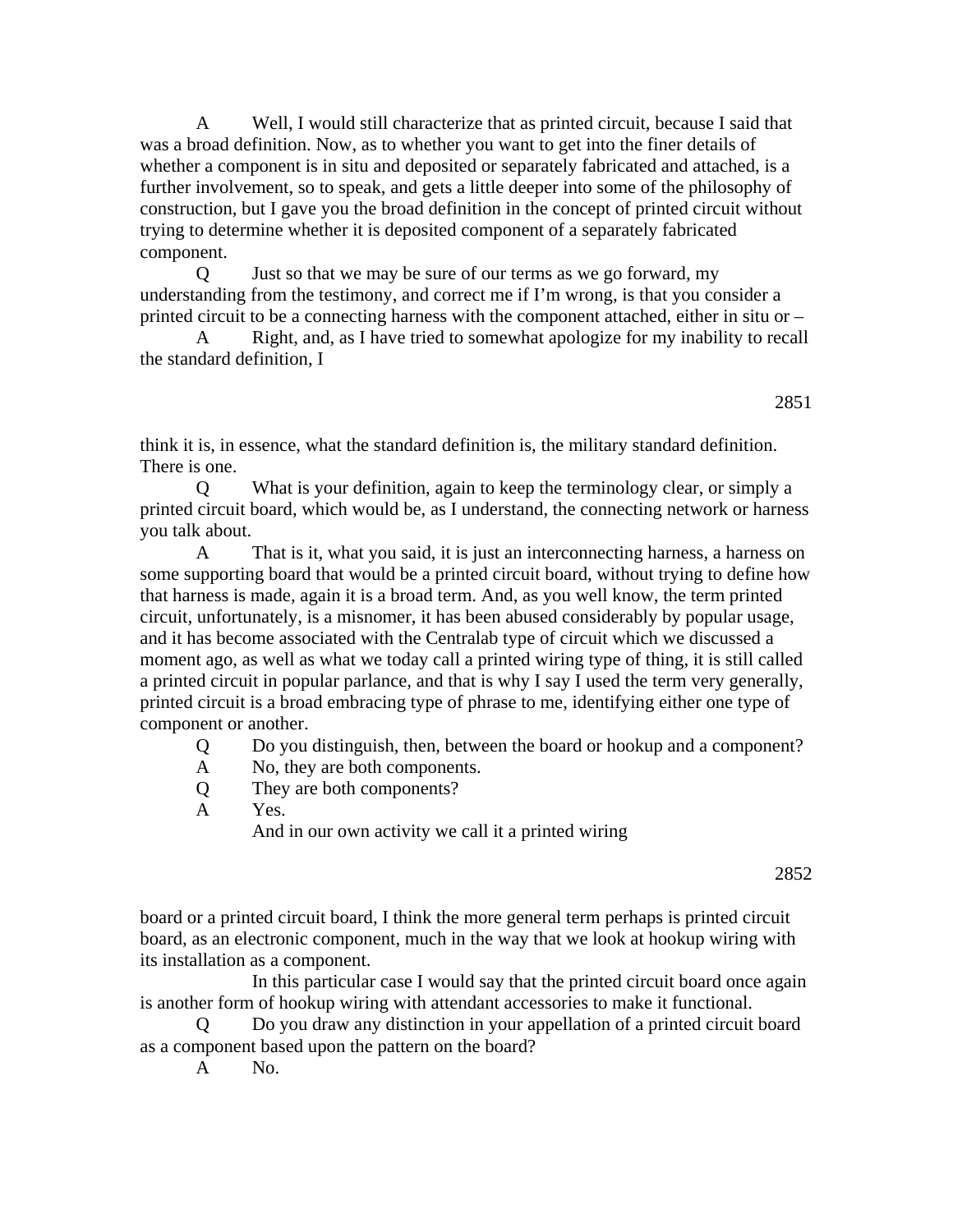A Well, I would still characterize that as printed circuit, because I said that was a broad definition. Now, as to whether you want to get into the finer details of whether a component is in situ and deposited or separately fabricated and attached, is a further involvement, so to speak, and gets a little deeper into some of the philosophy of construction, but I gave you the broad definition in the concept of printed circuit without trying to determine whether it is deposited component of a separately fabricated component.

Q Just so that we may be sure of our terms as we go forward, my understanding from the testimony, and correct me if I'm wrong, is that you consider a printed circuit to be a connecting harness with the component attached, either in situ or –

A Right, and, as I have tried to somewhat apologize for my inability to recall the standard definition, I think it is, in essence, what the standard definition is, the military standard definition. There is one.

Q What is your definition, again to keep the terminology clear, or simply a printed circuit board, which would be, as I understand, the connecting network or harness you talk about.

A That is it, what you said, it is just an interconnecting harness, a harness on some supporting board that would be a printed circuit board, without trying to define how that harness is made, again it is a broad term. And, as you well know, the term printed circuit, unfortunately, is a misnomer, it has been abused considerably by popular usage, and it has become associated with the Centralab type of circuit which we discussed a moment ago, as well as what we today call a printed wiring type of thing, it is still called a printed circuit in popular parlance, and that is why I say I used the term very generally, printed circuit is a broad embracing type of phrase to me, identifying either one type of component or another.

Q Do you distinguish, then, between the board or hookup and a component?

A No, they are both components.

Q They are both components?

A Yes.

And in our own activity we call it a printed wiring board or a printed circuit board, I think the more general term perhaps is printed circuit board, as an electronic component, much in the way that we look at hookup wiring with its installation as a component.

In this particular case I would say that the printed circuit board once again is another form of hookup wiring with attendant accessories to make it functional.

Q Do you draw any distinction in your appellation of a printed circuit board as a component based upon the pattern on the board?

A No.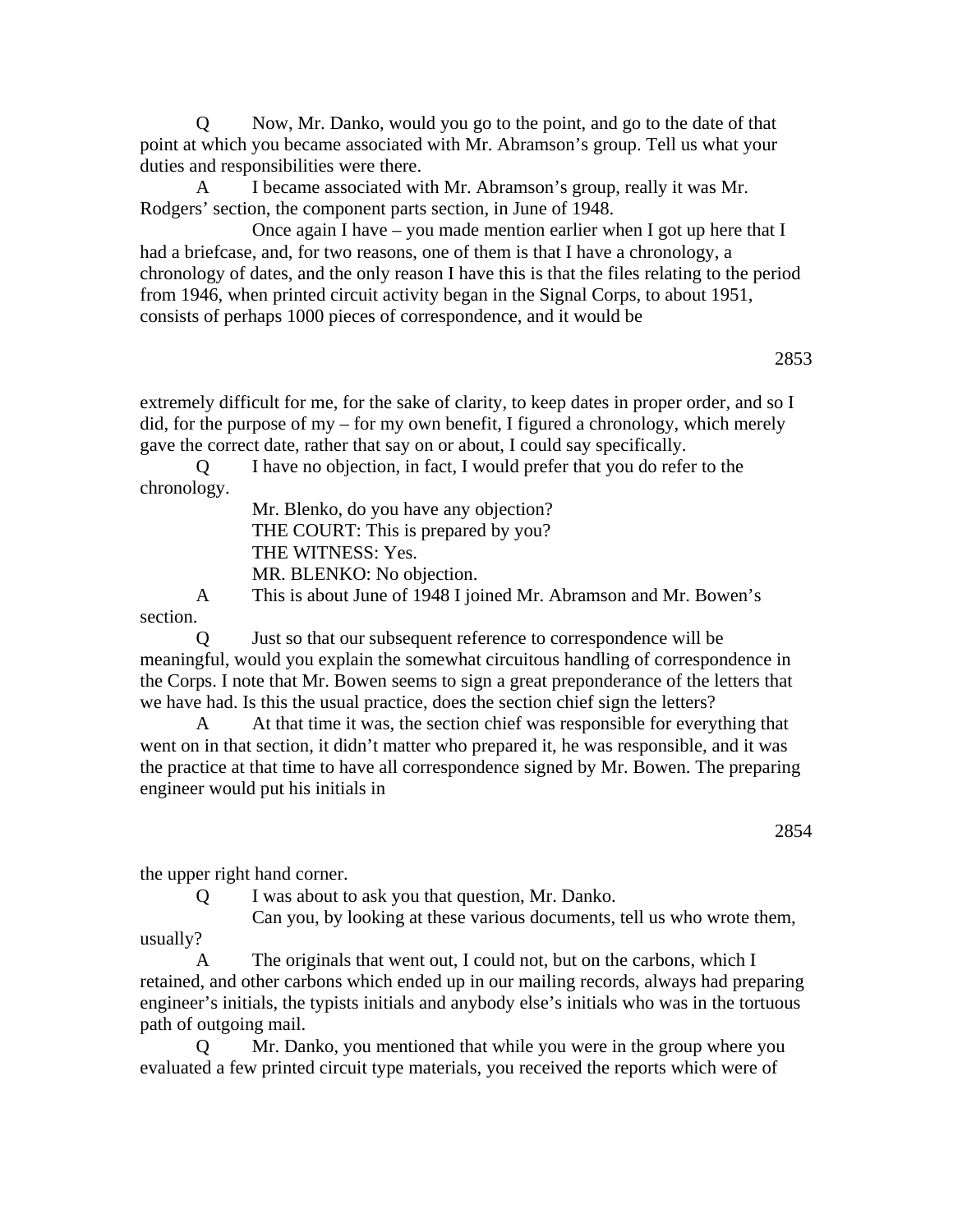Q Now, Mr. Danko, would you go to the point, and go to the date of that point at which you became associated with Mr. Abramson's group. Tell us what your duties and responsibilities were there.

A I became associated with Mr. Abramson's group, really it was Mr. Rodgers' section, the component parts section, in June of 1948.

Once again I have – you made mention earlier when I got up here that I had a briefcase, and, for two reasons, one of them is that I have a chronology, a chronology of dates, and the only reason I have this is that the files relating to the period from 1946, when printed circuit activity began in the Signal Corps, to about 1951, consists of perhaps 1000 pieces of correspondence, and it would be extremely difficult for me, for the sake of clarity, to keep dates in proper order, and so I did, for the purpose of my – for my own benefit, I figured a chronology, which merely gave the correct date, rather that say on or about, I could say specifically.

Q I have no objection, in fact, I would prefer that you do refer to the chronology.

Mr. Blenko, do you have any objection?

THE COURT: This is prepared by you?

THE WITNESS: Yes.

MR. BLENKO: No objection.

A This is about June of 1948 I joined Mr. Abramson and Mr. Bowen's section.

Q Just so that our subsequent reference to correspondence will be meaningful, would you explain the somewhat circuitous handling of correspondence in the Corps. I note that Mr. Bowen seems to sign a great preponderance of the letters that we have had. Is this the usual practice, does the section chief sign the letters?

A At that time it was, the section chief was responsible for everything that went on in that section, it didn't matter who prepared it, he was responsible, and it was the practice at that time to have all correspondence signed by Mr. Bowen. The preparing engineer would put his initials in the upper right hand corner.

Q I was about to ask you that question, Mr. Danko.

Can you, by looking at these various documents, tell us who wrote them, usually?

A The originals that went out, I could not, but on the carbons, which I retained, and other carbons which ended up in our mailing records, always had preparing engineer's initials, the typists initials and anybody else's initials who was in the tortuous path of outgoing mail.

Q Mr. Danko, you mentioned that while you were in the group where you evaluated a few printed circuit type materials, you received the reports which were of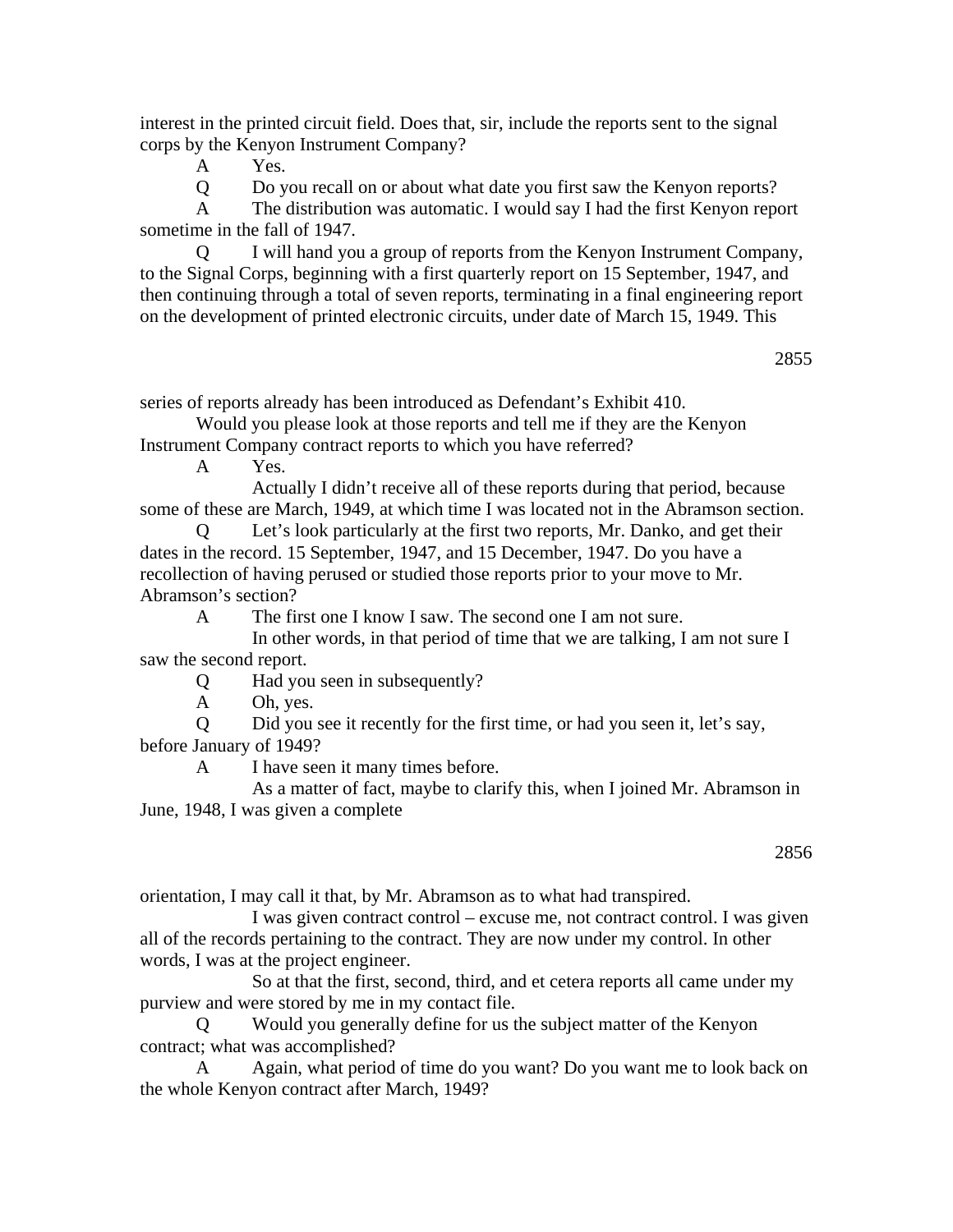interest in the printed circuit field. Does that, sir, include the reports sent to the signal corps by the Kenyon Instrument Company?

A Yes.

Q Do you recall on or about what date you first saw the Kenyon reports?

A The distribution was automatic. I would say I had the first Kenyon report sometime in the fall of 1947.

Q I will hand you a group of reports from the Kenyon Instrument Company, to the Signal Corps, beginning with a first quarterly report on 15 September, 1947, and then continuing through a total of seven reports, terminating in a final engineering report on the development of printed electronic circuits, under date of March 15, 1949. This series of reports already has been introduced as Defendant's Exhibit 410.

Would you please look at those reports and tell me if they are the Kenyon Instrument Company contract reports to which you have referred?

A Yes.

Actually I didn't receive all of these reports during that period, because some of these are March, 1949, at which time I was located not in the Abramson section.

Q Let's look particularly at the first two reports, Mr. Danko, and get their dates in the record. 15 September, 1947, and 15 December, 1947. Do you have a recollection of having perused or studied those reports prior to your move to Mr. Abramson's section?

A The first one I know I saw. The second one I am not sure.

In other words, in that period of time that we are talking, I am not sure I saw the second report.

Q Had you seen in subsequently?

A Oh, yes.

Q Did you see it recently for the first time, or had you seen it, let's say, before January of 1949?

A I have seen it many times before.

As a matter of fact, maybe to clarify this, when I joined Mr. Abramson in June, 1948, I was given a complete orientation, I may call it that, by Mr. Abramson as to what had transpired.

I was given contract control – excuse me, not contract control. I was given all of the records pertaining to the contract. They are now under my control. In other words, I was at the project engineer.

So at that the first, second, third, and et cetera reports all came under my purview and were stored by me in my contact file.

Q Would you generally define for us the subject matter of the Kenyon contract; what was accomplished?

A Again, what period of time do you want? Do you want me to look back on the whole Kenyon contract after March, 1949?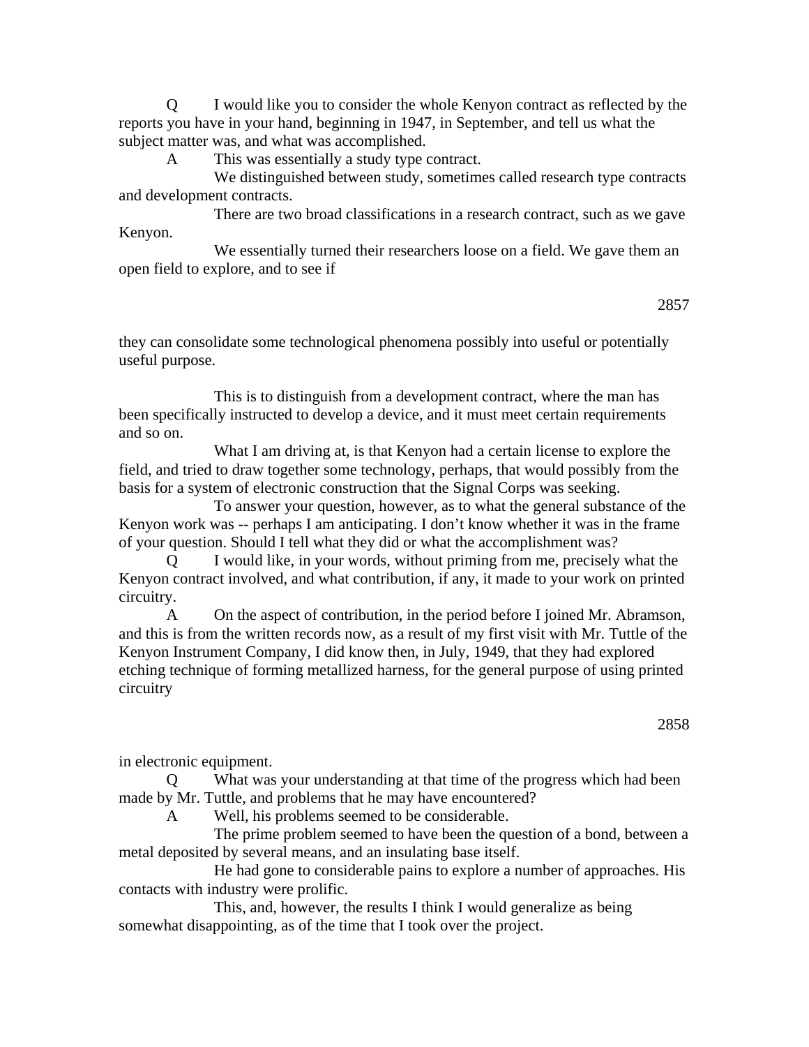Q I would like you to consider the whole Kenyon contract as reflected by the reports you have in your hand, beginning in 1947, in September, and tell us what the subject matter was, and what was accomplished.

A This was essentially a study type contract.

We distinguished between study, sometimes called research type contracts and development contracts.

There are two broad classifications in a research contract, such as we gave Kenyon.

We essentially turned their researchers loose on a field. We gave them an open field to explore, and to see if they can consolidate some technological phenomena possibly into useful or potentially useful purpose.

This is to distinguish from a development contract, where the man has been specifically instructed to develop a device, and it must meet certain requirements and so on.

What I am driving at, is that Kenyon had a certain license to explore the field, and tried to draw together some technology, perhaps, that would possibly from the basis for a system of electronic construction that the Signal Corps was seeking.

To answer your question, however, as to what the general substance of the Kenyon work was -- perhaps I am anticipating. I don't know whether it was in the frame of your question. Should I tell what they did or what the accomplishment was?

Q I would like, in your words, without priming from me, precisely what the Kenyon contract involved, and what contribution, if any, it made to your work on printed circuitry.

A On the aspect of contribution, in the period before I joined Mr. Abramson, and this is from the written records now, as a result of my first visit with Mr. Tuttle of the Kenyon Instrument Company, I did know then, in July, 1949, that they had explored etching technique of forming metallized harness, for the general purpose of using printed circuitry in electronic equipment.

Q What was your understanding at that time of the progress which had been made by Mr. Tuttle, and problems that he may have encountered?

A Well, his problems seemed to be considerable.

The prime problem seemed to have been the question of a bond, between a metal deposited by several means, and an insulating base itself.

He had gone to considerable pains to explore a number of approaches. His contacts with industry were prolific.

This, and, however, the results I think I would generalize as being somewhat disappointing, as of the time that I took over the project.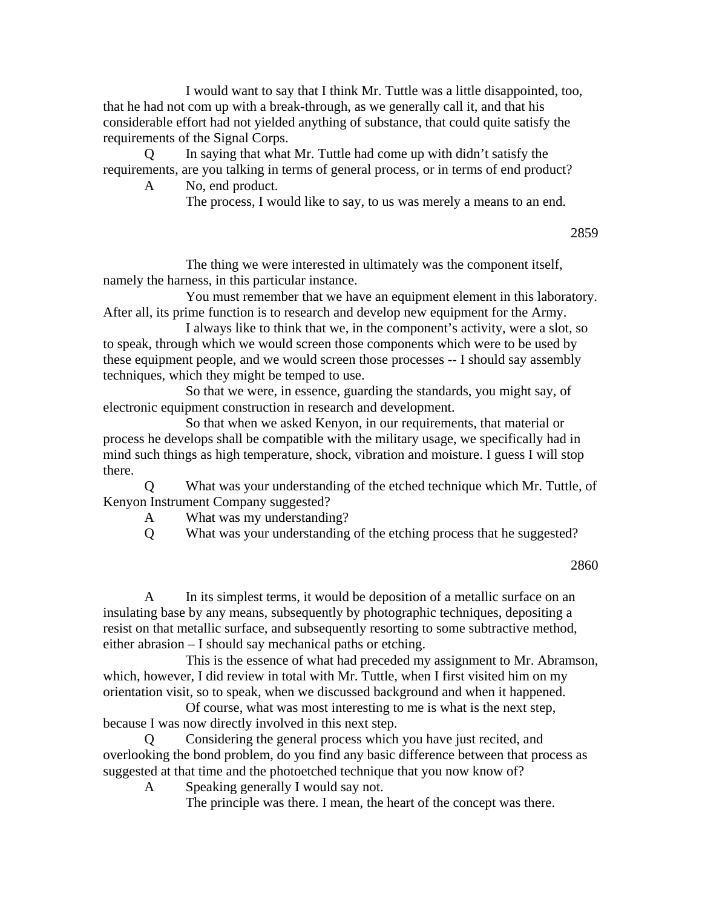I would want to say that I think Mr. Tuttle was a little disappointed, too, that he had not com up with a break-through, as we generally call it, and that his considerable effort had not yielded anything of substance, that could quite satisfy the requirements of the Signal Corps.

Q In saying that what Mr. Tuttle had come up with didn't satisfy the requirements, are you talking in terms of general process, or in terms of end product?

A No, end product.

The process, I would like to say, to us was merely a means to an end.

The thing we were interested in ultimately was the component itself, namely the harness, in this particular instance.

You must remember that we have an equipment element in this laboratory. After all, its prime function is to research and develop new equipment for the Army.

I always like to think that we, in the component's activity, were a slot, so to speak, through which we would screen those components which were to be used by these equipment people, and we would screen those processes -- I should say assembly techniques, which they might be temped to use.

So that we were, in essence, guarding the standards, you might say, of electronic equipment construction in research and development.

So that when we asked Kenyon, in our requirements, that material or process he develops shall be compatible with the military usage, we specifically had in mind such things as high temperature, shock, vibration and moisture. I guess I will stop there.

Q What was your understanding of the etched technique which Mr. Tuttle, of Kenyon Instrument Company suggested?

A What was my understanding?

Q What was your understanding of the etching process that he suggested?

A In its simplest terms, it would be deposition of a metallic surface on an insulating base by any means, subsequently by photographic techniques, depositing a resist on that metallic surface, and subsequently resorting to some subtractive method, either abrasion – I should say mechanical paths or etching.

This is the essence of what had preceded my assignment to Mr. Abramson, which, however, I did review in total with Mr. Tuttle, when I first visited him on my orientation visit, so to speak, when we discussed background and when it happened.

Of course, what was most interesting to me is what is the next step, because I was now directly involved in this next step.

Q Considering the general process which you have just recited, and overlooking the bond problem, do you find any basic difference between that process as suggested at that time and the photoetched technique that you now know of?

A Speaking generally I would say not.

The principle was there. I mean, the heart of the concept was there.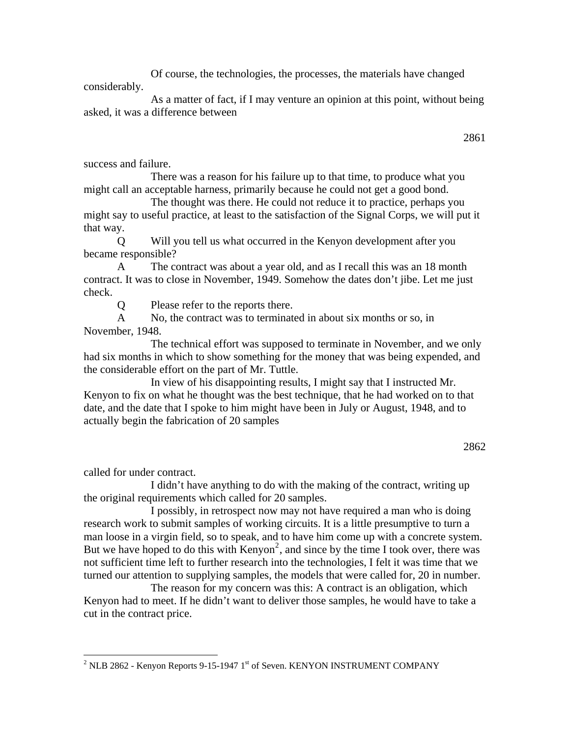Of course, the technologies, the processes, the materials have changed considerably.

As a matter of fact, if I may venture an opinion at this point, without being asked, it was a difference between

2861

success and failure.

There was a reason for his failure up to that time, to produce what you might call an acceptable harness, primarily because he could not get a good bond.

The thought was there. He could not reduce it to practice, perhaps you might say to useful practice, at least to the satisfaction of the Signal Corps, we will put it that way.

Q Will you tell us what occurred in the Kenyon development after you became responsible?

A The contract was about a year old, and as I recall this was an 18 month contract. It was to close in November, 1949. Somehow the dates don't jibe. Let me just check.

Q Please refer to the reports there.

A No, the contract was to terminated in about six months or so, in November, 1948.

The technical effort was supposed to terminate in November, and we only had six months in which to show something for the money that was being expended, and the considerable effort on the part of Mr. Tuttle.

In view of his disappointing results, I might say that I instructed Mr. Kenyon to fix on what he thought was the best technique, that he had worked on to that date, and the date that I spoke to him might have been in July or August, 1948, and to actually begin the fabrication of 20 samples

2862

called for under contract.

I didn't have anything to do with the making of the contract, writing up the original requirements which called for 20 samples.

I possibly, in retrospect now may not have required a man who is doing research work to submit samples of working circuits. It is a little presumptive to turn a man loose in a virgin field, so to speak, and to have him come up with a concrete system. But we have hoped to do this with Kenyon[2], and since by the time I took over, there was not sufficient time left to further research into the technologies, I felt it was time that we turned our attention to supplying samples, the models that were called for, 20 in number.

The reason for my concern was this: A contract is an obligation, which Kenyon had to meet. If he didn't want to deliver those samples, he would have to take a cut in the contract price.

---

[2] NLB 2862 - Kenyon Reports 9-15-1947 1st of Seven. KENYON INSTRUMENT COMPANY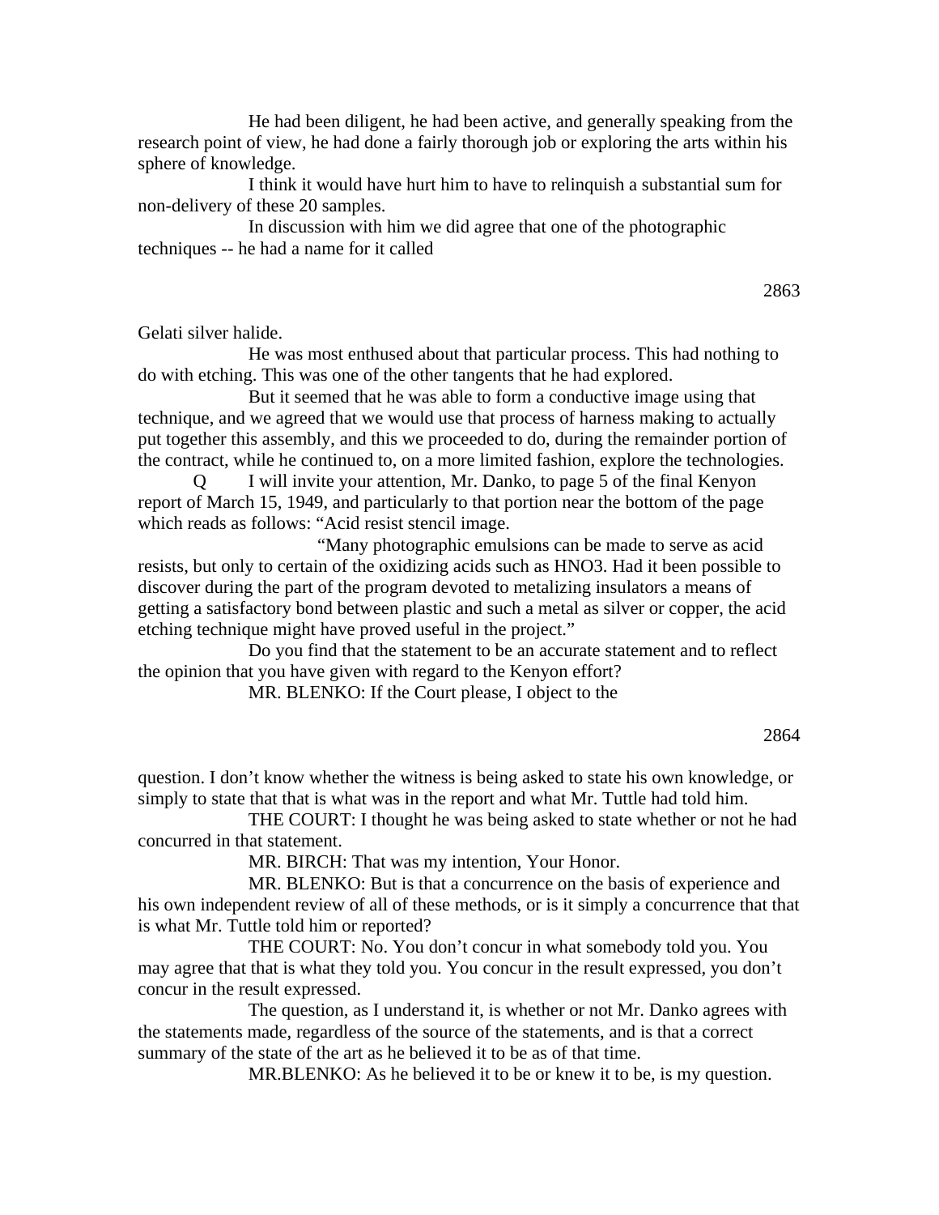He had been diligent, he had been active, and generally speaking from the research point of view, he had done a fairly thorough job or exploring the arts within his sphere of knowledge.

I think it would have hurt him to have to relinquish a substantial sum for non-delivery of these 20 samples.

In discussion with him we did agree that one of the photographic techniques -- he had a name for it called

Gelati silver halide.

He was most enthused about that particular process. This had nothing to do with etching. This was one of the other tangents that he had explored.

But it seemed that he was able to form a conductive image using that technique, and we agreed that we would use that process of harness making to actually put together this assembly, and this we proceeded to do, during the remainder portion of the contract, while he continued to, on a more limited fashion, explore the technologies.

Q I will invite your attention, Mr. Danko, to page 5 of the final Kenyon report of March 15, 1949, and particularly to that portion near the bottom of the page which reads as follows: "Acid resist stencil image.

"Many photographic emulsions can be made to serve as acid resists, but only to certain of the oxidizing acids such as $HNO_3$. Had it been possible to discover during the part of the program devoted to metalizing insulators a means of getting a satisfactory bond between plastic and such a metal as silver or copper, the acid etching technique might have proved useful in the project."

Do you find that the statement to be an accurate statement and to reflect the opinion that you have given with regard to the Kenyon effort?

MR. BLENKO: If the Court please, I object to the

question. I don't know whether the witness is being asked to state his own knowledge, or simply to state that that is what was in the report and what Mr. Tuttle had told him.

THE COURT: I thought he was being asked to state whether or not he had concurred in that statement.

MR. BIRCH: That was my intention, Your Honor.

MR. BLENKO: But is that a concurrence on the basis of experience and his own independent review of all of these methods, or is it simply a concurrence that that is what Mr. Tuttle told him or reported?

THE COURT: No. You don't concur in what somebody told you. You may agree that that is what they told you. You concur in the result expressed, you don't concur in the result expressed.

The question, as I understand it, is whether or not Mr. Danko agrees with the statements made, regardless of the source of the statements, and is that a correct summary of the state of the art as he believed it to be as of that time.

MR.BLENKO: As he believed it to be or knew it to be, is my question.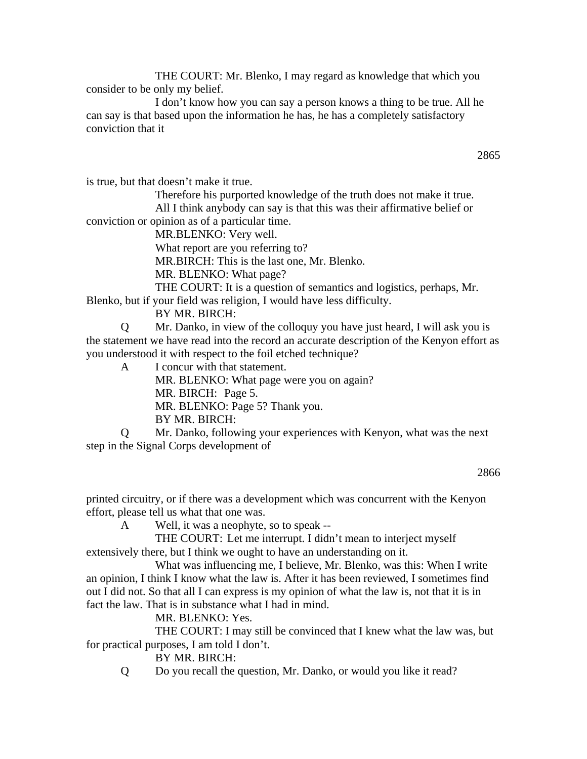THE COURT: Mr. Blenko, I may regard as knowledge that which you consider to be only my belief.

I don't know how you can say a person knows a thing to be true. All he can say is that based upon the information he has, he has a completely satisfactory conviction that it is true, but that doesn't make it true.

Therefore his purported knowledge of the truth does not make it true.

All I think anybody can say is that this was their affirmative belief or conviction or opinion as of a particular time.

MR.BLENKO: Very well.

What report are you referring to?

MR.BIRCH: This is the last one, Mr. Blenko.

MR. BLENKO: What page?

THE COURT: It is a question of semantics and logistics, perhaps, Mr. Blenko, but if your field was religion, I would have less difficulty.

BY MR. BIRCH:

Q Mr. Danko, in view of the colloquy you have just heard, I will ask you is the statement we have read into the record an accurate description of the Kenyon effort as you understood it with respect to the foil etched technique?

A I concur with that statement.

MR. BLENKO: What page were you on again?

MR. BIRCH: Page 5.

MR. BLENKO: Page 5? Thank you.

BY MR. BIRCH:

Q Mr. Danko, following your experiences with Kenyon, what was the next step in the Signal Corps development of printed circuitry, or if there was a development which was concurrent with the Kenyon effort, please tell us what that one was.

A Well, it was a neophyte, so to speak --

THE COURT: Let me interrupt. I didn't mean to interject myself extensively there, but I think we ought to have an understanding on it.

What was influencing me, I believe, Mr. Blenko, was this: When I write an opinion, I think I know what the law is. After it has been reviewed, I sometimes find out I did not. So that all I can express is my opinion of what the law is, not that it is in fact the law. That is in substance what I had in mind.

MR. BLENKO: Yes.

THE COURT: I may still be convinced that I knew what the law was, but for practical purposes, I am told I don't.

BY MR. BIRCH:

Q Do you recall the question, Mr. Danko, or would you like it read?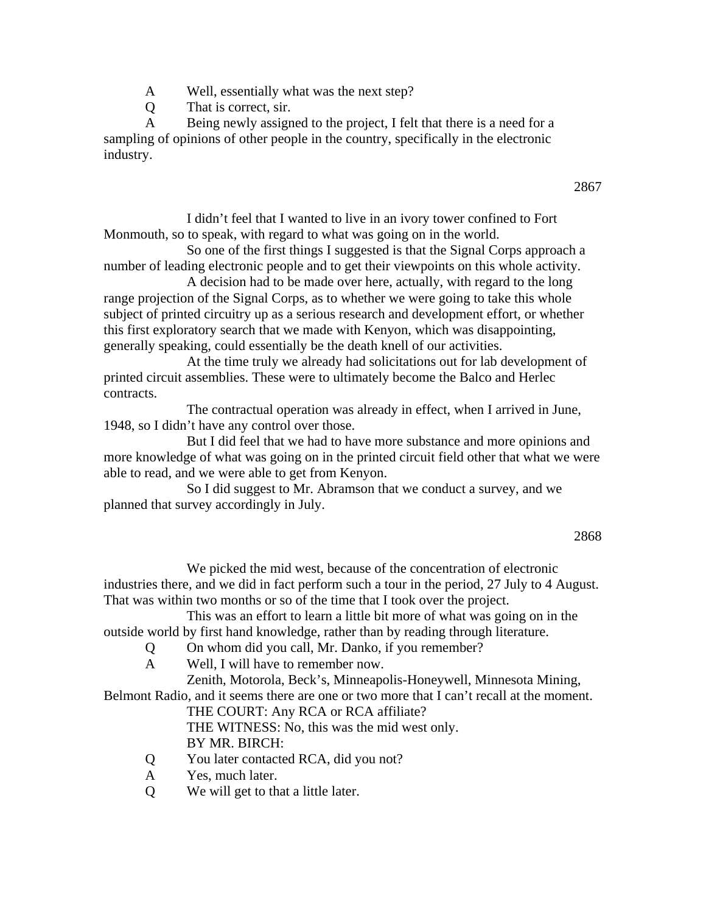A Well, essentially what was the next step?

Q That is correct, sir.

A Being newly assigned to the project, I felt that there is a need for a sampling of opinions of other people in the country, specifically in the electronic industry.

I didn't feel that I wanted to live in an ivory tower confined to Fort Monmouth, so to speak, with regard to what was going on in the world.

So one of the first things I suggested is that the Signal Corps approach a number of leading electronic people and to get their viewpoints on this whole activity.

A decision had to be made over here, actually, with regard to the long range projection of the Signal Corps, as to whether we were going to take this whole subject of printed circuitry up as a serious research and development effort, or whether this first exploratory search that we made with Kenyon, which was disappointing, generally speaking, could essentially be the death knell of our activities.

At the time truly we already had solicitations out for lab development of printed circuit assemblies. These were to ultimately become the Balco and Herlec contracts.

The contractual operation was already in effect, when I arrived in June, 1948, so I didn't have any control over those.

But I did feel that we had to have more substance and more opinions and more knowledge of what was going on in the printed circuit field other that what we were able to read, and we were able to get from Kenyon.

So I did suggest to Mr. Abramson that we conduct a survey, and we planned that survey accordingly in July.

We picked the mid west, because of the concentration of electronic industries there, and we did in fact perform such a tour in the period, 27 July to 4 August. That was within two months or so of the time that I took over the project.

This was an effort to learn a little bit more of what was going on in the outside world by first hand knowledge, rather than by reading through literature.

Q On whom did you call, Mr. Danko, if you remember?

A Well, I will have to remember now.

Zenith, Motorola, Beck's, Minneapolis-Honeywell, Minnesota Mining, Belmont Radio, and it seems there are one or two more that I can't recall at the moment.

THE COURT: Any RCA or RCA affiliate?

THE WITNESS: No, this was the mid west only.

BY MR. BIRCH:

Q You later contacted RCA, did you not?

A Yes, much later.

Q We will get to that a little later.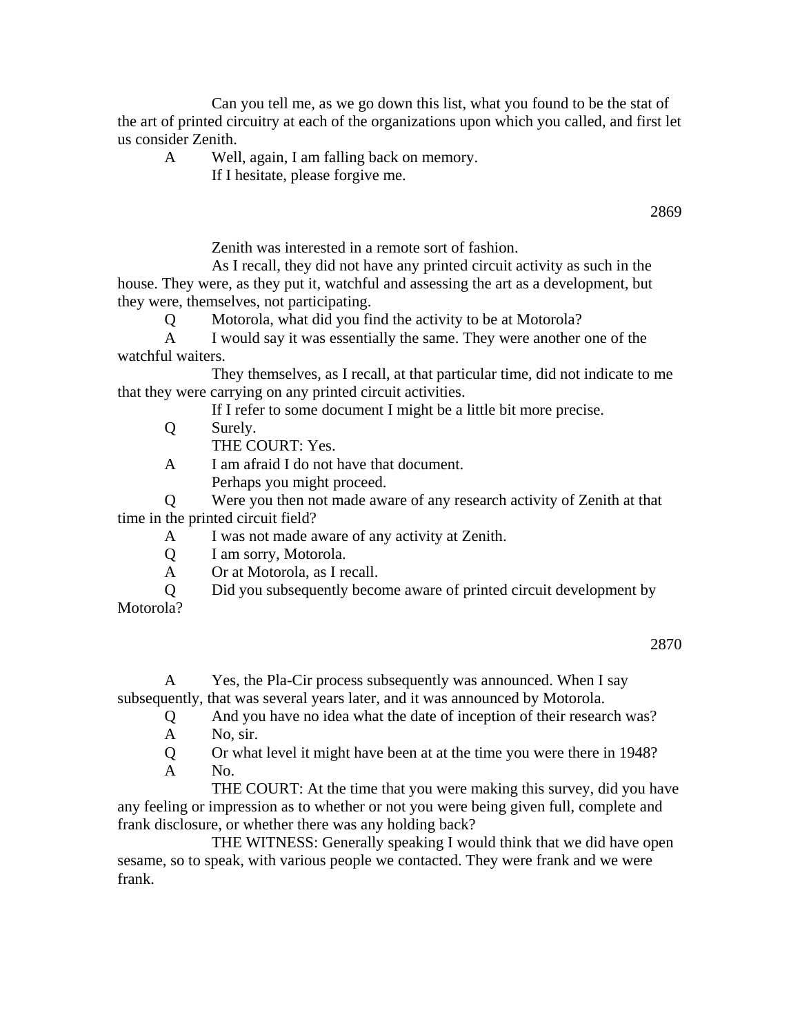Can you tell me, as we go down this list, what you found to be the stat of the art of printed circuitry at each of the organizations upon which you called, and first let us consider Zenith.

A Well, again, I am falling back on memory.

If I hesitate, please forgive me.

Zenith was interested in a remote sort of fashion.

As I recall, they did not have any printed circuit activity as such in the house. They were, as they put it, watchful and assessing the art as a development, but they were, themselves, not participating.

Q Motorola, what did you find the activity to be at Motorola?

A I would say it was essentially the same. They were another one of the watchful waiters.

They themselves, as I recall, at that particular time, did not indicate to me that they were carrying on any printed circuit activities.

If I refer to some document I might be a little bit more precise.

Q Surely.

THE COURT: Yes.

A I am afraid I do not have that document.

Perhaps you might proceed.

Q Were you then not made aware of any research activity of Zenith at that time in the printed circuit field?

A I was not made aware of any activity at Zenith.

Q I am sorry, Motorola.

A Or at Motorola, as I recall.

Q Did you subsequently become aware of printed circuit development by Motorola?

A Yes, the Pla-Cir process subsequently was announced. When I say subsequently, that was several years later, and it was announced by Motorola.

Q And you have no idea what the date of inception of their research was?

A No, sir.

Q Or what level it might have been at at the time you were there in 1948?

A No.

THE COURT: At the time that you were making this survey, did you have any feeling or impression as to whether or not you were being given full, complete and frank disclosure, or whether there was any holding back?

THE WITNESS: Generally speaking I would think that we did have open sesame, so to speak, with various people we contacted. They were frank and we were frank.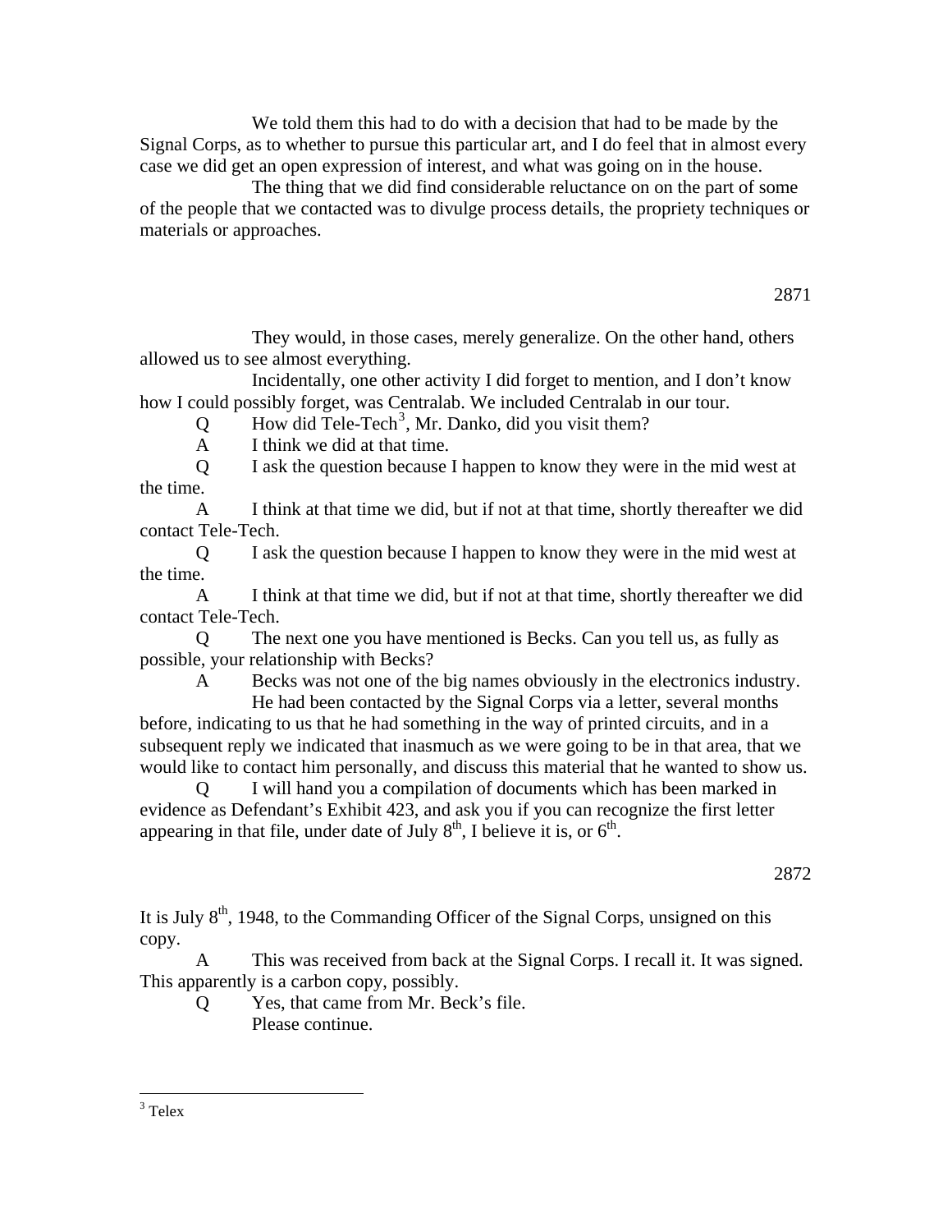We told them this had to do with a decision that had to be made by the Signal Corps, as to whether to pursue this particular art, and I do feel that in almost every case we did get an open expression of interest, and what was going on in the house.

The thing that we did find considerable reluctance on on the part of some of the people that we contacted was to divulge process details, the propriety techniques or materials or approaches.

They would, in those cases, merely generalize. On the other hand, others allowed us to see almost everything.

Incidentally, one other activity I did forget to mention, and I don't know how I could possibly forget, was Centralab. We included Centralab in our tour.

Q How did Tele-Tech[3], Mr. Danko, did you visit them?

A I think we did at that time.

Q I ask the question because I happen to know they were in the mid west at the time.

A I think at that time we did, but if not at that time, shortly thereafter we did contact Tele-Tech.

Q I ask the question because I happen to know they were in the mid west at the time.

A I think at that time we did, but if not at that time, shortly thereafter we did contact Tele-Tech.

Q The next one you have mentioned is Becks. Can you tell us, as fully as possible, your relationship with Becks?

A Becks was not one of the big names obviously in the electronics industry.

He had been contacted by the Signal Corps via a letter, several months before, indicating to us that he had something in the way of printed circuits, and in a subsequent reply we indicated that inasmuch as we were going to be in that area, that we would like to contact him personally, and discuss this material that he wanted to show us.

Q I will hand you a compilation of documents which has been marked in evidence as Defendant's Exhibit 423, and ask you if you can recognize the first letter appearing in that file, under date of July 8th, I believe it is, or 6th.

It is July 8th, 1948, to the Commanding Officer of the Signal Corps, unsigned on this copy.

A This was received from back at the Signal Corps. I recall it. It was signed. This apparently is a carbon copy, possibly.

Q Yes, that came from Mr. Beck's file.

Please continue.

---

[3] Telex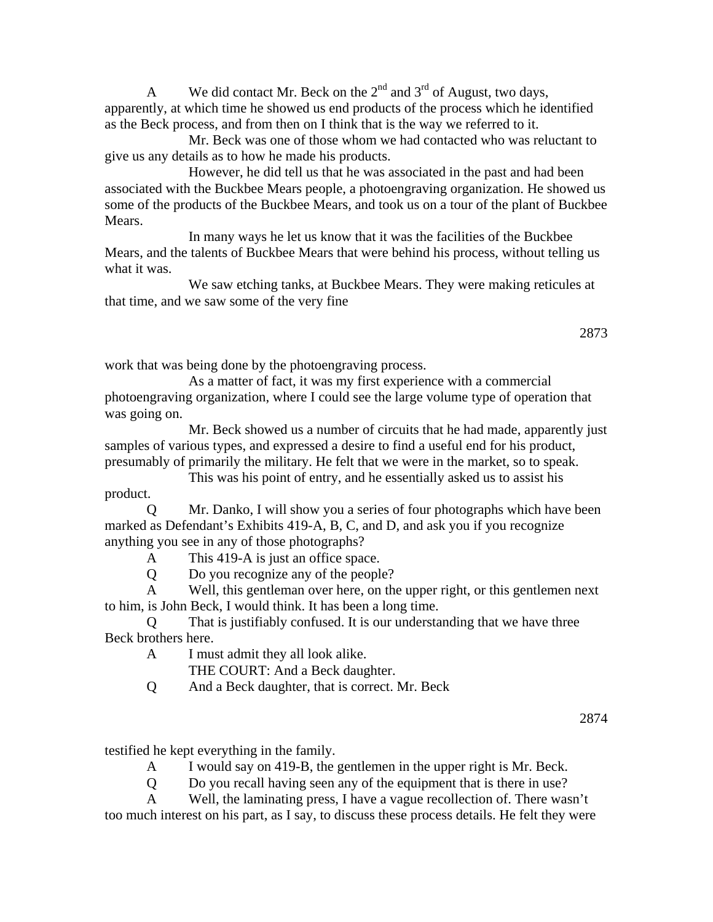A We did contact Mr. Beck on the 2nd and 3rd of August, two days, apparently, at which time he showed us end products of the process which he identified as the Beck process, and from then on I think that is the way we referred to it.

Mr. Beck was one of those whom we had contacted who was reluctant to give us any details as to how he made his products.

However, he did tell us that he was associated in the past and had been associated with the Buckbee Mears people, a photoengraving organization. He showed us some of the products of the Buckbee Mears, and took us on a tour of the plant of Buckbee Mears.

In many ways he let us know that it was the facilities of the Buckbee Mears, and the talents of Buckbee Mears that were behind his process, without telling us what it was.

We saw etching tanks, at Buckbee Mears. They were making reticules at that time, and we saw some of the very fine work that was being done by the photoengraving process.

As a matter of fact, it was my first experience with a commercial photoengraving organization, where I could see the large volume type of operation that was going on.

Mr. Beck showed us a number of circuits that he had made, apparently just samples of various types, and expressed a desire to find a useful end for his product, presumably of primarily the military. He felt that we were in the market, so to speak.

This was his point of entry, and he essentially asked us to assist his product.

Q Mr. Danko, I will show you a series of four photographs which have been marked as Defendant's Exhibits 419-A, B, C, and D, and ask you if you recognize anything you see in any of those photographs?

A This 419-A is just an office space.

Q Do you recognize any of the people?

A Well, this gentleman over here, on the upper right, or this gentlemen next to him, is John Beck, I would think. It has been a long time.

Q That is justifiably confused. It is our understanding that we have three Beck brothers here.

A I must admit they all look alike.

THE COURT: And a Beck daughter.

Q And a Beck daughter, that is correct. Mr. Beck testified he kept everything in the family.

A I would say on 419-B, the gentlemen in the upper right is Mr. Beck.

Q Do you recall having seen any of the equipment that is there in use?

A Well, the laminating press, I have a vague recollection of. There wasn't too much interest on his part, as I say, to discuss these process details. He felt they were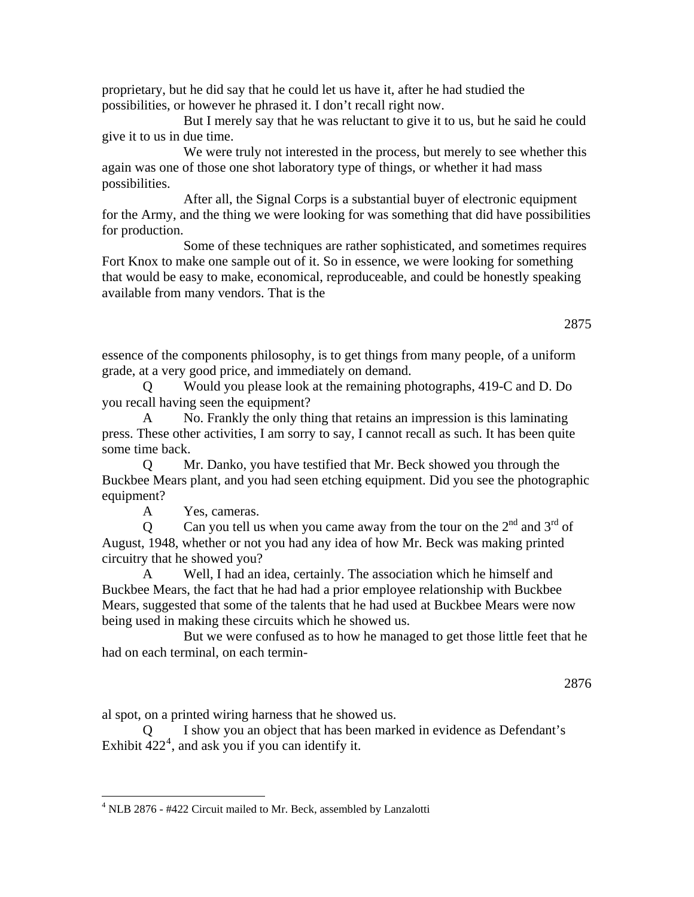proprietary, but he did say that he could let us have it, after he had studied the possibilities, or however he phrased it. I don't recall right now.

But I merely say that he was reluctant to give it to us, but he said he could give it to us in due time.

We were truly not interested in the process, but merely to see whether this again was one of those one shot laboratory type of things, or whether it had mass possibilities.

After all, the Signal Corps is a substantial buyer of electronic equipment for the Army, and the thing we were looking for was something that did have possibilities for production.

Some of these techniques are rather sophisticated, and sometimes requires Fort Knox to make one sample out of it. So in essence, we were looking for something that would be easy to make, economical, reproduceable, and could be honestly speaking available from many vendors. That is the essence of the components philosophy, is to get things from many people, of a uniform grade, at a very good price, and immediately on demand.

Q Would you please look at the remaining photographs, 419-C and D. Do you recall having seen the equipment?

A No. Frankly the only thing that retains an impression is this laminating press. These other activities, I am sorry to say, I cannot recall as such. It has been quite some time back.

Q Mr. Danko, you have testified that Mr. Beck showed you through the Buckbee Mears plant, and you had seen etching equipment. Did you see the photographic equipment?

A Yes, cameras.

Q Can you tell us when you came away from the tour on the 2nd and 3rd of August, 1948, whether or not you had any idea of how Mr. Beck was making printed circuitry that he showed you?

A Well, I had an idea, certainly. The association which he himself and Buckbee Mears, the fact that he had had a prior employee relationship with Buckbee Mears, suggested that some of the talents that he had used at Buckbee Mears were now being used in making these circuits which he showed us.

But we were confused as to how he managed to get those little feet that he had on each terminal, on each terminal spot, on a printed wiring harness that he showed us.

Q I show you an object that has been marked in evidence as Defendant's Exhibit 422[4], and ask you if you can identify it.

---

[4] NLB 2876 - #422 Circuit mailed to Mr. Beck, assembled by Lanzalotti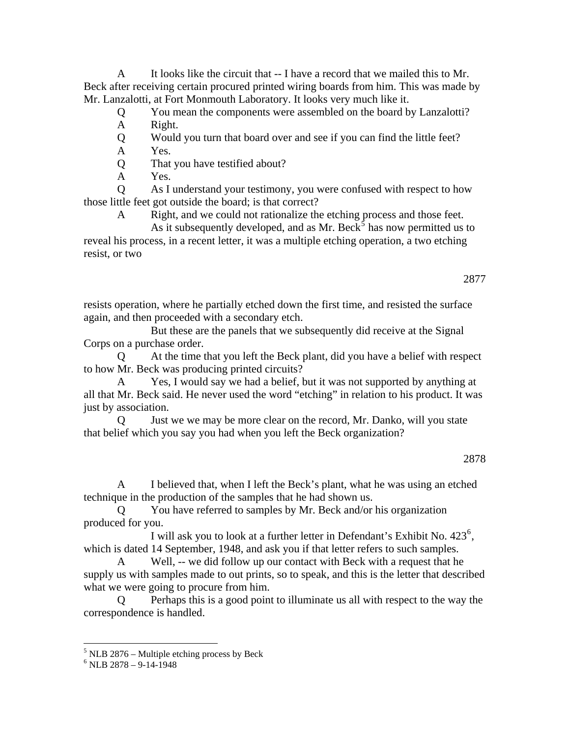A It looks like the circuit that -- I have a record that we mailed this to Mr. Beck after receiving certain procured printed wiring boards from him. This was made by Mr. Lanzalotti, at Fort Monmouth Laboratory. It looks very much like it.

Q You mean the components were assembled on the board by Lanzalotti?

A Right.

Q Would you turn that board over and see if you can find the little feet?

A Yes.

Q That you have testified about?

A Yes.

Q As I understand your testimony, you were confused with respect to how those little feet got outside the board; is that correct?

A Right, and we could not rationalize the etching process and those feet.

As it subsequently developed, and as Mr. Beck[5] has now permitted us to reveal his process, in a recent letter, it was a multiple etching operation, a two etching resist, or two

resists operation, where he partially etched down the first time, and resisted the surface again, and then proceeded with a secondary etch.

But these are the panels that we subsequently did receive at the Signal Corps on a purchase order.

Q At the time that you left the Beck plant, did you have a belief with respect to how Mr. Beck was producing printed circuits?

A Yes, I would say we had a belief, but it was not supported by anything at all that Mr. Beck said. He never used the word "etching" in relation to his product. It was just by association.

Q Just we we may be more clear on the record, Mr. Danko, will you state that belief which you say you had when you left the Beck organization?

A I believed that, when I left the Beck's plant, what he was using an etched technique in the production of the samples that he had shown us.

Q You have referred to samples by Mr. Beck and/or his organization produced for you.

I will ask you to look at a further letter in Defendant's Exhibit No. 423[6], which is dated 14 September, 1948, and ask you if that letter refers to such samples.

A Well, -- we did follow up our contact with Beck with a request that he supply us with samples made to out prints, so to speak, and this is the letter that described what we were going to procure from him.

Q Perhaps this is a good point to illuminate us all with respect to the way the correspondence is handled.

---

[5] NLB 2876 – Multiple etching process by Beck

[6] NLB 2878 – 9-14-1948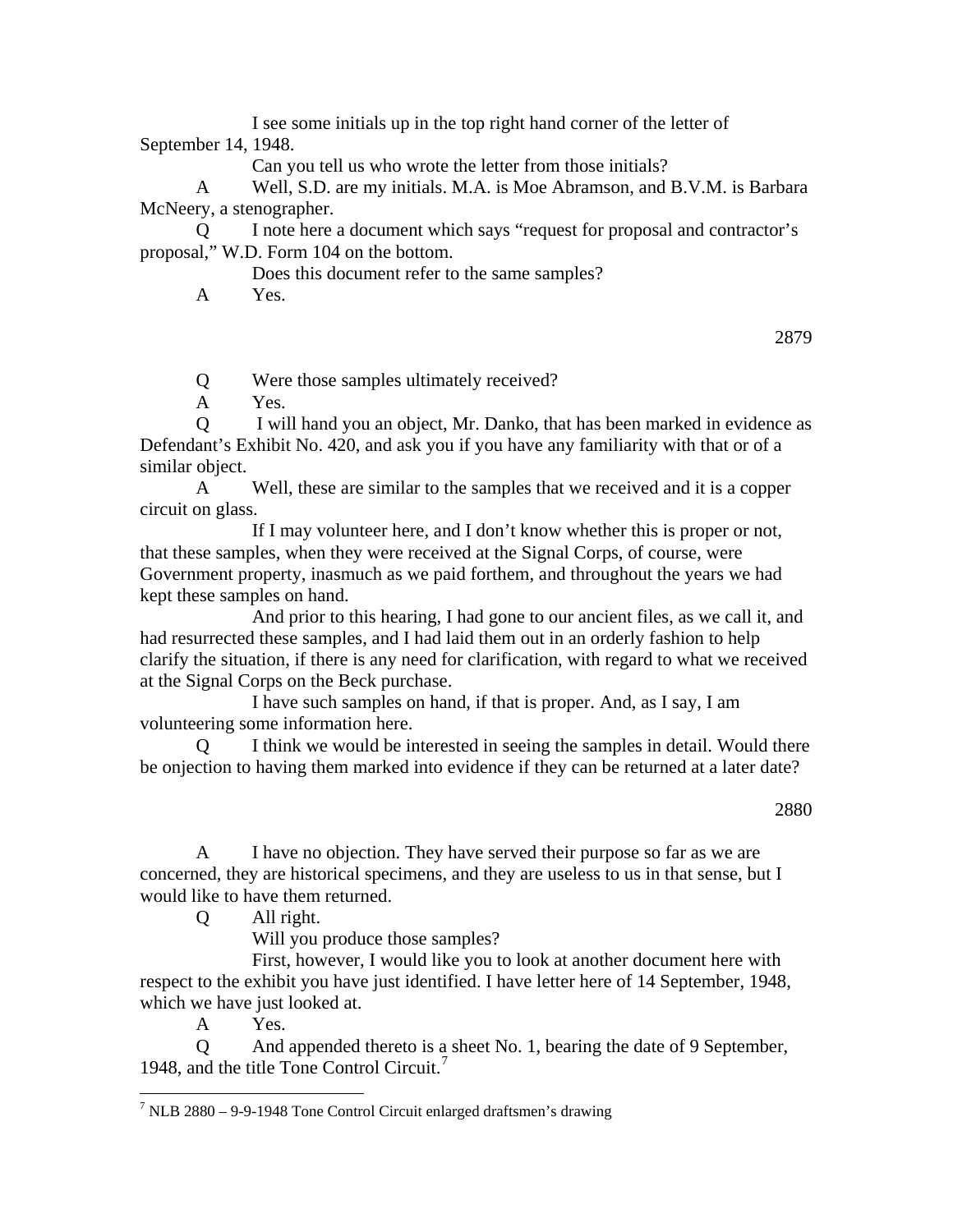I see some initials up in the top right hand corner of the letter of September 14, 1948.

Can you tell us who wrote the letter from those initials?

A Well, S.D. are my initials. M.A. is Moe Abramson, and B.V.M. is Barbara McNeery, a stenographer.

Q I note here a document which says "request for proposal and contractor's proposal," W.D. Form 104 on the bottom.

Does this document refer to the same samples?

A Yes.

2879

Q Were those samples ultimately received?

A Yes.

Q I will hand you an object, Mr. Danko, that has been marked in evidence as Defendant's Exhibit No. 420, and ask you if you have any familiarity with that or of a similar object.

A Well, these are similar to the samples that we received and it is a copper circuit on glass.

If I may volunteer here, and I don't know whether this is proper or not, that these samples, when they were received at the Signal Corps, of course, were Government property, inasmuch as we paid forthem, and throughout the years we had kept these samples on hand.

And prior to this hearing, I had gone to our ancient files, as we call it, and had resurrected these samples, and I had laid them out in an orderly fashion to help clarify the situation, if there is any need for clarification, with regard to what we received at the Signal Corps on the Beck purchase.

I have such samples on hand, if that is proper. And, as I say, I am volunteering some information here.

Q I think we would be interested in seeing the samples in detail. Would there be onjection to having them marked into evidence if they can be returned at a later date?

2880

A I have no objection. They have served their purpose so far as we are concerned, they are historical specimens, and they are useless to us in that sense, but I would like to have them returned.

Q All right.

Will you produce those samples?

First, however, I would like you to look at another document here with respect to the exhibit you have just identified. I have letter here of 14 September, 1948, which we have just looked at.

A Yes.

Q And appended thereto is a sheet No. 1, bearing the date of 9 September, 1948, and the title Tone Control Circuit.[7]

---

[7] NLB 2880 – 9-9-1948 Tone Control Circuit enlarged draftsmen's drawing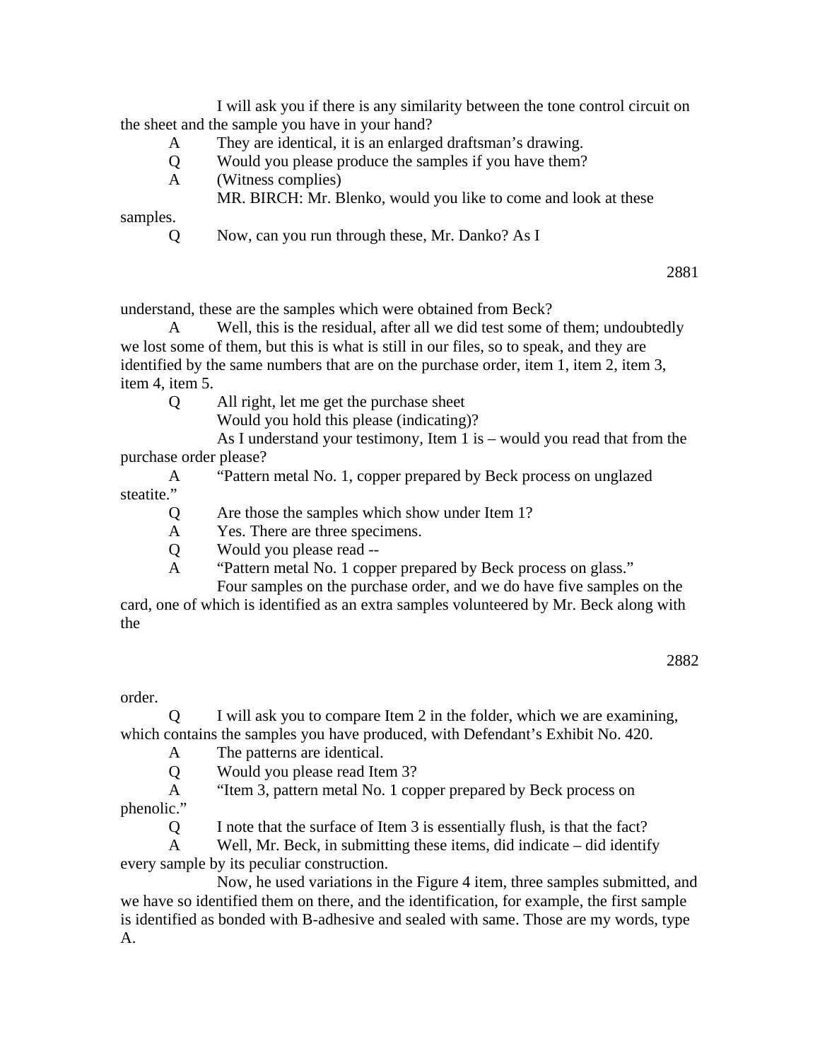I will ask you if there is any similarity between the tone control circuit on the sheet and the sample you have in your hand?

A They are identical, it is an enlarged draftsman's drawing.

Q Would you please produce the samples if you have them?

A (Witness complies)

MR. BIRCH: Mr. Blenko, would you like to come and look at these samples.

Q Now, can you run through these, Mr. Danko? As I understand, these are the samples which were obtained from Beck?

A Well, this is the residual, after all we did test some of them; undoubtedly we lost some of them, but this is what is still in our files, so to speak, and they are identified by the same numbers that are on the purchase order, item 1, item 2, item 3, item 4, item 5.

Q All right, let me get the purchase sheet

Would you hold this please (indicating)?

As I understand your testimony, Item 1 is – would you read that from the purchase order please?

A "Pattern metal No. 1, copper prepared by Beck process on unglazed steatite."

Q Are those the samples which show under Item 1?

A Yes. There are three specimens.

Q Would you please read --

A "Pattern metal No. 1 copper prepared by Beck process on glass."

Four samples on the purchase order, and we do have five samples on the card, one of which is identified as an extra samples volunteered by Mr. Beck along with the order.

Q I will ask you to compare Item 2 in the folder, which we are examining, which contains the samples you have produced, with Defendant's Exhibit No. 420.

A The patterns are identical.

Q Would you please read Item 3?

A "Item 3, pattern metal No. 1 copper prepared by Beck process on phenolic."

Q I note that the surface of Item 3 is essentially flush, is that the fact?

A Well, Mr. Beck, in submitting these items, did indicate – did identify every sample by its peculiar construction.

Now, he used variations in the Figure 4 item, three samples submitted, and we have so identified them on there, and the identification, for example, the first sample is identified as bonded with B-adhesive and sealed with same. Those are my words, type A.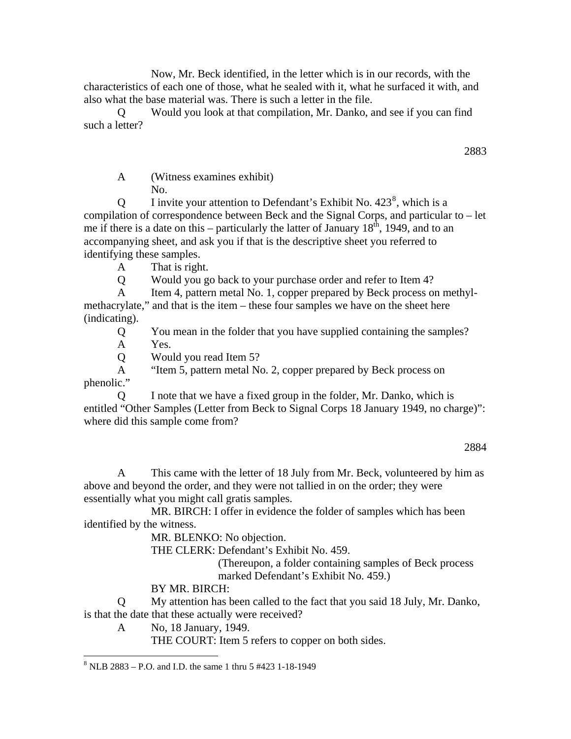Now, Mr. Beck identified, in the letter which is in our records, with the characteristics of each one of those, what he sealed with it, what he surfaced it with, and also what the base material was. There is such a letter in the file.

Q Would you look at that compilation, Mr. Danko, and see if you can find such a letter?

2883

A (Witness examines exhibit)
No.

Q I invite your attention to Defendant's Exhibit No. 423[8], which is a compilation of correspondence between Beck and the Signal Corps, and particular to – let me if there is a date on this – particularly the latter of January 18th, 1949, and to an accompanying sheet, and ask you if that is the descriptive sheet you referred to identifying these samples.

A That is right.

Q Would you go back to your purchase order and refer to Item 4?

A Item 4, pattern metal No. 1, copper prepared by Beck process on methyl-methacrylate," and that is the item – these four samples we have on the sheet here (indicating).

Q You mean in the folder that you have supplied containing the samples?

A Yes.

Q Would you read Item 5?

A "Item 5, pattern metal No. 2, copper prepared by Beck process on phenolic."

Q I note that we have a fixed group in the folder, Mr. Danko, which is entitled "Other Samples (Letter from Beck to Signal Corps 18 January 1949, no charge)": where did this sample come from?

2884

A This came with the letter of 18 July from Mr. Beck, volunteered by him as above and beyond the order, and they were not tallied in on the order; they were essentially what you might call gratis samples.

MR. BIRCH: I offer in evidence the folder of samples which has been identified by the witness.

MR. BLENKO: No objection.

THE CLERK: Defendant's Exhibit No. 459.

(Thereupon, a folder containing samples of Beck process marked Defendant's Exhibit No. 459.)

BY MR. BIRCH:

Q My attention has been called to the fact that you said 18 July, Mr. Danko, is that the date that these actually were received?

A No, 18 January, 1949.

THE COURT: Item 5 refers to copper on both sides.

---

[8] NLB 2883 – P.O. and I.D. the same 1 thru 5 #423 1-18-1949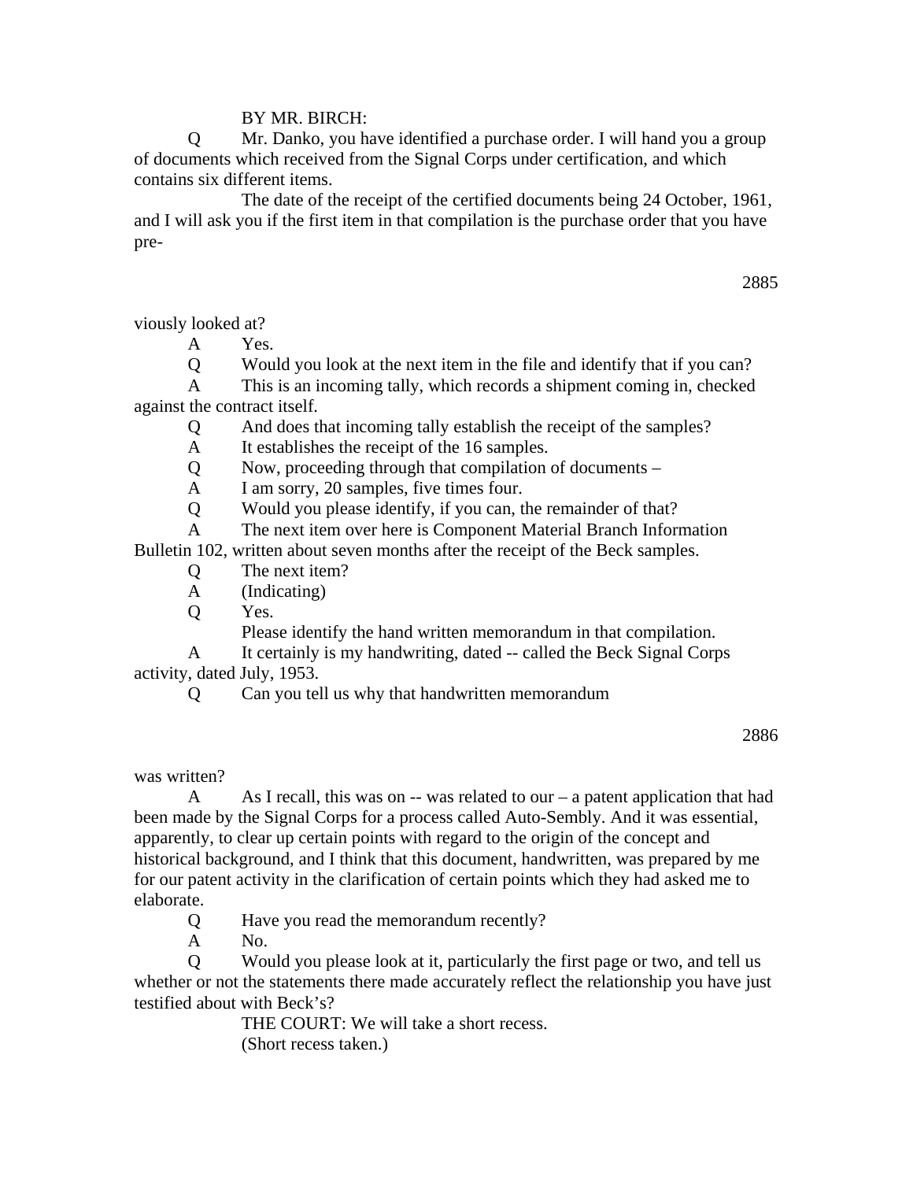BY MR. BIRCH:

Q Mr. Danko, you have identified a purchase order. I will hand you a group of documents which received from the Signal Corps under certification, and which contains six different items.

The date of the receipt of the certified documents being 24 October, 1961, and I will ask you if the first item in that compilation is the purchase order that you have previously looked at?

A Yes.

Q Would you look at the next item in the file and identify that if you can?

A This is an incoming tally, which records a shipment coming in, checked against the contract itself.

Q And does that incoming tally establish the receipt of the samples?

A It establishes the receipt of the 16 samples.

Q Now, proceeding through that compilation of documents –

A I am sorry, 20 samples, five times four.

Q Would you please identify, if you can, the remainder of that?

A The next item over here is Component Material Branch Information Bulletin 102, written about seven months after the receipt of the Beck samples.

Q The next item?

A (Indicating)

Q Yes.

Please identify the hand written memorandum in that compilation.

A It certainly is my handwriting, dated -- called the Beck Signal Corps activity, dated July, 1953.

Q Can you tell us why that handwritten memorandum was written?

A As I recall, this was on -- was related to our – a patent application that had been made by the Signal Corps for a process called Auto-Sembly. And it was essential, apparently, to clear up certain points with regard to the origin of the concept and historical background, and I think that this document, handwritten, was prepared by me for our patent activity in the clarification of certain points which they had asked me to elaborate.

Q Have you read the memorandum recently?

A No.

Q Would you please look at it, particularly the first page or two, and tell us whether or not the statements there made accurately reflect the relationship you have just testified about with Beck's?

THE COURT: We will take a short recess.

(Short recess taken.)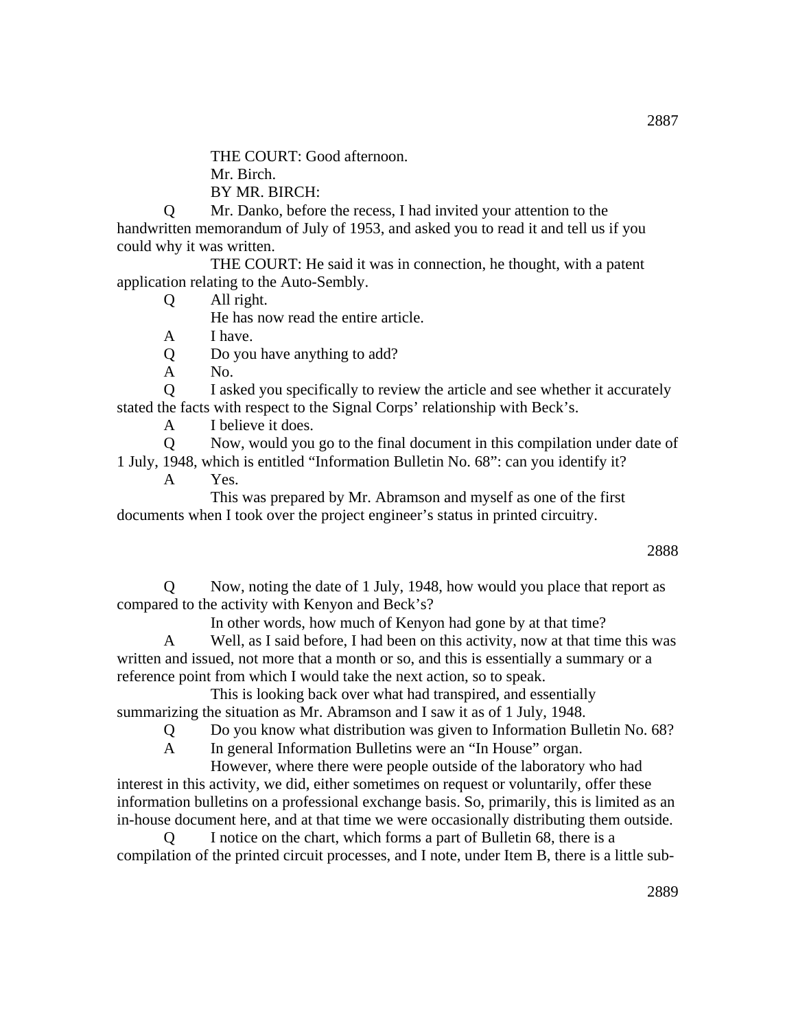THE COURT: Good afternoon.

Mr. Birch.

BY MR. BIRCH:

Q Mr. Danko, before the recess, I had invited your attention to the handwritten memorandum of July of 1953, and asked you to read it and tell us if you could why it was written.

THE COURT: He said it was in connection, he thought, with a patent application relating to the Auto-Sembly.

Q All right.

He has now read the entire article.

A I have.

Q Do you have anything to add?

A No.

Q I asked you specifically to review the article and see whether it accurately stated the facts with respect to the Signal Corps' relationship with Beck's.

A I believe it does.

Q Now, would you go to the final document in this compilation under date of 1 July, 1948, which is entitled "Information Bulletin No. 68": can you identify it?

A Yes.

This was prepared by Mr. Abramson and myself as one of the first documents when I took over the project engineer's status in printed circuitry.

Q Now, noting the date of 1 July, 1948, how would you place that report as compared to the activity with Kenyon and Beck's?

In other words, how much of Kenyon had gone by at that time?

A Well, as I said before, I had been on this activity, now at that time this was written and issued, not more that a month or so, and this is essentially a summary or a reference point from which I would take the next action, so to speak.

This is looking back over what had transpired, and essentially summarizing the situation as Mr. Abramson and I saw it as of 1 July, 1948.

Q Do you know what distribution was given to Information Bulletin No. 68?

A In general Information Bulletins were an "In House" organ.

However, where there were people outside of the laboratory who had interest in this activity, we did, either sometimes on request or voluntarily, offer these information bulletins on a professional exchange basis. So, primarily, this is limited as an in-house document here, and at that time we were occasionally distributing them outside.

Q I notice on the chart, which forms a part of Bulletin 68, there is a compilation of the printed circuit processes, and I note, under Item B, there is a little sub-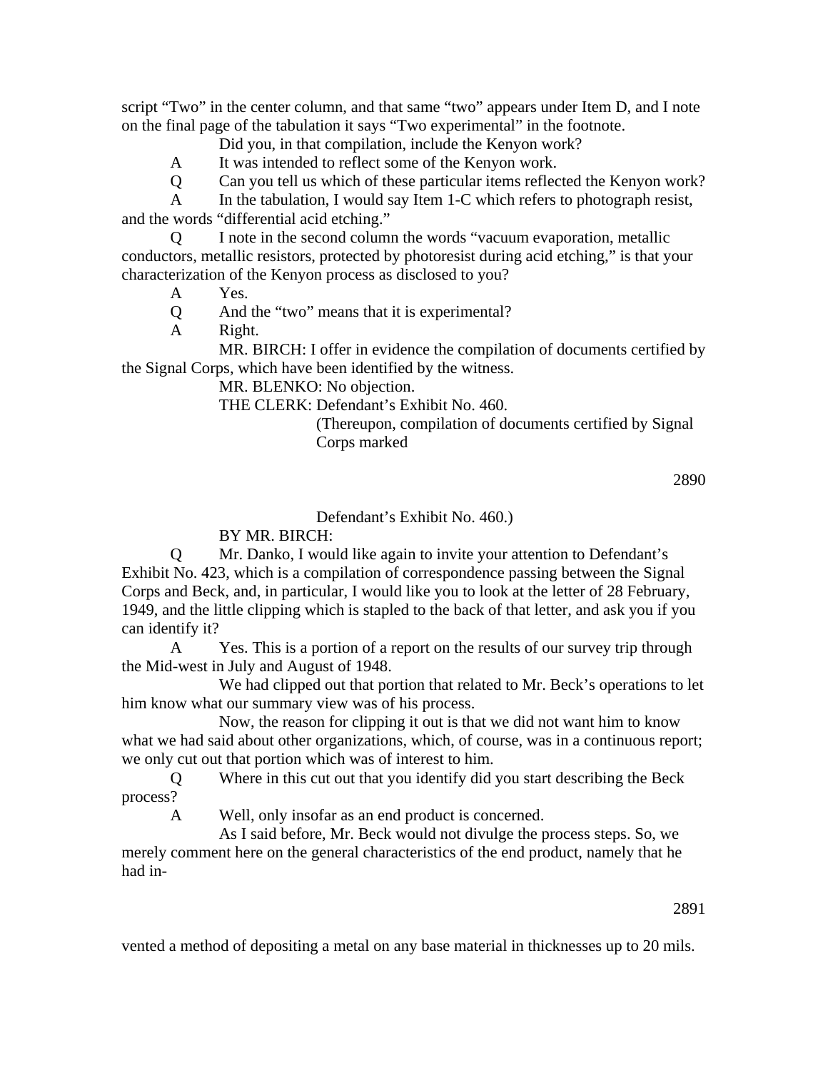script "Two" in the center column, and that same "two" appears under Item D, and I note on the final page of the tabulation it says "Two experimental" in the footnote.

Did you, in that compilation, include the Kenyon work?

A It was intended to reflect some of the Kenyon work.

Q Can you tell us which of these particular items reflected the Kenyon work?

A In the tabulation, I would say Item 1-C which refers to photograph resist, and the words "differential acid etching."

Q I note in the second column the words "vacuum evaporation, metallic conductors, metallic resistors, protected by photoresist during acid etching," is that your characterization of the Kenyon process as disclosed to you?

A Yes.

Q And the "two" means that it is experimental?

A Right.

MR. BIRCH: I offer in evidence the compilation of documents certified by the Signal Corps, which have been identified by the witness.

MR. BLENKO: No objection.

THE CLERK: Defendant's Exhibit No. 460.

(Thereupon, compilation of documents certified by Signal Corps marked Defendant's Exhibit No. 460.)

BY MR. BIRCH:

Q Mr. Danko, I would like again to invite your attention to Defendant's Exhibit No. 423, which is a compilation of correspondence passing between the Signal Corps and Beck, and, in particular, I would like you to look at the letter of 28 February, 1949, and the little clipping which is stapled to the back of that letter, and ask you if you can identify it?

A Yes. This is a portion of a report on the results of our survey trip through the Mid-west in July and August of 1948.

We had clipped out that portion that related to Mr. Beck's operations to let him know what our summary view was of his process.

Now, the reason for clipping it out is that we did not want him to know what we had said about other organizations, which, of course, was in a continuous report; we only cut out that portion which was of interest to him.

Q Where in this cut out that you identify did you start describing the Beck process?

A Well, only insofar as an end product is concerned.

As I said before, Mr. Beck would not divulge the process steps. So, we merely comment here on the general characteristics of the end product, namely that he had invented a method of depositing a metal on any base material in thicknesses up to 20 mils.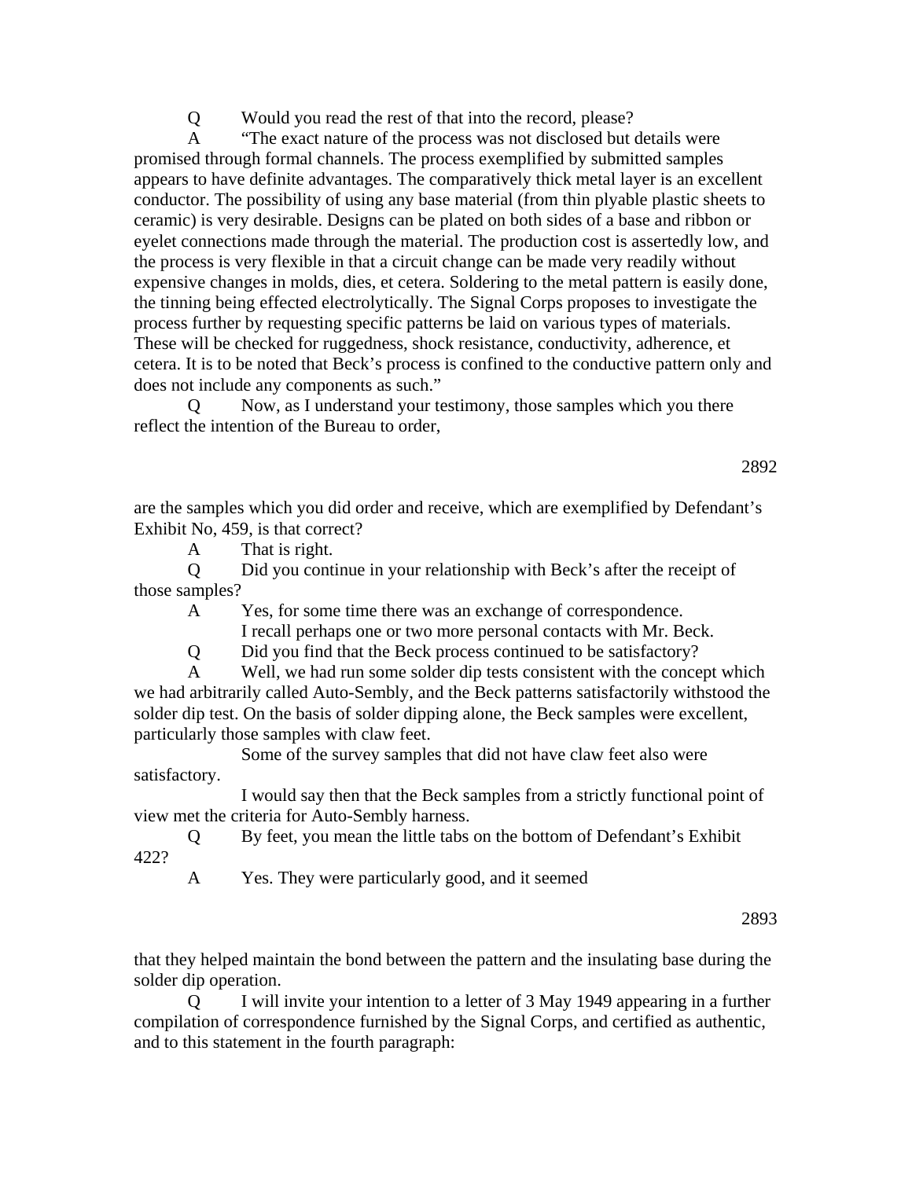Q  Would you read the rest of that into the record, please?

A  "The exact nature of the process was not disclosed but details were promised through formal channels. The process exemplified by submitted samples appears to have definite advantages. The comparatively thick metal layer is an excellent conductor. The possibility of using any base material (from thin plyable plastic sheets to ceramic) is very desirable. Designs can be plated on both sides of a base and ribbon or eyelet connections made through the material. The production cost is assertedly low, and the process is very flexible in that a circuit change can be made very readily without expensive changes in molds, dies, et cetera. Soldering to the metal pattern is easily done, the tinning being effected electrolytically. The Signal Corps proposes to investigate the process further by requesting specific patterns be laid on various types of materials. These will be checked for ruggedness, shock resistance, conductivity, adherence, et cetera. It is to be noted that Beck's process is confined to the conductive pattern only and does not include any components as such."

Q  Now, as I understand your testimony, those samples which you there reflect the intention of the Bureau to order, are the samples which you did order and receive, which are exemplified by Defendant's Exhibit No, 459, is that correct?

A  That is right.

Q  Did you continue in your relationship with Beck's after the receipt of those samples?

A  Yes, for some time there was an exchange of correspondence.

I recall perhaps one or two more personal contacts with Mr. Beck.

Q  Did you find that the Beck process continued to be satisfactory?

A  Well, we had run some solder dip tests consistent with the concept which we had arbitrarily called Auto-Sembly, and the Beck patterns satisfactorily withstood the solder dip test. On the basis of solder dipping alone, the Beck samples were excellent, particularly those samples with claw feet.

Some of the survey samples that did not have claw feet also were satisfactory.

I would say then that the Beck samples from a strictly functional point of view met the criteria for Auto-Sembly harness.

Q  By feet, you mean the little tabs on the bottom of Defendant's Exhibit 422?

A  Yes. They were particularly good, and it seemed that they helped maintain the bond between the pattern and the insulating base during the solder dip operation.

Q  I will invite your intention to a letter of 3 May 1949 appearing in a further compilation of correspondence furnished by the Signal Corps, and certified as authentic, and to this statement in the fourth paragraph: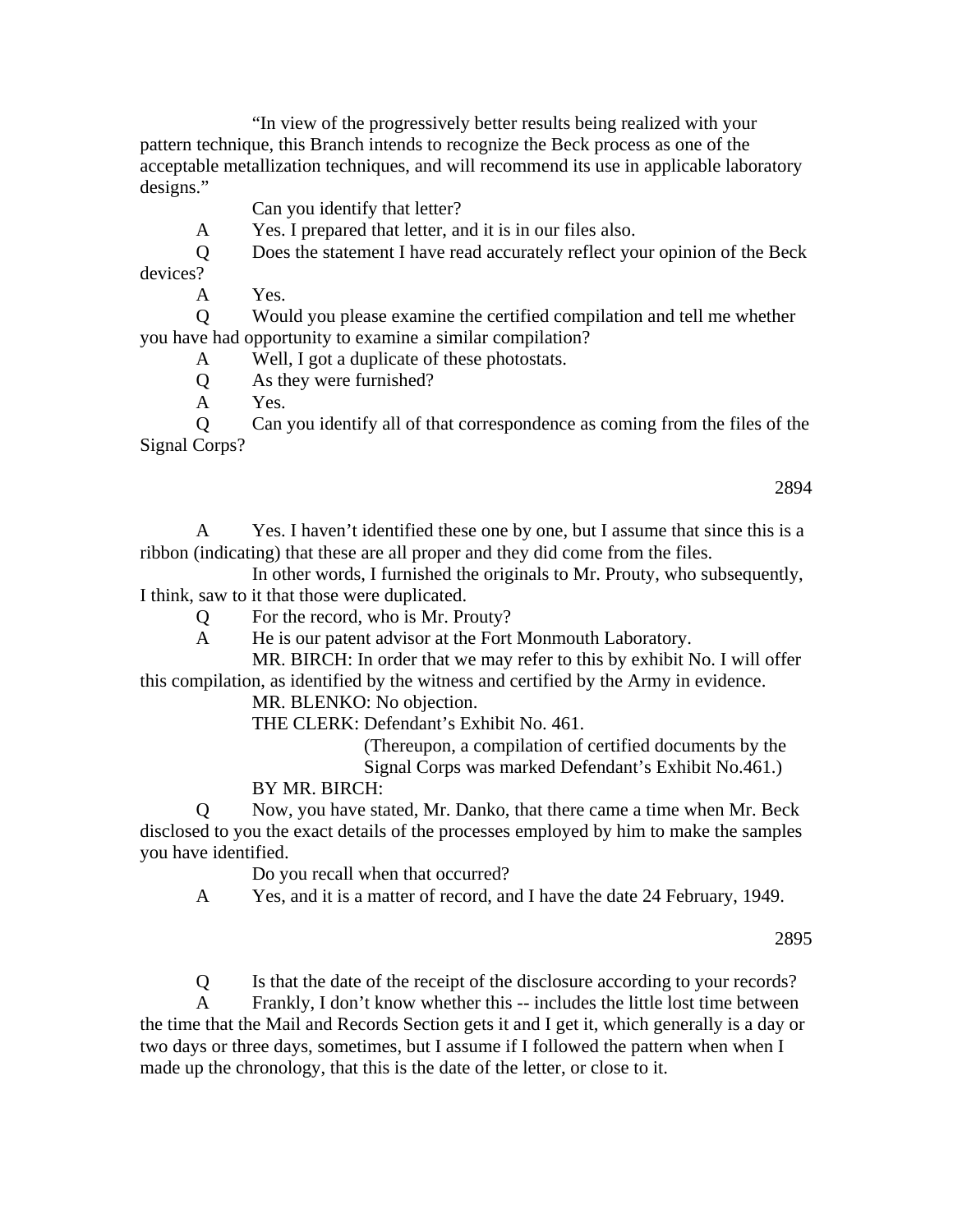"In view of the progressively better results being realized with your pattern technique, this Branch intends to recognize the Beck process as one of the acceptable metallization techniques, and will recommend its use in applicable laboratory designs."

Can you identify that letter?

A  Yes. I prepared that letter, and it is in our files also.

Q  Does the statement I have read accurately reflect your opinion of the Beck devices?

A  Yes.

Q  Would you please examine the certified compilation and tell me whether you have had opportunity to examine a similar compilation?

A  Well, I got a duplicate of these photostats.

Q  As they were furnished?

A  Yes.

Q  Can you identify all of that correspondence as coming from the files of the Signal Corps?

A  Yes. I haven't identified these one by one, but I assume that since this is a ribbon (indicating) that these are all proper and they did come from the files.

In other words, I furnished the originals to Mr. Prouty, who subsequently, I think, saw to it that those were duplicated.

Q  For the record, who is Mr. Prouty?

A  He is our patent advisor at the Fort Monmouth Laboratory.

MR. BIRCH: In order that we may refer to this by exhibit No. I will offer this compilation, as identified by the witness and certified by the Army in evidence.

MR. BLENKO: No objection.

THE CLERK: Defendant's Exhibit No. 461.

(Thereupon, a compilation of certified documents by the Signal Corps was marked Defendant's Exhibit No.461.)

BY MR. BIRCH:

Q  Now, you have stated, Mr. Danko, that there came a time when Mr. Beck disclosed to you the exact details of the processes employed by him to make the samples you have identified.

Do you recall when that occurred?

A  Yes, and it is a matter of record, and I have the date 24 February, 1949.

Q  Is that the date of the receipt of the disclosure according to your records?

A  Frankly, I don't know whether this -- includes the little lost time between the time that the Mail and Records Section gets it and I get it, which generally is a day or two days or three days, sometimes, but I assume if I followed the pattern when when I made up the chronology, that this is the date of the letter, or close to it.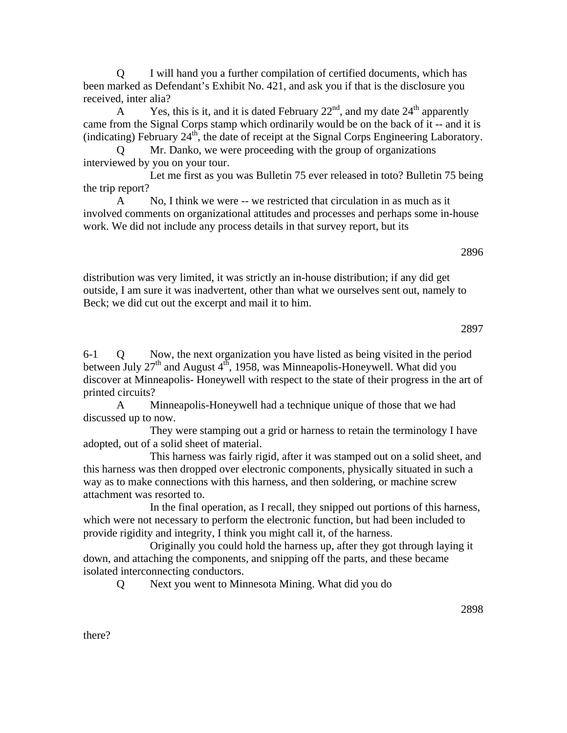Q I will hand you a further compilation of certified documents, which has been marked as Defendant's Exhibit No. 421, and ask you if that is the disclosure you received, inter alia?

A Yes, this is it, and it is dated February 22nd, and my date 24th apparently came from the Signal Corps stamp which ordinarily would be on the back of it -- and it is (indicating) February 24th, the date of receipt at the Signal Corps Engineering Laboratory.

Q Mr. Danko, we were proceeding with the group of organizations interviewed by you on your tour.

Let me first as you was Bulletin 75 ever released in toto? Bulletin 75 being the trip report?

A No, I think we were -- we restricted that circulation in as much as it involved comments on organizational attitudes and processes and perhaps some in-house work. We did not include any process details in that survey report, but its

distribution was very limited, it was strictly an in-house distribution; if any did get outside, I am sure it was inadvertent, other than what we ourselves sent out, namely to Beck; we did cut out the excerpt and mail it to him.

6-1 Q Now, the next organization you have listed as being visited in the period between July 27th and August 4th, 1958, was Minneapolis-Honeywell. What did you discover at Minneapolis- Honeywell with respect to the state of their progress in the art of printed circuits?

A Minneapolis-Honeywell had a technique unique of those that we had discussed up to now.

They were stamping out a grid or harness to retain the terminology I have adopted, out of a solid sheet of material.

This harness was fairly rigid, after it was stamped out on a solid sheet, and this harness was then dropped over electronic components, physically situated in such a way as to make connections with this harness, and then soldering, or machine screw attachment was resorted to.

In the final operation, as I recall, they snipped out portions of this harness, which were not necessary to perform the electronic function, but had been included to provide rigidity and integrity, I think you might call it, of the harness.

Originally you could hold the harness up, after they got through laying it down, and attaching the components, and snipping off the parts, and these became isolated interconnecting conductors.

Q Next you went to Minnesota Mining. What did you do

there?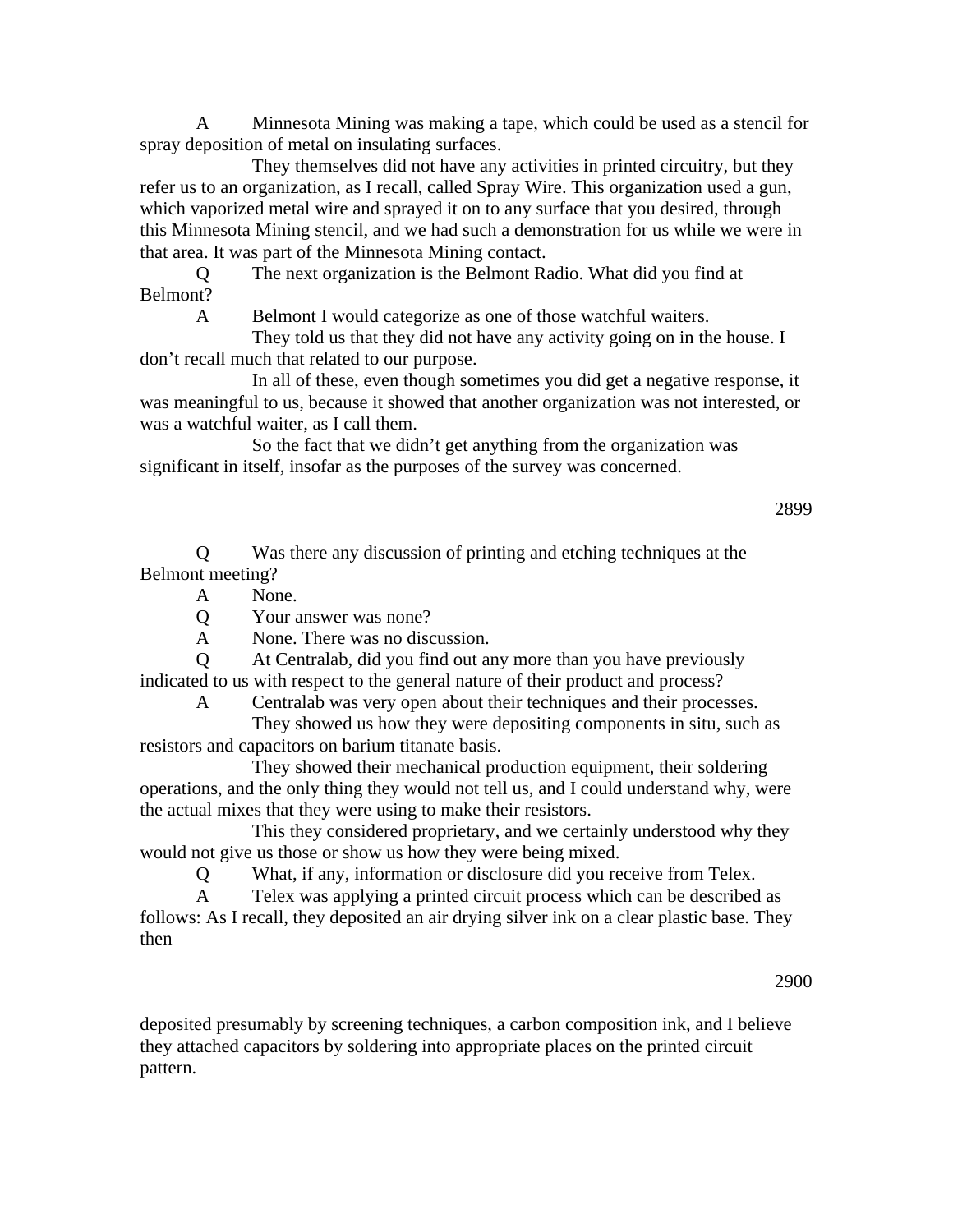A Minnesota Mining was making a tape, which could be used as a stencil for spray deposition of metal on insulating surfaces.

They themselves did not have any activities in printed circuitry, but they refer us to an organization, as I recall, called Spray Wire. This organization used a gun, which vaporized metal wire and sprayed it on to any surface that you desired, through this Minnesota Mining stencil, and we had such a demonstration for us while we were in that area. It was part of the Minnesota Mining contact.

Q The next organization is the Belmont Radio. What did you find at Belmont?

A Belmont I would categorize as one of those watchful waiters.

They told us that they did not have any activity going on in the house. I don't recall much that related to our purpose.

In all of these, even though sometimes you did get a negative response, it was meaningful to us, because it showed that another organization was not interested, or was a watchful waiter, as I call them.

So the fact that we didn't get anything from the organization was significant in itself, insofar as the purposes of the survey was concerned.

Q Was there any discussion of printing and etching techniques at the Belmont meeting?

A None.

Q Your answer was none?

A None. There was no discussion.

Q At Centralab, did you find out any more than you have previously indicated to us with respect to the general nature of their product and process?

A Centralab was very open about their techniques and their processes.

They showed us how they were depositing components in situ, such as resistors and capacitors on barium titanate basis.

They showed their mechanical production equipment, their soldering operations, and the only thing they would not tell us, and I could understand why, were the actual mixes that they were using to make their resistors.

This they considered proprietary, and we certainly understood why they would not give us those or show us how they were being mixed.

Q What, if any, information or disclosure did you receive from Telex.

A Telex was applying a printed circuit process which can be described as follows: As I recall, they deposited an air drying silver ink on a clear plastic base. They then deposited presumably by screening techniques, a carbon composition ink, and I believe they attached capacitors by soldering into appropriate places on the printed circuit pattern.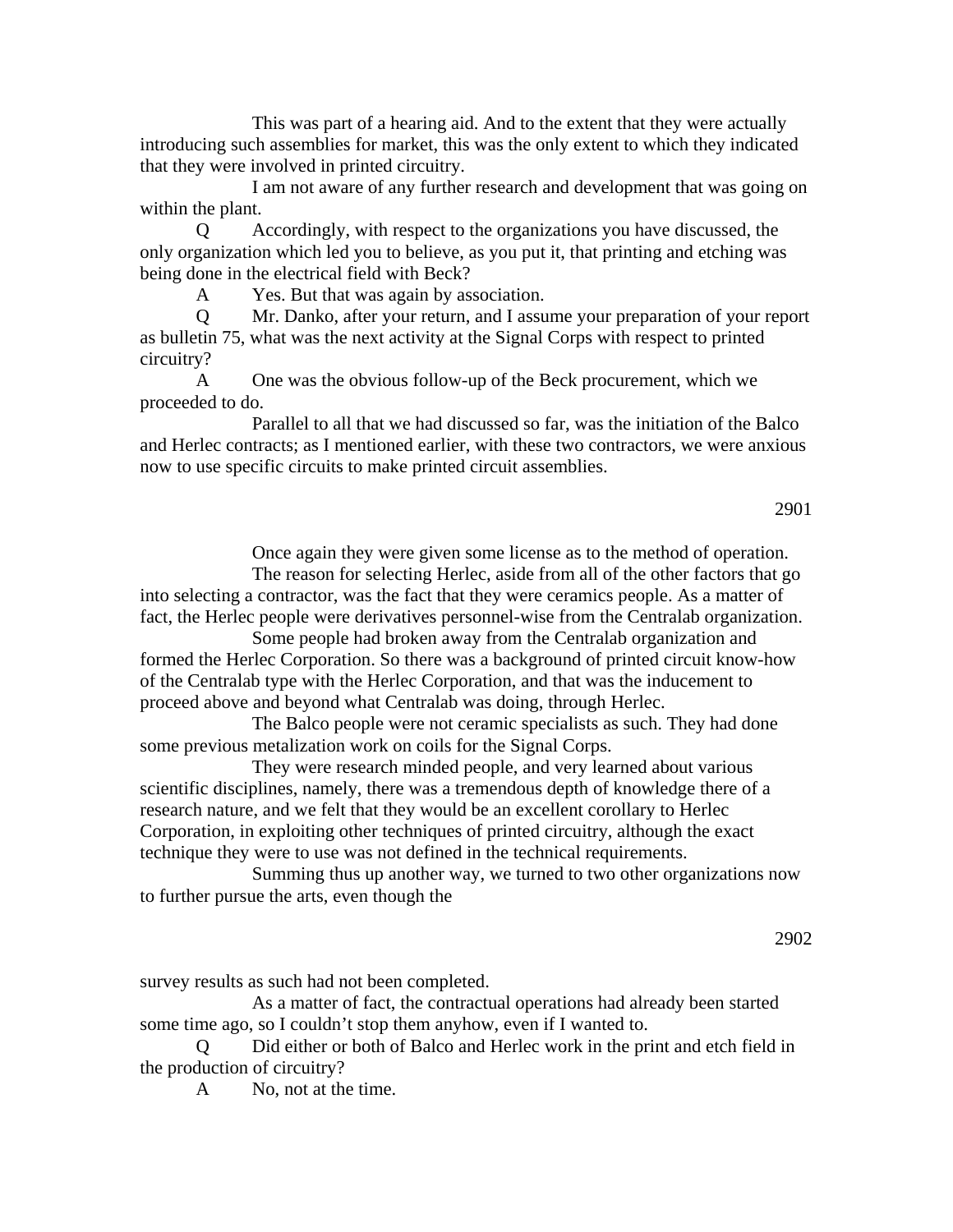This was part of a hearing aid. And to the extent that they were actually introducing such assemblies for market, this was the only extent to which they indicated that they were involved in printed circuitry.

I am not aware of any further research and development that was going on within the plant.

Q Accordingly, with respect to the organizations you have discussed, the only organization which led you to believe, as you put it, that printing and etching was being done in the electrical field with Beck?

A Yes. But that was again by association.

Q Mr. Danko, after your return, and I assume your preparation of your report as bulletin 75, what was the next activity at the Signal Corps with respect to printed circuitry?

A One was the obvious follow-up of the Beck procurement, which we proceeded to do.

Parallel to all that we had discussed so far, was the initiation of the Balco and Herlec contracts; as I mentioned earlier, with these two contractors, we were anxious now to use specific circuits to make printed circuit assemblies.

Once again they were given some license as to the method of operation.

The reason for selecting Herlec, aside from all of the other factors that go into selecting a contractor, was the fact that they were ceramics people. As a matter of fact, the Herlec people were derivatives personnel-wise from the Centralab organization.

Some people had broken away from the Centralab organization and formed the Herlec Corporation. So there was a background of printed circuit know-how of the Centralab type with the Herlec Corporation, and that was the inducement to proceed above and beyond what Centralab was doing, through Herlec.

The Balco people were not ceramic specialists as such. They had done some previous metalization work on coils for the Signal Corps.

They were research minded people, and very learned about various scientific disciplines, namely, there was a tremendous depth of knowledge there of a research nature, and we felt that they would be an excellent corollary to Herlec Corporation, in exploiting other techniques of printed circuitry, although the exact technique they were to use was not defined in the technical requirements.

Summing thus up another way, we turned to two other organizations now to further pursue the arts, even though the survey results as such had not been completed.

As a matter of fact, the contractual operations had already been started some time ago, so I couldn't stop them anyhow, even if I wanted to.

Q Did either or both of Balco and Herlec work in the print and etch field in the production of circuitry?

A No, not at the time.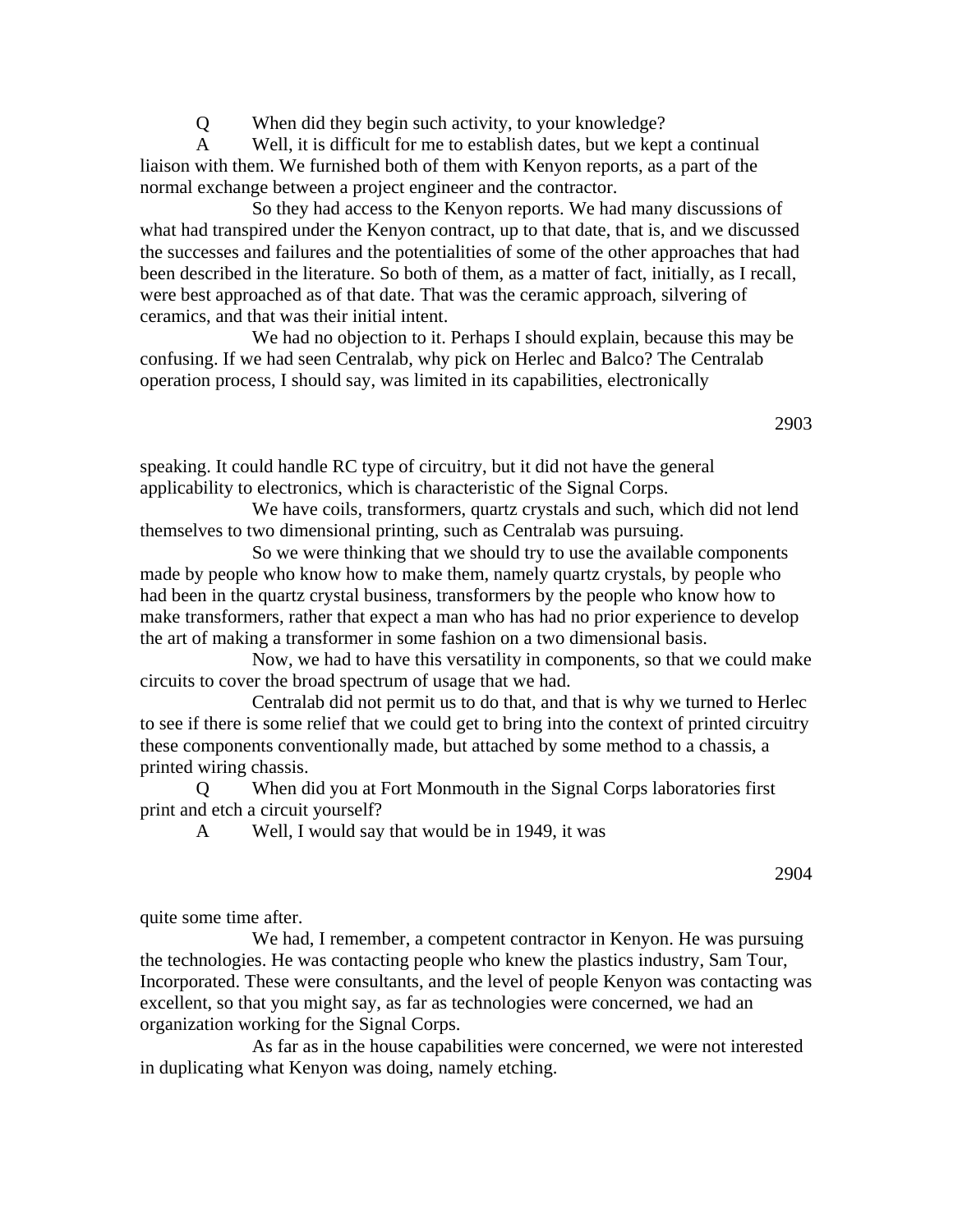Q When did they begin such activity, to your knowledge?

A Well, it is difficult for me to establish dates, but we kept a continual liaison with them. We furnished both of them with Kenyon reports, as a part of the normal exchange between a project engineer and the contractor.

So they had access to the Kenyon reports. We had many discussions of what had transpired under the Kenyon contract, up to that date, that is, and we discussed the successes and failures and the potentialities of some of the other approaches that had been described in the literature. So both of them, as a matter of fact, initially, as I recall, were best approached as of that date. That was the ceramic approach, silvering of ceramics, and that was their initial intent.

We had no objection to it. Perhaps I should explain, because this may be confusing. If we had seen Centralab, why pick on Herlec and Balco? The Centralab operation process, I should say, was limited in its capabilities, electronically speaking. It could handle RC type of circuitry, but it did not have the general applicability to electronics, which is characteristic of the Signal Corps.

We have coils, transformers, quartz crystals and such, which did not lend themselves to two dimensional printing, such as Centralab was pursuing.

So we were thinking that we should try to use the available components made by people who know how to make them, namely quartz crystals, by people who had been in the quartz crystal business, transformers by the people who know how to make transformers, rather that expect a man who has had no prior experience to develop the art of making a transformer in some fashion on a two dimensional basis.

Now, we had to have this versatility in components, so that we could make circuits to cover the broad spectrum of usage that we had.

Centralab did not permit us to do that, and that is why we turned to Herlec to see if there is some relief that we could get to bring into the context of printed circuitry these components conventionally made, but attached by some method to a chassis, a printed wiring chassis.

Q When did you at Fort Monmouth in the Signal Corps laboratories first print and etch a circuit yourself?

A Well, I would say that would be in 1949, it was quite some time after.

We had, I remember, a competent contractor in Kenyon. He was pursuing the technologies. He was contacting people who knew the plastics industry, Sam Tour, Incorporated. These were consultants, and the level of people Kenyon was contacting was excellent, so that you might say, as far as technologies were concerned, we had an organization working for the Signal Corps.

As far as in the house capabilities were concerned, we were not interested in duplicating what Kenyon was doing, namely etching.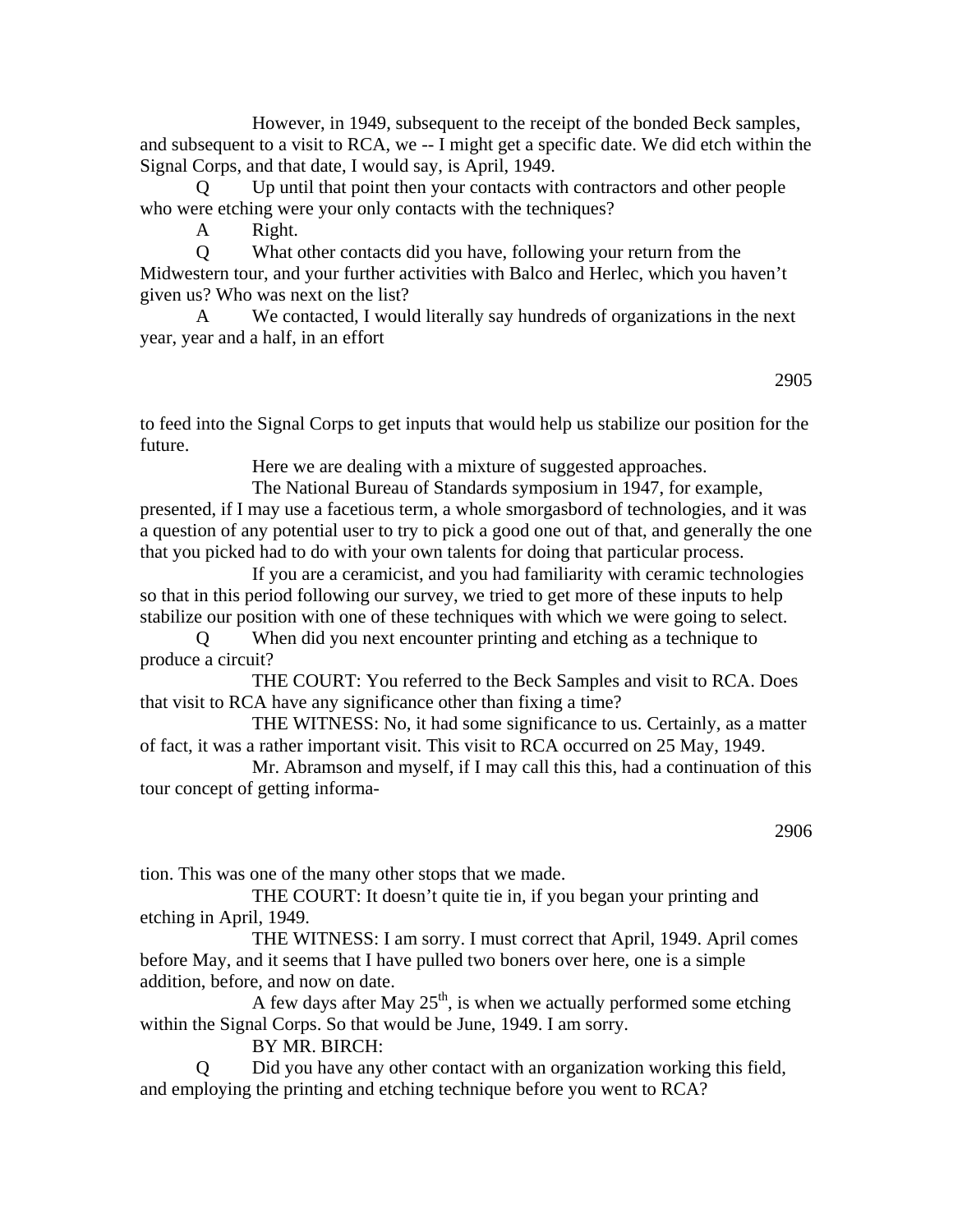However, in 1949, subsequent to the receipt of the bonded Beck samples, and subsequent to a visit to RCA, we -- I might get a specific date. We did etch within the Signal Corps, and that date, I would say, is April, 1949.

Q Up until that point then your contacts with contractors and other people who were etching were your only contacts with the techniques?

A Right.

Q What other contacts did you have, following your return from the Midwestern tour, and your further activities with Balco and Herlec, which you haven't given us? Who was next on the list?

A We contacted, I would literally say hundreds of organizations in the next year, year and a half, in an effort to feed into the Signal Corps to get inputs that would help us stabilize our position for the future.

Here we are dealing with a mixture of suggested approaches.

The National Bureau of Standards symposium in 1947, for example, presented, if I may use a facetious term, a whole smorgasbord of technologies, and it was a question of any potential user to try to pick a good one out of that, and generally the one that you picked had to do with your own talents for doing that particular process.

If you are a ceramicist, and you had familiarity with ceramic technologies so that in this period following our survey, we tried to get more of these inputs to help stabilize our position with one of these techniques with which we were going to select.

Q When did you next encounter printing and etching as a technique to produce a circuit?

THE COURT: You referred to the Beck Samples and visit to RCA. Does that visit to RCA have any significance other than fixing a time?

THE WITNESS: No, it had some significance to us. Certainly, as a matter of fact, it was a rather important visit. This visit to RCA occurred on 25 May, 1949.

Mr. Abramson and myself, if I may call this this, had a continuation of this tour concept of getting information. This was one of the many other stops that we made.

THE COURT: It doesn't quite tie in, if you began your printing and etching in April, 1949.

THE WITNESS: I am sorry. I must correct that April, 1949. April comes before May, and it seems that I have pulled two boners over here, one is a simple addition, before, and now on date.

A few days after May 25th, is when we actually performed some etching within the Signal Corps. So that would be June, 1949. I am sorry.

BY MR. BIRCH:

Q Did you have any other contact with an organization working this field, and employing the printing and etching technique before you went to RCA?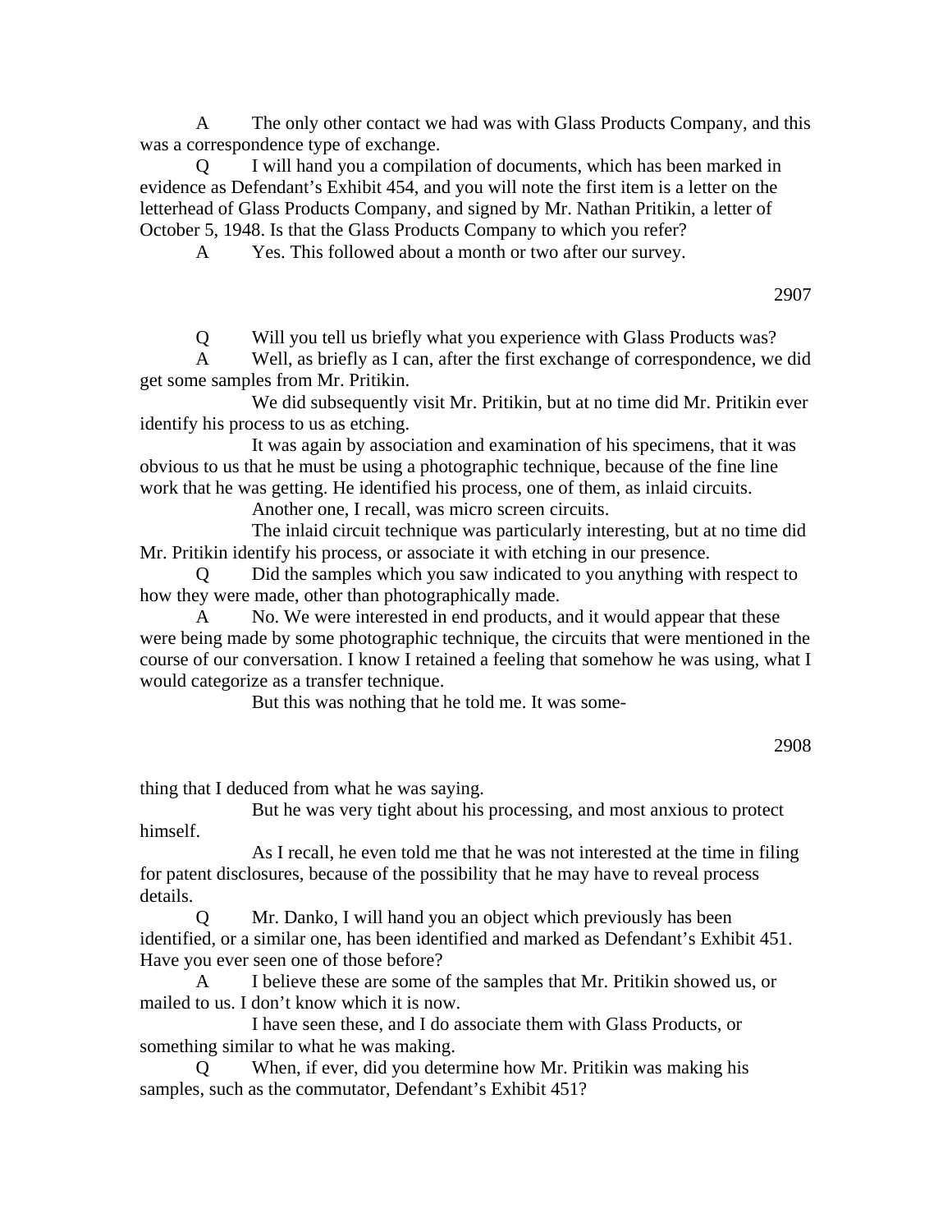A The only other contact we had was with Glass Products Company, and this was a correspondence type of exchange.

Q I will hand you a compilation of documents, which has been marked in evidence as Defendant's Exhibit 454, and you will note the first item is a letter on the letterhead of Glass Products Company, and signed by Mr. Nathan Pritikin, a letter of October 5, 1948. Is that the Glass Products Company to which you refer?

A Yes. This followed about a month or two after our survey.

Q Will you tell us briefly what you experience with Glass Products was?

A Well, as briefly as I can, after the first exchange of correspondence, we did get some samples from Mr. Pritikin.

We did subsequently visit Mr. Pritikin, but at no time did Mr. Pritikin ever identify his process to us as etching.

It was again by association and examination of his specimens, that it was obvious to us that he must be using a photographic technique, because of the fine line work that he was getting. He identified his process, one of them, as inlaid circuits.

Another one, I recall, was micro screen circuits.

The inlaid circuit technique was particularly interesting, but at no time did Mr. Pritikin identify his process, or associate it with etching in our presence.

Q Did the samples which you saw indicated to you anything with respect to how they were made, other than photographically made.

A No. We were interested in end products, and it would appear that these were being made by some photographic technique, the circuits that were mentioned in the course of our conversation. I know I retained a feeling that somehow he was using, what I would categorize as a transfer technique.

But this was nothing that he told me. It was something that I deduced from what he was saying.

But he was very tight about his processing, and most anxious to protect himself.

As I recall, he even told me that he was not interested at the time in filing for patent disclosures, because of the possibility that he may have to reveal process details.

Q Mr. Danko, I will hand you an object which previously has been identified, or a similar one, has been identified and marked as Defendant's Exhibit 451. Have you ever seen one of those before?

A I believe these are some of the samples that Mr. Pritikin showed us, or mailed to us. I don't know which it is now.

I have seen these, and I do associate them with Glass Products, or something similar to what he was making.

Q When, if ever, did you determine how Mr. Pritikin was making his samples, such as the commutator, Defendant's Exhibit 451?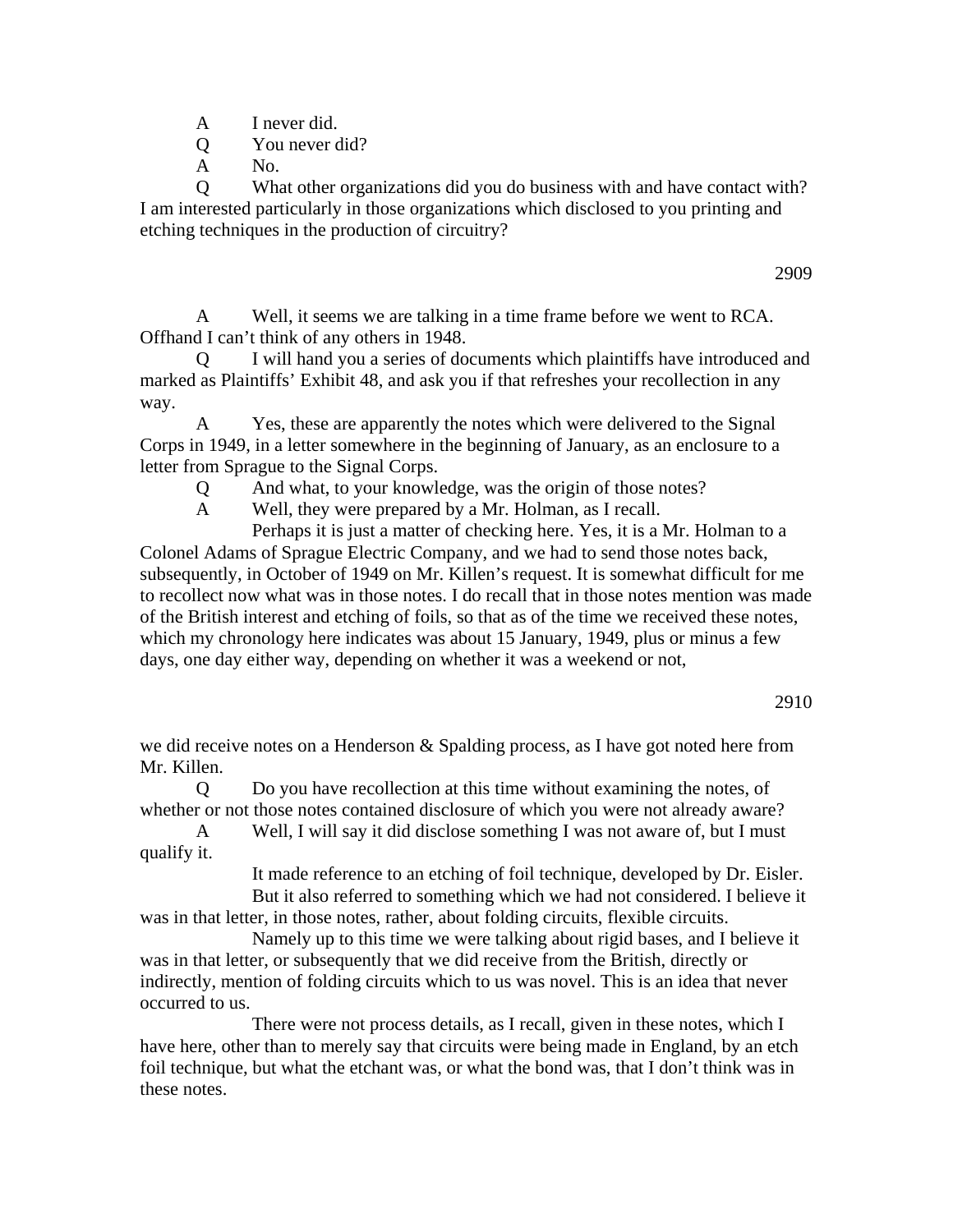A I never did.

Q You never did?

A No.

Q What other organizations did you do business with and have contact with? I am interested particularly in those organizations which disclosed to you printing and etching techniques in the production of circuitry?

A Well, it seems we are talking in a time frame before we went to RCA. Offhand I can't think of any others in 1948.

Q I will hand you a series of documents which plaintiffs have introduced and marked as Plaintiffs' Exhibit 48, and ask you if that refreshes your recollection in any way.

A Yes, these are apparently the notes which were delivered to the Signal Corps in 1949, in a letter somewhere in the beginning of January, as an enclosure to a letter from Sprague to the Signal Corps.

Q And what, to your knowledge, was the origin of those notes?

A Well, they were prepared by a Mr. Holman, as I recall.

Perhaps it is just a matter of checking here. Yes, it is a Mr. Holman to a Colonel Adams of Sprague Electric Company, and we had to send those notes back, subsequently, in October of 1949 on Mr. Killen's request. It is somewhat difficult for me to recollect now what was in those notes. I do recall that in those notes mention was made of the British interest and etching of foils, so that as of the time we received these notes, which my chronology here indicates was about 15 January, 1949, plus or minus a few days, one day either way, depending on whether it was a weekend or not, we did receive notes on a Henderson & Spalding process, as I have got noted here from Mr. Killen.

Q Do you have recollection at this time without examining the notes, of whether or not those notes contained disclosure of which you were not already aware?

A Well, I will say it did disclose something I was not aware of, but I must qualify it.

It made reference to an etching of foil technique, developed by Dr. Eisler.

But it also referred to something which we had not considered. I believe it was in that letter, in those notes, rather, about folding circuits, flexible circuits.

Namely up to this time we were talking about rigid bases, and I believe it was in that letter, or subsequently that we did receive from the British, directly or indirectly, mention of folding circuits which to us was novel. This is an idea that never occurred to us.

There were not process details, as I recall, given in these notes, which I have here, other than to merely say that circuits were being made in England, by an etch foil technique, but what the etchant was, or what the bond was, that I don't think was in these notes.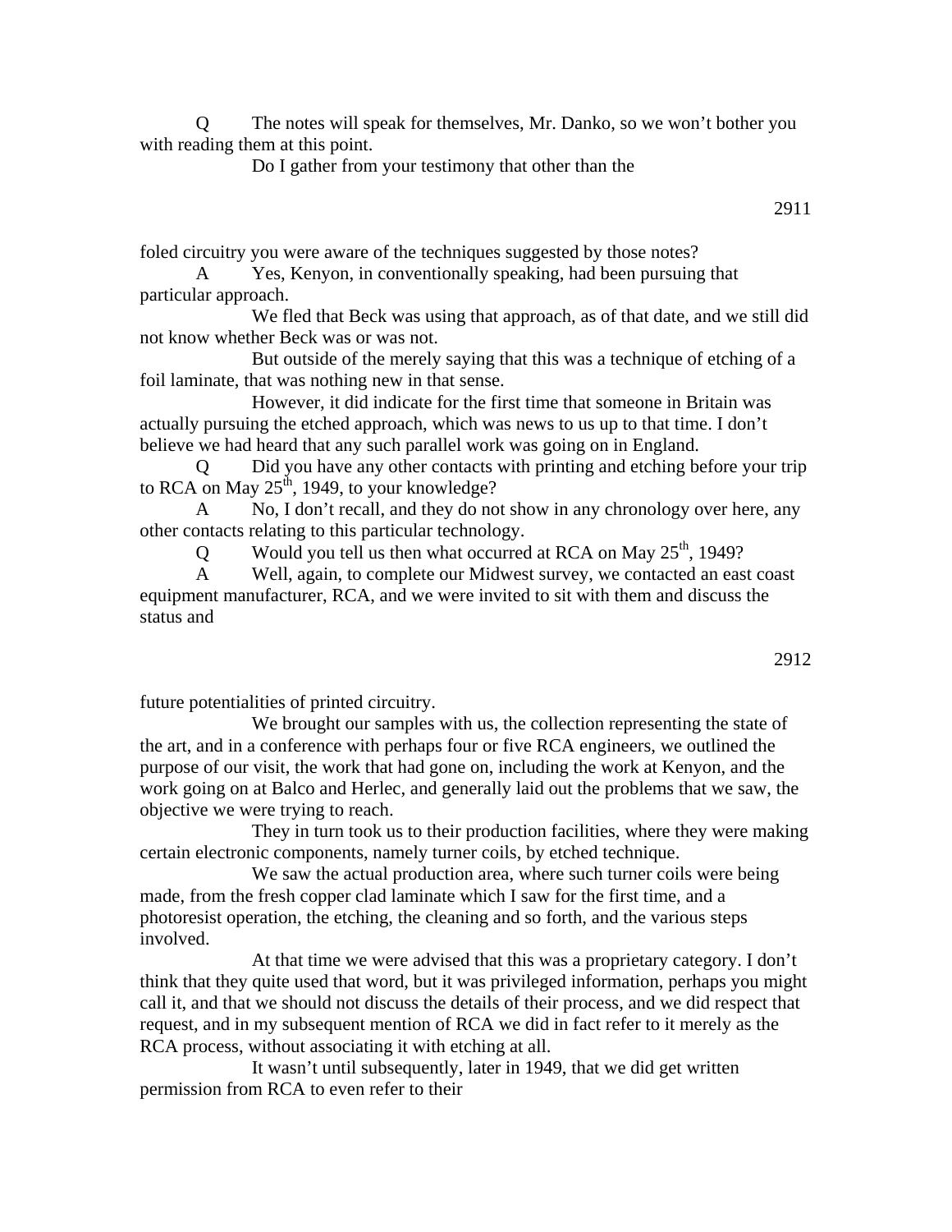Q The notes will speak for themselves, Mr. Danko, so we won't bother you with reading them at this point.

Do I gather from your testimony that other than the foled circuitry you were aware of the techniques suggested by those notes?

A Yes, Kenyon, in conventionally speaking, had been pursuing that particular approach.

We fled that Beck was using that approach, as of that date, and we still did not know whether Beck was or was not.

But outside of the merely saying that this was a technique of etching of a foil laminate, that was nothing new in that sense.

However, it did indicate for the first time that someone in Britain was actually pursuing the etched approach, which was news to us up to that time. I don't believe we had heard that any such parallel work was going on in England.

Q Did you have any other contacts with printing and etching before your trip to RCA on May 25th, 1949, to your knowledge?

A No, I don't recall, and they do not show in any chronology over here, any other contacts relating to this particular technology.

Q Would you tell us then what occurred at RCA on May 25th, 1949?

A Well, again, to complete our Midwest survey, we contacted an east coast equipment manufacturer, RCA, and we were invited to sit with them and discuss the status and future potentialities of printed circuitry.

We brought our samples with us, the collection representing the state of the art, and in a conference with perhaps four or five RCA engineers, we outlined the purpose of our visit, the work that had gone on, including the work at Kenyon, and the work going on at Balco and Herlec, and generally laid out the problems that we saw, the objective we were trying to reach.

They in turn took us to their production facilities, where they were making certain electronic components, namely turner coils, by etched technique.

We saw the actual production area, where such turner coils were being made, from the fresh copper clad laminate which I saw for the first time, and a photoresist operation, the etching, the cleaning and so forth, and the various steps involved.

At that time we were advised that this was a proprietary category. I don't think that they quite used that word, but it was privileged information, perhaps you might call it, and that we should not discuss the details of their process, and we did respect that request, and in my subsequent mention of RCA we did in fact refer to it merely as the RCA process, without associating it with etching at all.

It wasn't until subsequently, later in 1949, that we did get written permission from RCA to even refer to their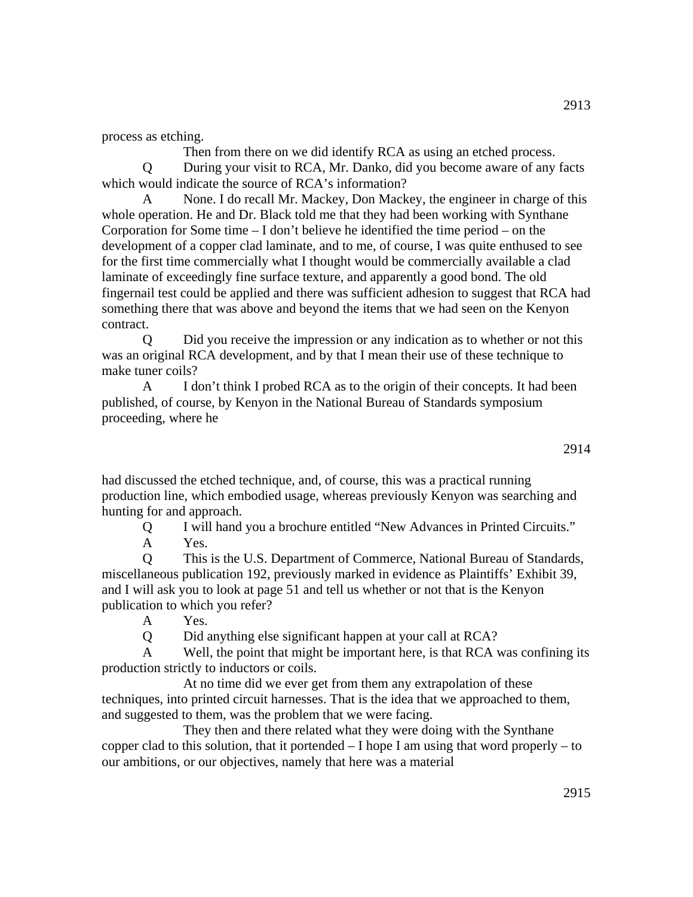process as etching.

Then from there on we did identify RCA as using an etched process.

Q During your visit to RCA, Mr. Danko, did you become aware of any facts which would indicate the source of RCA's information?

A None. I do recall Mr. Mackey, Don Mackey, the engineer in charge of this whole operation. He and Dr. Black told me that they had been working with Synthane Corporation for Some time – I don't believe he identified the time period – on the development of a copper clad laminate, and to me, of course, I was quite enthused to see for the first time commercially what I thought would be commercially available a clad laminate of exceedingly fine surface texture, and apparently a good bond. The old fingernail test could be applied and there was sufficient adhesion to suggest that RCA had something there that was above and beyond the items that we had seen on the Kenyon contract.

Q Did you receive the impression or any indication as to whether or not this was an original RCA development, and by that I mean their use of these technique to make tuner coils?

A I don't think I probed RCA as to the origin of their concepts. It had been published, of course, by Kenyon in the National Bureau of Standards symposium proceeding, where he

had discussed the etched technique, and, of course, this was a practical running production line, which embodied usage, whereas previously Kenyon was searching and hunting for and approach.

Q I will hand you a brochure entitled "New Advances in Printed Circuits."

A Yes.

Q This is the U.S. Department of Commerce, National Bureau of Standards, miscellaneous publication 192, previously marked in evidence as Plaintiffs' Exhibit 39, and I will ask you to look at page 51 and tell us whether or not that is the Kenyon publication to which you refer?

A Yes.

Q Did anything else significant happen at your call at RCA?

A Well, the point that might be important here, is that RCA was confining its production strictly to inductors or coils.

At no time did we ever get from them any extrapolation of these techniques, into printed circuit harnesses. That is the idea that we approached to them, and suggested to them, was the problem that we were facing.

They then and there related what they were doing with the Synthane copper clad to this solution, that it portended – I hope I am using that word properly – to our ambitions, or our objectives, namely that here was a material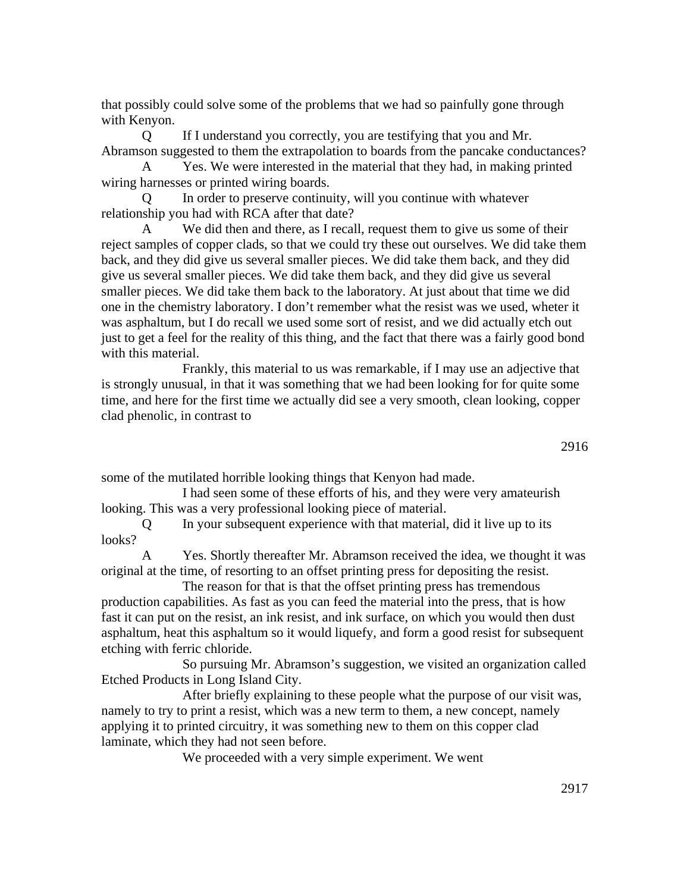that possibly could solve some of the problems that we had so painfully gone through with Kenyon.

Q If I understand you correctly, you are testifying that you and Mr. Abramson suggested to them the extrapolation to boards from the pancake conductances?

A Yes. We were interested in the material that they had, in making printed wiring harnesses or printed wiring boards.

Q In order to preserve continuity, will you continue with whatever relationship you had with RCA after that date?

A We did then and there, as I recall, request them to give us some of their reject samples of copper clads, so that we could try these out ourselves. We did take them back, and they did give us several smaller pieces. We did take them back, and they did give us several smaller pieces. We did take them back, and they did give us several smaller pieces. We did take them back to the laboratory. At just about that time we did one in the chemistry laboratory. I don't remember what the resist was we used, wheter it was asphaltum, but I do recall we used some sort of resist, and we did actually etch out just to get a feel for the reality of this thing, and the fact that there was a fairly good bond with this material.

Frankly, this material to us was remarkable, if I may use an adjective that is strongly unusual, in that it was something that we had been looking for for quite some time, and here for the first time we actually did see a very smooth, clean looking, copper clad phenolic, in contrast to

some of the mutilated horrible looking things that Kenyon had made.

I had seen some of these efforts of his, and they were very amateurish looking. This was a very professional looking piece of material.

Q In your subsequent experience with that material, did it live up to its looks?

A Yes. Shortly thereafter Mr. Abramson received the idea, we thought it was original at the time, of resorting to an offset printing press for depositing the resist.

The reason for that is that the offset printing press has tremendous production capabilities. As fast as you can feed the material into the press, that is how fast it can put on the resist, an ink resist, and ink surface, on which you would then dust asphaltum, heat this asphaltum so it would liquefy, and form a good resist for subsequent etching with ferric chloride.

So pursuing Mr. Abramson's suggestion, we visited an organization called Etched Products in Long Island City.

After briefly explaining to these people what the purpose of our visit was, namely to try to print a resist, which was a new term to them, a new concept, namely applying it to printed circuitry, it was something new to them on this copper clad laminate, which they had not seen before.

We proceeded with a very simple experiment. We went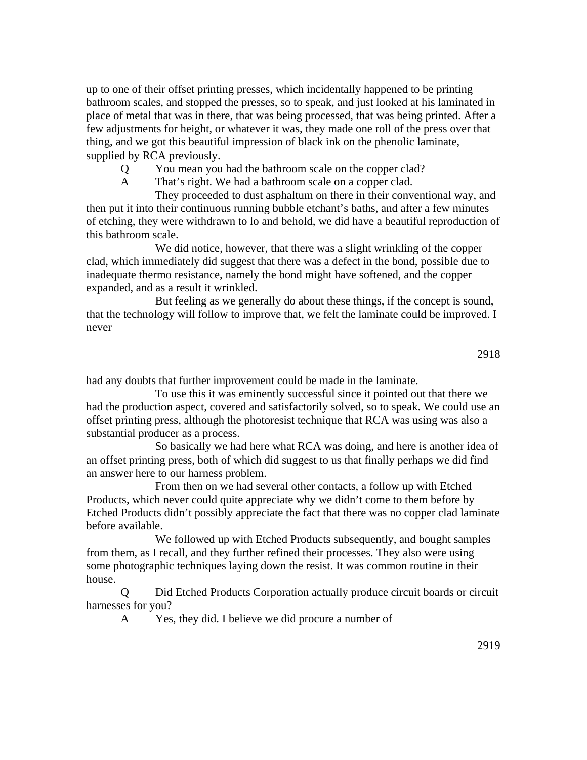up to one of their offset printing presses, which incidentally happened to be printing bathroom scales, and stopped the presses, so to speak, and just looked at his laminated in place of metal that was in there, that was being processed, that was being printed. After a few adjustments for height, or whatever it was, they made one roll of the press over that thing, and we got this beautiful impression of black ink on the phenolic laminate, supplied by RCA previously.

Q You mean you had the bathroom scale on the copper clad?

A That's right. We had a bathroom scale on a copper clad.

They proceeded to dust asphaltum on there in their conventional way, and then put it into their continuous running bubble etchant's baths, and after a few minutes of etching, they were withdrawn to lo and behold, we did have a beautiful reproduction of this bathroom scale.

We did notice, however, that there was a slight wrinkling of the copper clad, which immediately did suggest that there was a defect in the bond, possible due to inadequate thermo resistance, namely the bond might have softened, and the copper expanded, and as a result it wrinkled.

But feeling as we generally do about these things, if the concept is sound, that the technology will follow to improve that, we felt the laminate could be improved. I never had any doubts that further improvement could be made in the laminate.

To use this it was eminently successful since it pointed out that there we had the production aspect, covered and satisfactorily solved, so to speak. We could use an offset printing press, although the photoresist technique that RCA was using was also a substantial producer as a process.

So basically we had here what RCA was doing, and here is another idea of an offset printing press, both of which did suggest to us that finally perhaps we did find an answer here to our harness problem.

From then on we had several other contacts, a follow up with Etched Products, which never could quite appreciate why we didn't come to them before by Etched Products didn't possibly appreciate the fact that there was no copper clad laminate before available.

We followed up with Etched Products subsequently, and bought samples from them, as I recall, and they further refined their processes. They also were using some photographic techniques laying down the resist. It was common routine in their house.

Q Did Etched Products Corporation actually produce circuit boards or circuit harnesses for you?

A Yes, they did. I believe we did procure a number of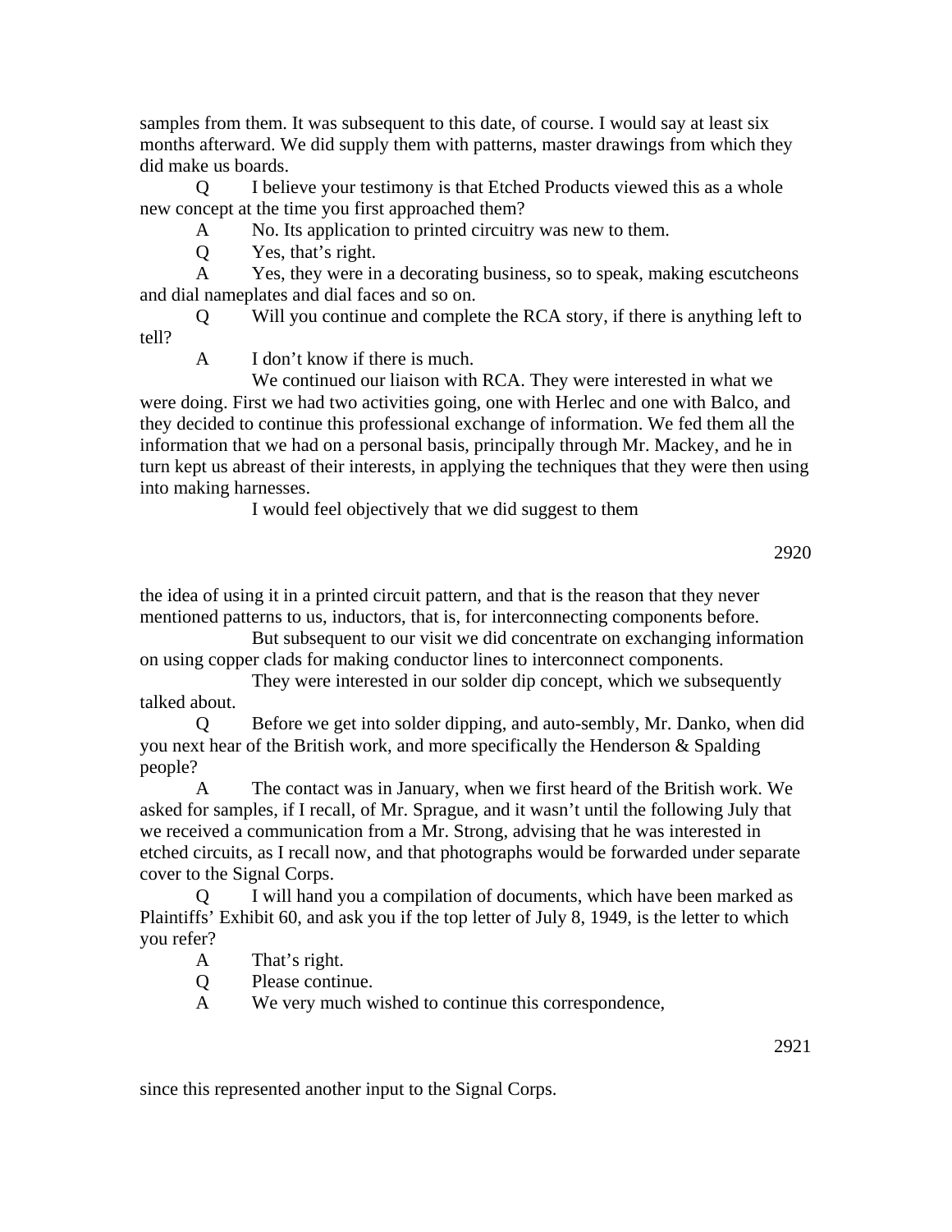samples from them. It was subsequent to this date, of course. I would say at least six months afterward. We did supply them with patterns, master drawings from which they did make us boards.

Q I believe your testimony is that Etched Products viewed this as a whole new concept at the time you first approached them?

A No. Its application to printed circuitry was new to them.

Q Yes, that's right.

A Yes, they were in a decorating business, so to speak, making escutcheons and dial nameplates and dial faces and so on.

Q Will you continue and complete the RCA story, if there is anything left to tell?

A I don't know if there is much.

We continued our liaison with RCA. They were interested in what we were doing. First we had two activities going, one with Herlec and one with Balco, and they decided to continue this professional exchange of information. We fed them all the information that we had on a personal basis, principally through Mr. Mackey, and he in turn kept us abreast of their interests, in applying the techniques that they were then using into making harnesses.

I would feel objectively that we did suggest to them

the idea of using it in a printed circuit pattern, and that is the reason that they never mentioned patterns to us, inductors, that is, for interconnecting components before.

But subsequent to our visit we did concentrate on exchanging information on using copper clads for making conductor lines to interconnect components.

They were interested in our solder dip concept, which we subsequently talked about.

Q Before we get into solder dipping, and auto-sembly, Mr. Danko, when did you next hear of the British work, and more specifically the Henderson & Spalding people?

A The contact was in January, when we first heard of the British work. We asked for samples, if I recall, of Mr. Sprague, and it wasn't until the following July that we received a communication from a Mr. Strong, advising that he was interested in etched circuits, as I recall now, and that photographs would be forwarded under separate cover to the Signal Corps.

Q I will hand you a compilation of documents, which have been marked as Plaintiffs' Exhibit 60, and ask you if the top letter of July 8, 1949, is the letter to which you refer?

A That's right.

Q Please continue.

A We very much wished to continue this correspondence,

since this represented another input to the Signal Corps.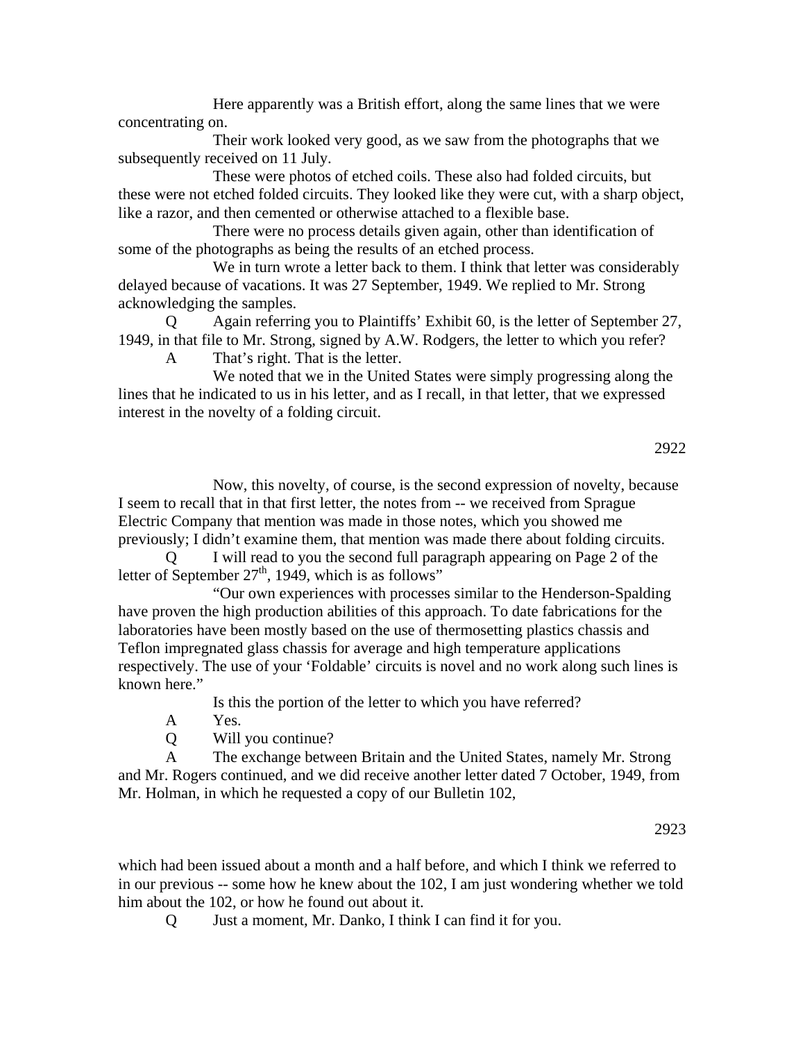Here apparently was a British effort, along the same lines that we were concentrating on.

Their work looked very good, as we saw from the photographs that we subsequently received on 11 July.

These were photos of etched coils. These also had folded circuits, but these were not etched folded circuits. They looked like they were cut, with a sharp object, like a razor, and then cemented or otherwise attached to a flexible base.

There were no process details given again, other than identification of some of the photographs as being the results of an etched process.

We in turn wrote a letter back to them. I think that letter was considerably delayed because of vacations. It was 27 September, 1949. We replied to Mr. Strong acknowledging the samples.

Q Again referring you to Plaintiffs' Exhibit 60, is the letter of September 27, 1949, in that file to Mr. Strong, signed by A.W. Rodgers, the letter to which you refer?

A That's right. That is the letter.

We noted that we in the United States were simply progressing along the lines that he indicated to us in his letter, and as I recall, in that letter, that we expressed interest in the novelty of a folding circuit.

Now, this novelty, of course, is the second expression of novelty, because I seem to recall that in that first letter, the notes from -- we received from Sprague Electric Company that mention was made in those notes, which you showed me previously; I didn't examine them, that mention was made there about folding circuits.

Q I will read to you the second full paragraph appearing on Page 2 of the letter of September 27th, 1949, which is as follows"

"Our own experiences with processes similar to the Henderson-Spalding have proven the high production abilities of this approach. To date fabrications for the laboratories have been mostly based on the use of thermosetting plastics chassis and Teflon impregnated glass chassis for average and high temperature applications respectively. The use of your 'Foldable' circuits is novel and no work along such lines is known here."

Is this the portion of the letter to which you have referred?

A Yes.

Q Will you continue?

A The exchange between Britain and the United States, namely Mr. Strong and Mr. Rogers continued, and we did receive another letter dated 7 October, 1949, from Mr. Holman, in which he requested a copy of our Bulletin 102,

which had been issued about a month and a half before, and which I think we referred to in our previous -- some how he knew about the 102, I am just wondering whether we told him about the 102, or how he found out about it.

Q Just a moment, Mr. Danko, I think I can find it for you.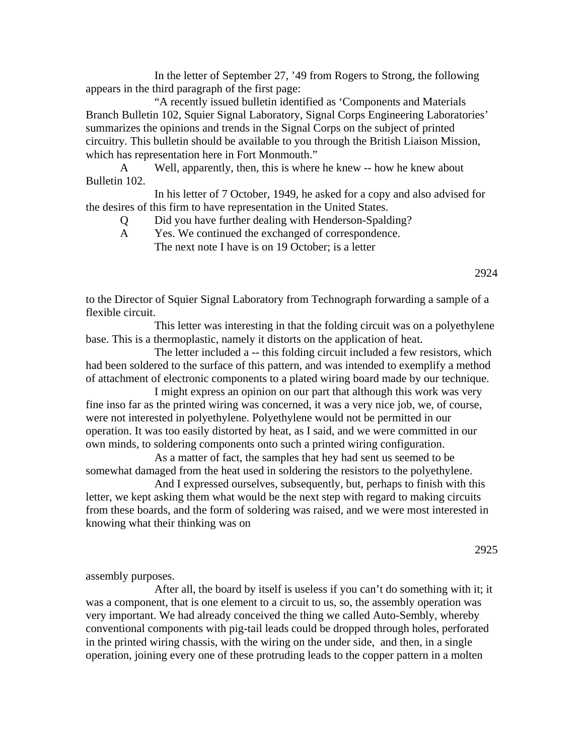In the letter of September 27, '49 from Rogers to Strong, the following appears in the third paragraph of the first page:

"A recently issued bulletin identified as 'Components and Materials Branch Bulletin 102, Squier Signal Laboratory, Signal Corps Engineering Laboratories' summarizes the opinions and trends in the Signal Corps on the subject of printed circuitry. This bulletin should be available to you through the British Liaison Mission, which has representation here in Fort Monmouth."

A Well, apparently, then, this is where he knew -- how he knew about Bulletin 102.

In his letter of 7 October, 1949, he asked for a copy and also advised for the desires of this firm to have representation in the United States.

Q Did you have further dealing with Henderson-Spalding?

A Yes. We continued the exchanged of correspondence.

The next note I have is on 19 October; is a letter to the Director of Squier Signal Laboratory from Technograph forwarding a sample of a flexible circuit.

This letter was interesting in that the folding circuit was on a polyethylene base. This is a thermoplastic, namely it distorts on the application of heat.

The letter included a -- this folding circuit included a few resistors, which had been soldered to the surface of this pattern, and was intended to exemplify a method of attachment of electronic components to a plated wiring board made by our technique.

I might express an opinion on our part that although this work was very fine inso far as the printed wiring was concerned, it was a very nice job, we, of course, were not interested in polyethylene. Polyethylene would not be permitted in our operation. It was too easily distorted by heat, as I said, and we were committed in our own minds, to soldering components onto such a printed wiring configuration.

As a matter of fact, the samples that hey had sent us seemed to be somewhat damaged from the heat used in soldering the resistors to the polyethylene.

And I expressed ourselves, subsequently, but, perhaps to finish with this letter, we kept asking them what would be the next step with regard to making circuits from these boards, and the form of soldering was raised, and we were most interested in knowing what their thinking was on assembly purposes.

After all, the board by itself is useless if you can't do something with it; it was a component, that is one element to a circuit to us, so, the assembly operation was very important. We had already conceived the thing we called Auto-Sembly, whereby conventional components with pig-tail leads could be dropped through holes, perforated in the printed wiring chassis, with the wiring on the under side, and then, in a single operation, joining every one of these protruding leads to the copper pattern in a molten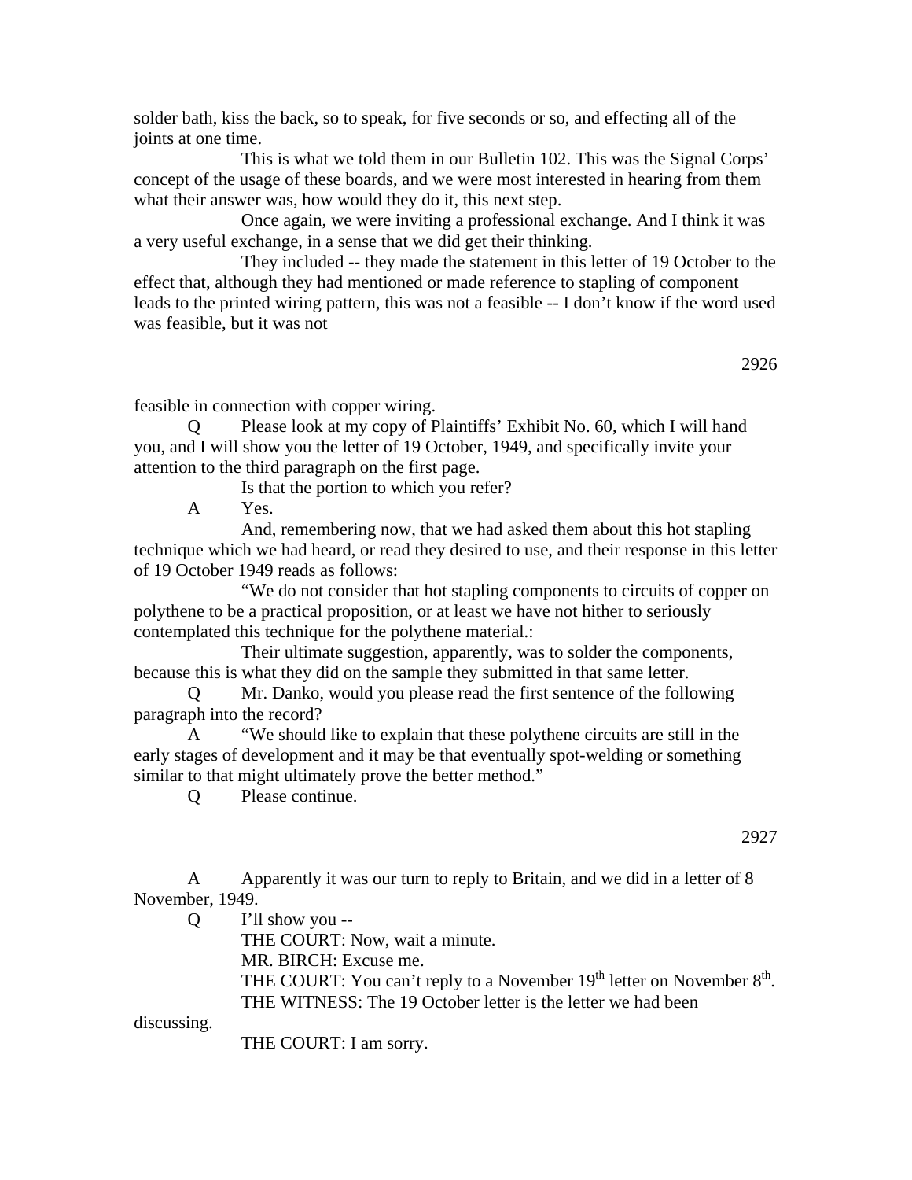solder bath, kiss the back, so to speak, for five seconds or so, and effecting all of the joints at one time.

This is what we told them in our Bulletin 102. This was the Signal Corps' concept of the usage of these boards, and we were most interested in hearing from them what their answer was, how would they do it, this next step.

Once again, we were inviting a professional exchange. And I think it was a very useful exchange, in a sense that we did get their thinking.

They included -- they made the statement in this letter of 19 October to the effect that, although they had mentioned or made reference to stapling of component leads to the printed wiring pattern, this was not a feasible -- I don't know if the word used was feasible, but it was not

feasible in connection with copper wiring.

Q Please look at my copy of Plaintiffs' Exhibit No. 60, which I will hand you, and I will show you the letter of 19 October, 1949, and specifically invite your attention to the third paragraph on the first page.

Is that the portion to which you refer?

A Yes.

And, remembering now, that we had asked them about this hot stapling technique which we had heard, or read they desired to use, and their response in this letter of 19 October 1949 reads as follows:

"We do not consider that hot stapling components to circuits of copper on polythene to be a practical proposition, or at least we have not hither to seriously contemplated this technique for the polythene material.:

Their ultimate suggestion, apparently, was to solder the components, because this is what they did on the sample they submitted in that same letter.

Q Mr. Danko, would you please read the first sentence of the following paragraph into the record?

A "We should like to explain that these polythene circuits are still in the early stages of development and it may be that eventually spot-welding or something similar to that might ultimately prove the better method."

Q Please continue.

A Apparently it was our turn to reply to Britain, and we did in a letter of 8 November, 1949.

Q I'll show you --

THE COURT: Now, wait a minute.

MR. BIRCH: Excuse me.

THE COURT: You can't reply to a November 19th letter on November 8th.

THE WITNESS: The 19 October letter is the letter we had been discussing.

THE COURT: I am sorry.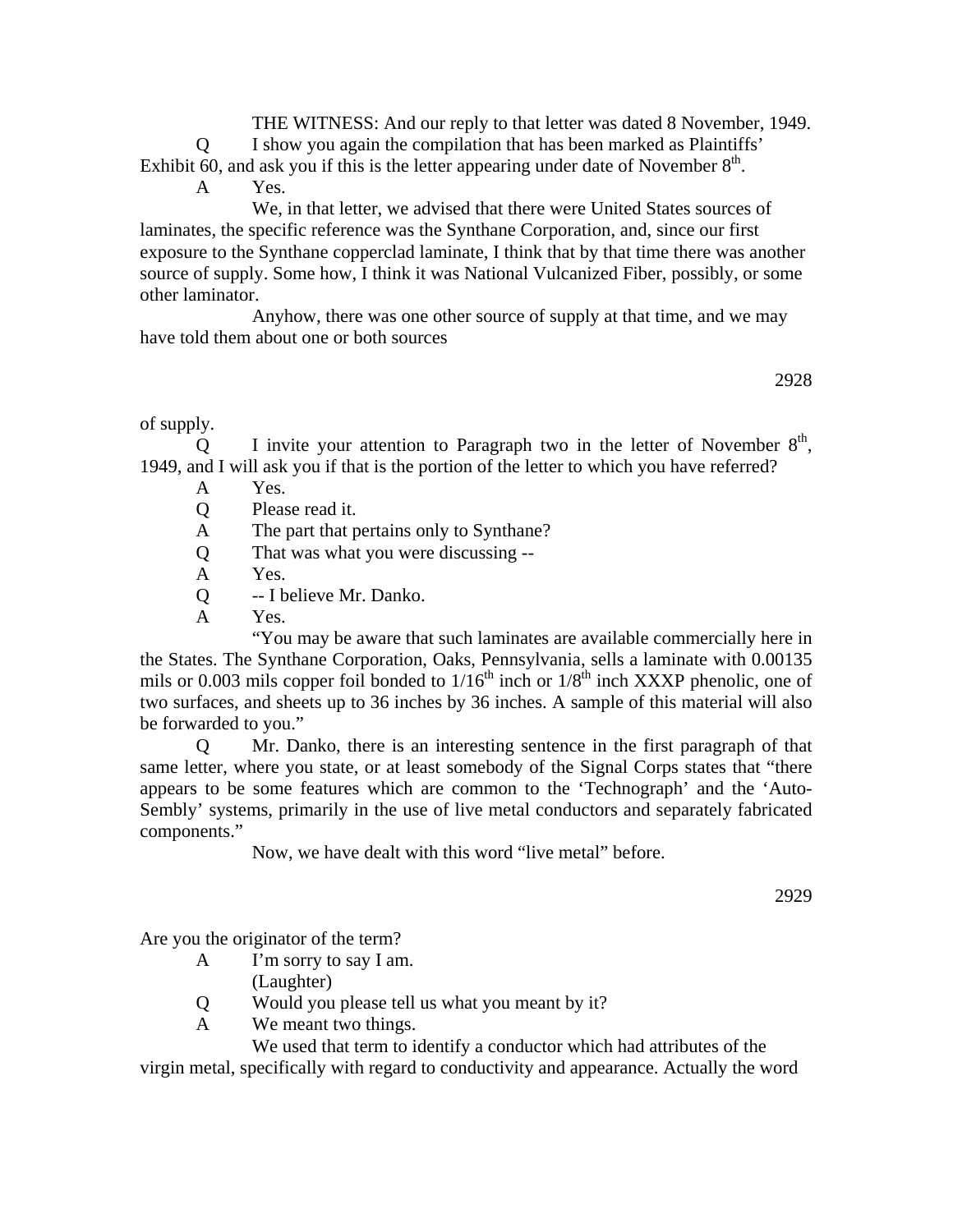THE WITNESS: And our reply to that letter was dated 8 November, 1949.

Q I show you again the compilation that has been marked as Plaintiffs' Exhibit 60, and ask you if this is the letter appearing under date of November 8th.

A Yes.

We, in that letter, we advised that there were United States sources of laminates, the specific reference was the Synthane Corporation, and, since our first exposure to the Synthane copperclad laminate, I think that by that time there was another source of supply. Some how, I think it was National Vulcanized Fiber, possibly, or some other laminator.

Anyhow, there was one other source of supply at that time, and we may have told them about one or both sources of supply.

Q I invite your attention to Paragraph two in the letter of November 8th, 1949, and I will ask you if that is the portion of the letter to which you have referred?

A Yes.

Q Please read it.

A The part that pertains only to Synthane?

Q That was what you were discussing --

A Yes.

Q -- I believe Mr. Danko.

A Yes.

"You may be aware that such laminates are available commercially here in the States. The Synthane Corporation, Oaks, Pennsylvania, sells a laminate with 0.00135 mils or 0.003 mils copper foil bonded to 1/16th inch or 1/8th inch XXXP phenolic, one of two surfaces, and sheets up to 36 inches by 36 inches. A sample of this material will also be forwarded to you."

Q Mr. Danko, there is an interesting sentence in the first paragraph of that same letter, where you state, or at least somebody of the Signal Corps states that "there appears to be some features which are common to the 'Technograph' and the 'Auto-Sembly' systems, primarily in the use of live metal conductors and separately fabricated components."

Now, we have dealt with this word "live metal" before. Are you the originator of the term?

A I'm sorry to say I am.

(Laughter)

Q Would you please tell us what you meant by it?

A We meant two things.

We used that term to identify a conductor which had attributes of the virgin metal, specifically with regard to conductivity and appearance. Actually the word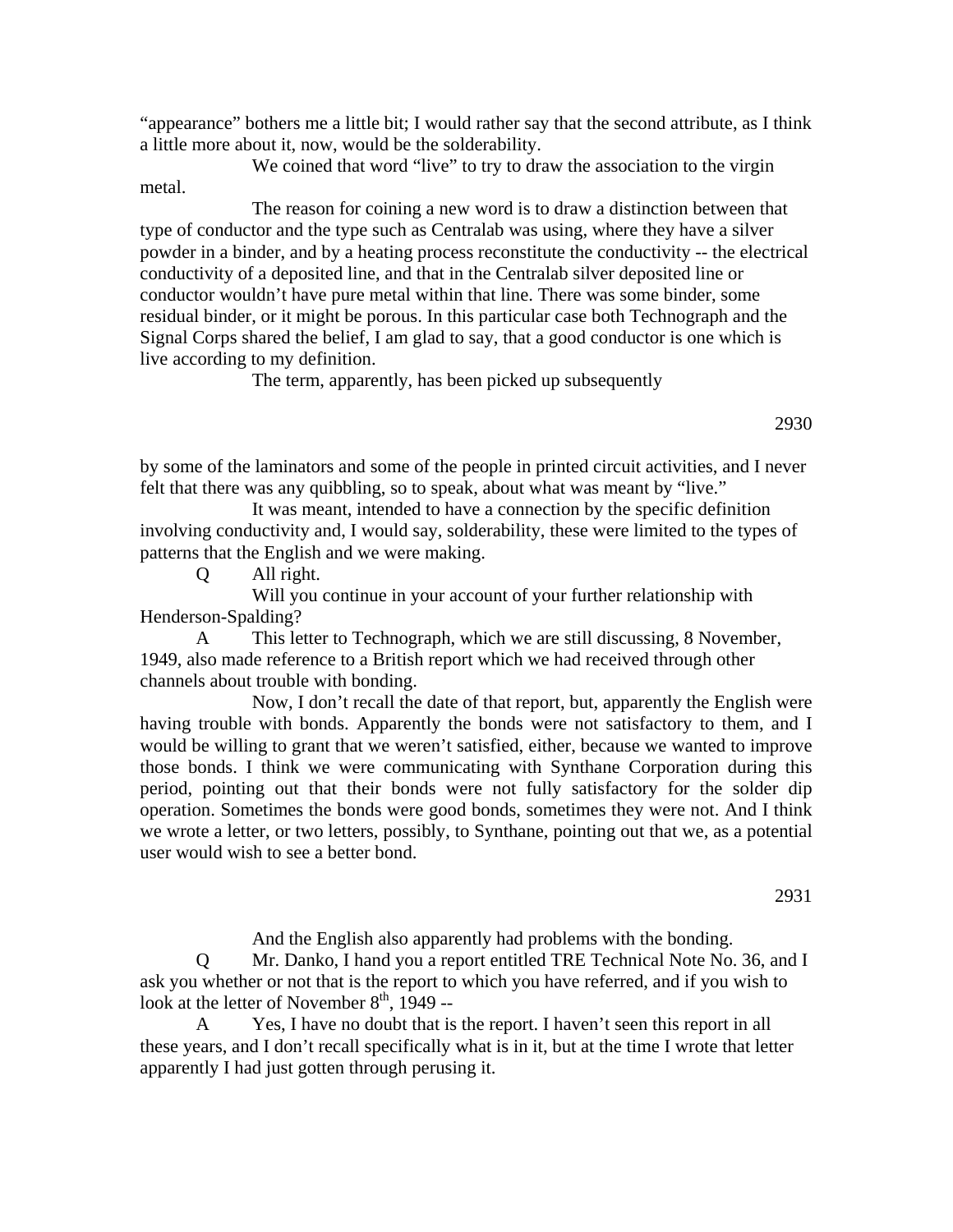"appearance" bothers me a little bit; I would rather say that the second attribute, as I think a little more about it, now, would be the solderability.

We coined that word "live" to try to draw the association to the virgin metal.

The reason for coining a new word is to draw a distinction between that type of conductor and the type such as Centralab was using, where they have a silver powder in a binder, and by a heating process reconstitute the conductivity -- the electrical conductivity of a deposited line, and that in the Centralab silver deposited line or conductor wouldn't have pure metal within that line. There was some binder, some residual binder, or it might be porous. In this particular case both Technograph and the Signal Corps shared the belief, I am glad to say, that a good conductor is one which is live according to my definition.

The term, apparently, has been picked up subsequently by some of the laminators and some of the people in printed circuit activities, and I never felt that there was any quibbling, so to speak, about what was meant by "live."

It was meant, intended to have a connection by the specific definition involving conductivity and, I would say, solderability, these were limited to the types of patterns that the English and we were making.

Q All right.

Will you continue in your account of your further relationship with Henderson-Spalding?

A This letter to Technograph, which we are still discussing, 8 November, 1949, also made reference to a British report which we had received through other channels about trouble with bonding.

Now, I don't recall the date of that report, but, apparently the English were having trouble with bonds. Apparently the bonds were not satisfactory to them, and I would be willing to grant that we weren't satisfied, either, because we wanted to improve those bonds. I think we were communicating with Synthane Corporation during this period, pointing out that their bonds were not fully satisfactory for the solder dip operation. Sometimes the bonds were good bonds, sometimes they were not. And I think we wrote a letter, or two letters, possibly, to Synthane, pointing out that we, as a potential user would wish to see a better bond.

And the English also apparently had problems with the bonding.

Q Mr. Danko, I hand you a report entitled TRE Technical Note No. 36, and I ask you whether or not that is the report to which you have referred, and if you wish to look at the letter of November 8th, 1949 --

A Yes, I have no doubt that is the report. I haven't seen this report in all these years, and I don't recall specifically what is in it, but at the time I wrote that letter apparently I had just gotten through perusing it.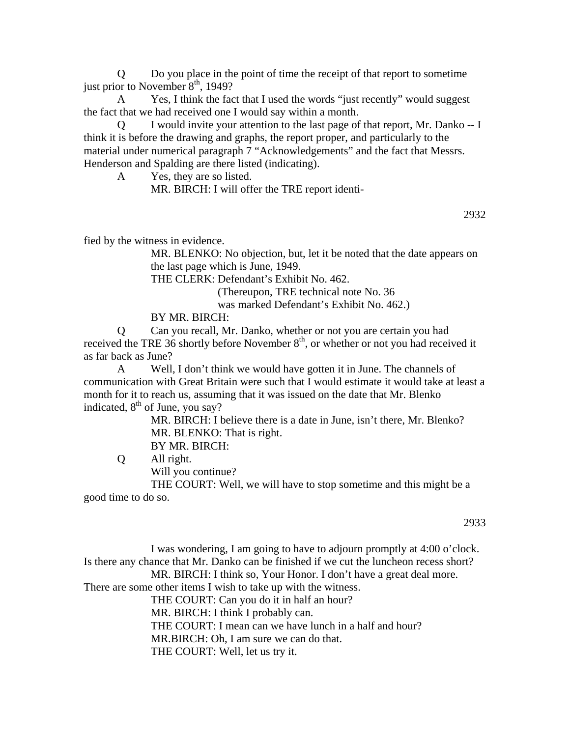Q Do you place in the point of time the receipt of that report to sometime just prior to November 8th, 1949?

A Yes, I think the fact that I used the words "just recently" would suggest the fact that we had received one I would say within a month.

Q I would invite your attention to the last page of that report, Mr. Danko -- I think it is before the drawing and graphs, the report proper, and particularly to the material under numerical paragraph 7 "Acknowledgements" and the fact that Messrs. Henderson and Spalding are there listed (indicating).

A Yes, they are so listed.

MR. BIRCH: I will offer the TRE report identified by the witness in evidence.

MR. BLENKO: No objection, but, let it be noted that the date appears on the last page which is June, 1949.

THE CLERK: Defendant's Exhibit No. 462.

(Thereupon, TRE technical note No. 36 was marked Defendant's Exhibit No. 462.)

BY MR. BIRCH:

Q Can you recall, Mr. Danko, whether or not you are certain you had received the TRE 36 shortly before November 8th, or whether or not you had received it as far back as June?

A Well, I don't think we would have gotten it in June. The channels of communication with Great Britain were such that I would estimate it would take at least a month for it to reach us, assuming that it was issued on the date that Mr. Blenko indicated, 8th of June, you say?

MR. BIRCH: I believe there is a date in June, isn't there, Mr. Blenko?

MR. BLENKO: That is right.

BY MR. BIRCH:

Q All right.

Will you continue?

THE COURT: Well, we will have to stop sometime and this might be a good time to do so.

I was wondering, I am going to have to adjourn promptly at 4:00 o'clock. Is there any chance that Mr. Danko can be finished if we cut the luncheon recess short?

MR. BIRCH: I think so, Your Honor. I don't have a great deal more. There are some other items I wish to take up with the witness.

THE COURT: Can you do it in half an hour?

MR. BIRCH: I think I probably can.

THE COURT: I mean can we have lunch in a half and hour?

MR.BIRCH: Oh, I am sure we can do that.

THE COURT: Well, let us try it.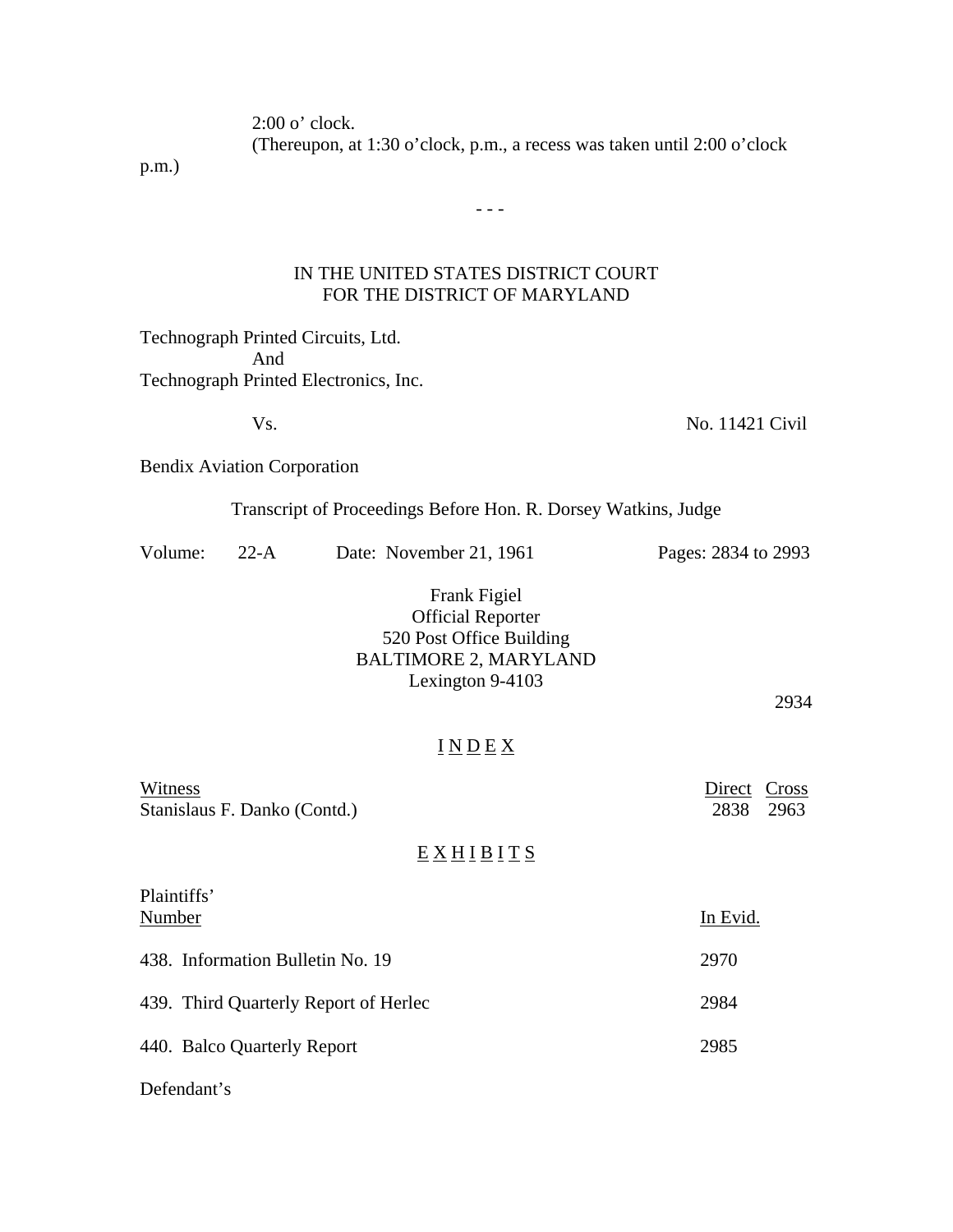2:00 o' clock.

(Thereupon, at 1:30 o'clock, p.m., a recess was taken until 2:00 o'clock p.m.)

- - -

IN THE UNITED STATES DISTRICT COURT
FOR THE DISTRICT OF MARYLAND

Technograph Printed Circuits, Ltd.
And
Technograph Printed Electronics, Inc.

Vs. No. 11421 Civil

Bendix Aviation Corporation

Transcript of Proceedings Before Hon. R. Dorsey Watkins, Judge

Volume: 22-A Date: November 21, 1961 Pages: 2834 to 2993

Frank Figiel
Official Reporter
520 Post Office Building
BALTIMORE 2, MARYLAND
Lexington 9-4103

2934

# I N D E X

| Witness | Direct | Cross |
| --- | --- | --- |
| Stanislaus F. Danko (Contd.) | 2838 | 2963 |

# E X H I B I T S

| Plaintiffs' Number | In Evid. |
| --- | --- |
| 438. Information Bulletin No. 19 | 2970 |
| 439. Third Quarterly Report of Herlec | 2984 |
| 440. Balco Quarterly Report | 2985 |

Defendant's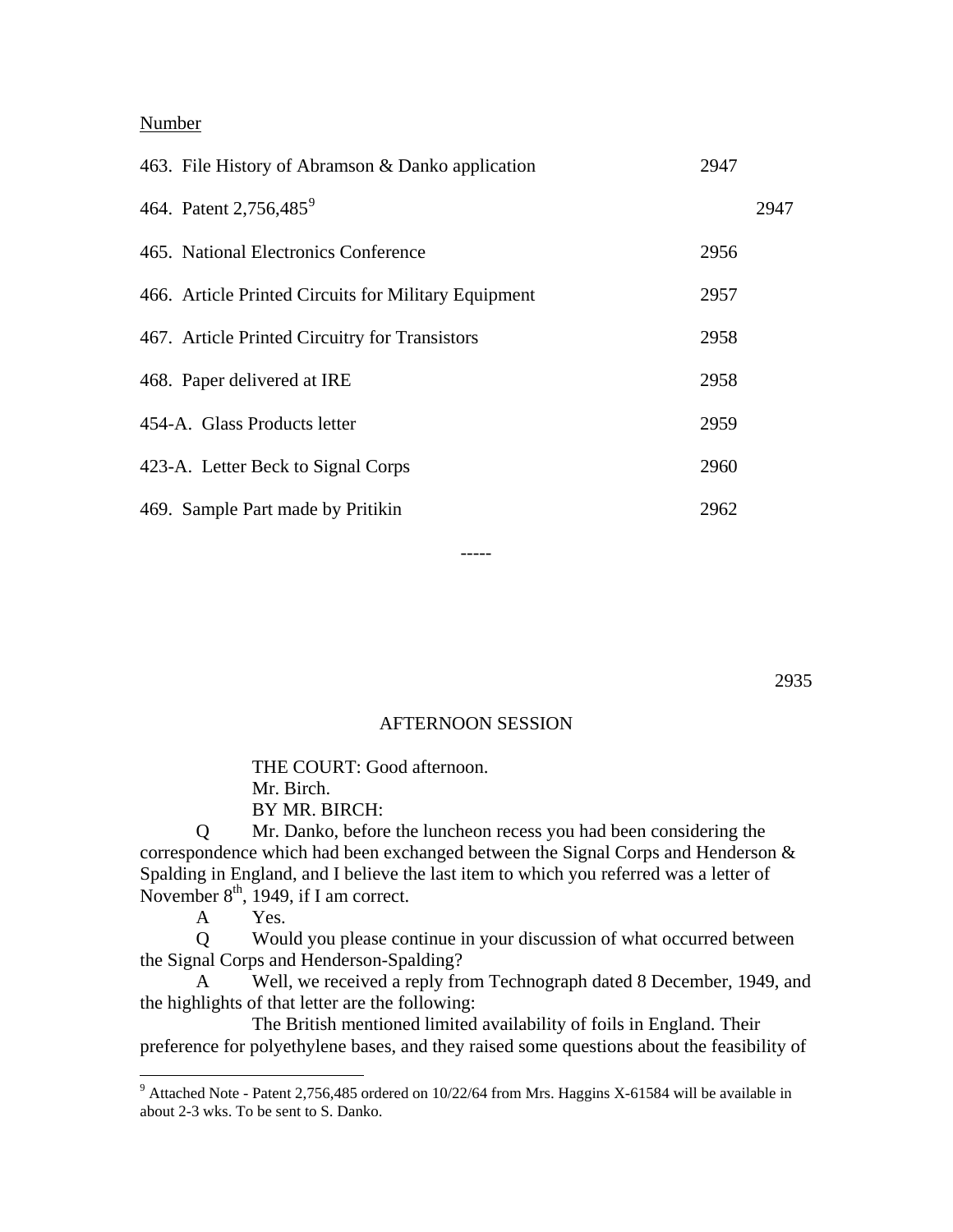Number

| | | |
|---|---|---|
| 463. File History of Abramson & Danko application | 2947 | |
| 464. Patent 2,756,485[9] | | 2947 |
| 465. National Electronics Conference | 2956 | |
| 466. Article Printed Circuits for Military Equipment | 2957 | |
| 467. Article Printed Circuitry for Transistors | 2958 | |
| 468. Paper delivered at IRE | 2958 | |
| 454-A. Glass Products letter | 2959 | |
| 423-A. Letter Beck to Signal Corps | 2960 | |
| 469. Sample Part made by Pritikin | 2962 | |

-----

AFTERNOON SESSION

THE COURT: Good afternoon.
Mr. Birch.
BY MR. BIRCH:

Q Mr. Danko, before the luncheon recess you had been considering the correspondence which had been exchanged between the Signal Corps and Henderson & Spalding in England, and I believe the last item to which you referred was a letter of November 8th, 1949, if I am correct.

A Yes.

Q Would you please continue in your discussion of what occurred between the Signal Corps and Henderson-Spalding?

A Well, we received a reply from Technograph dated 8 December, 1949, and the highlights of that letter are the following:

The British mentioned limited availability of foils in England. Their preference for polyethylene bases, and they raised some questions about the feasibility of

[9] Attached Note - Patent 2,756,485 ordered on 10/22/64 from Mrs. Haggins X-61584 will be available in about 2-3 wks. To be sent to S. Danko.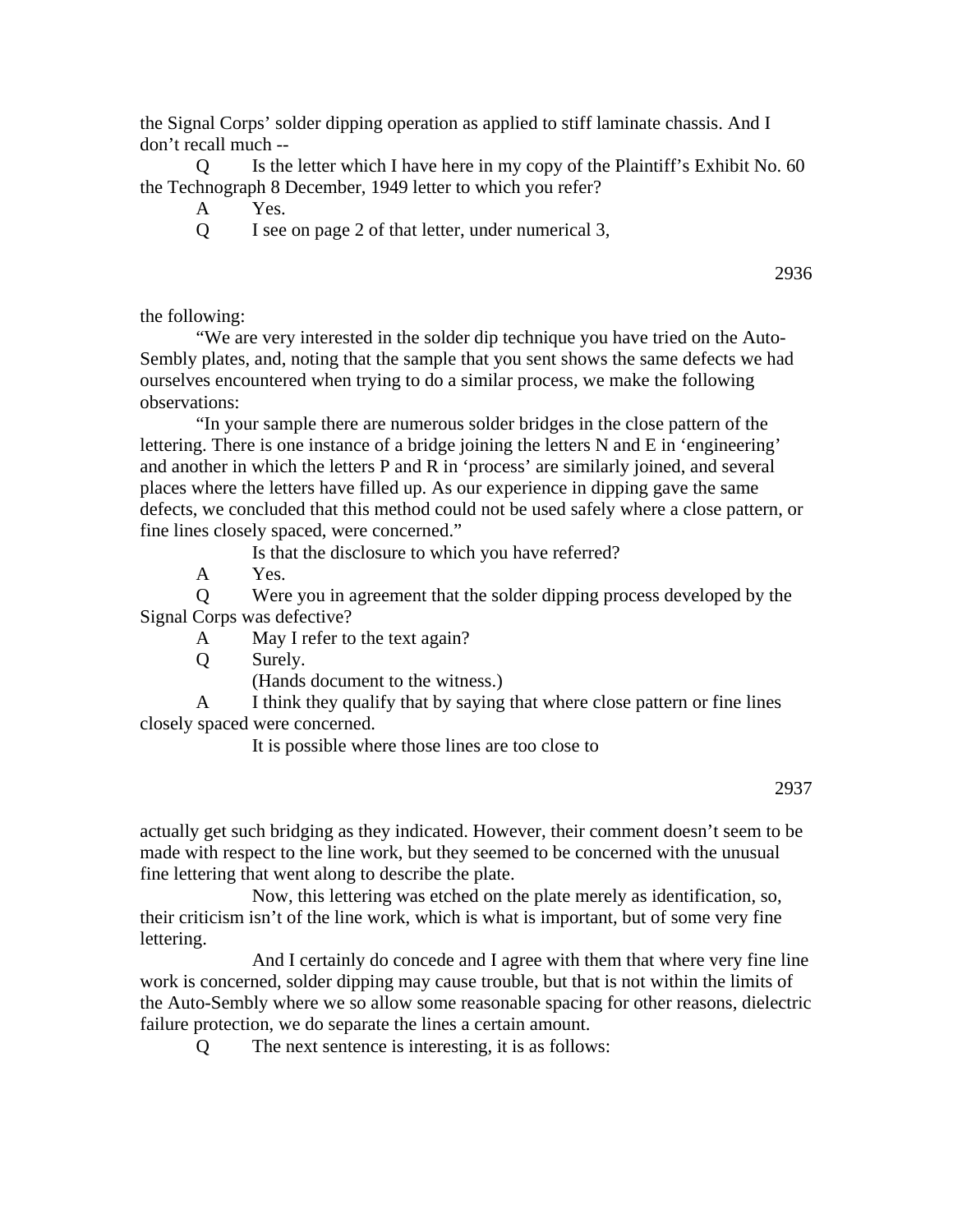the Signal Corps' solder dipping operation as applied to stiff laminate chassis. And I don't recall much --

Q Is the letter which I have here in my copy of the Plaintiff's Exhibit No. 60 the Technograph 8 December, 1949 letter to which you refer?

A Yes.

Q I see on page 2 of that letter, under numerical 3, the following:

"We are very interested in the solder dip technique you have tried on the Auto-Sembly plates, and, noting that the sample that you sent shows the same defects we had ourselves encountered when trying to do a similar process, we make the following observations:

"In your sample there are numerous solder bridges in the close pattern of the lettering. There is one instance of a bridge joining the letters N and E in 'engineering' and another in which the letters P and R in 'process' are similarly joined, and several places where the letters have filled up. As our experience in dipping gave the same defects, we concluded that this method could not be used safely where a close pattern, or fine lines closely spaced, were concerned."

Is that the disclosure to which you have referred?

A Yes.

Q Were you in agreement that the solder dipping process developed by the Signal Corps was defective?

A May I refer to the text again?

Q Surely.

(Hands document to the witness.)

A I think they qualify that by saying that where close pattern or fine lines closely spaced were concerned.

It is possible where those lines are too close to actually get such bridging as they indicated. However, their comment doesn't seem to be made with respect to the line work, but they seemed to be concerned with the unusual fine lettering that went along to describe the plate.

Now, this lettering was etched on the plate merely as identification, so, their criticism isn't of the line work, which is what is important, but of some very fine lettering.

And I certainly do concede and I agree with them that where very fine line work is concerned, solder dipping may cause trouble, but that is not within the limits of the Auto-Sembly where we so allow some reasonable spacing for other reasons, dielectric failure protection, we do separate the lines a certain amount.

Q The next sentence is interesting, it is as follows: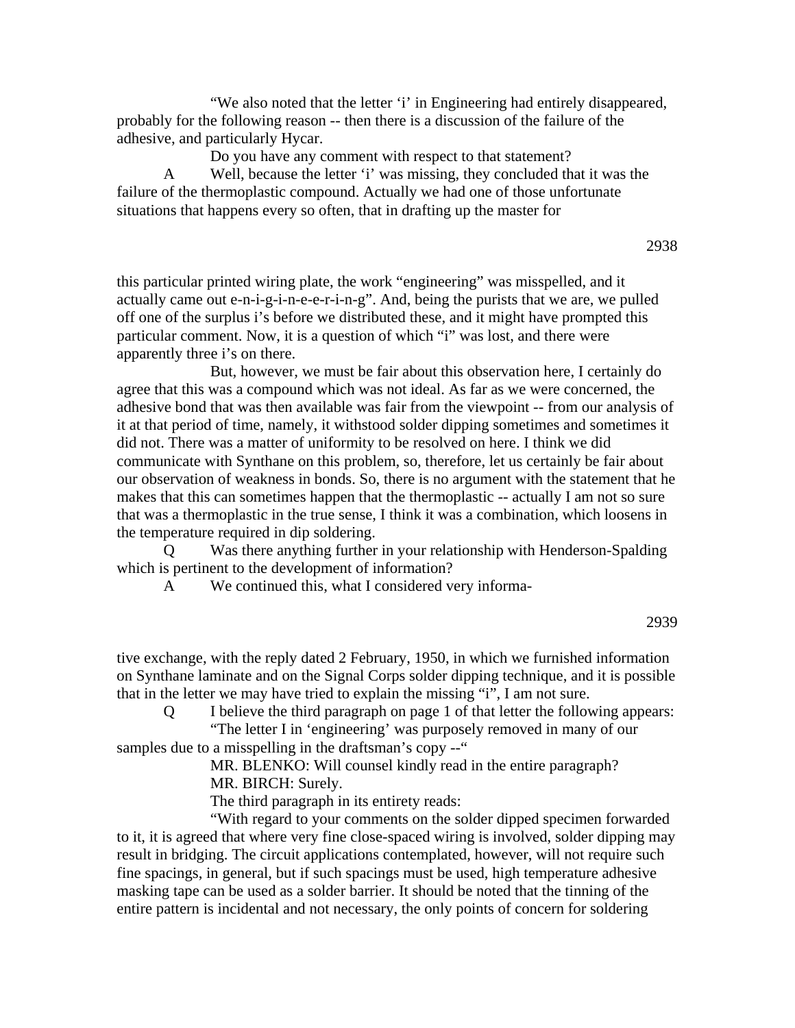"We also noted that the letter 'i' in Engineering had entirely disappeared, probably for the following reason -- then there is a discussion of the failure of the adhesive, and particularly Hycar.

Do you have any comment with respect to that statement?

A Well, because the letter 'i' was missing, they concluded that it was the failure of the thermoplastic compound. Actually we had one of those unfortunate situations that happens every so often, that in drafting up the master for this particular printed wiring plate, the work "engineering" was misspelled, and it actually came out e-n-i-g-i-n-e-e-r-i-n-g". And, being the purists that we are, we pulled off one of the surplus i's before we distributed these, and it might have prompted this particular comment. Now, it is a question of which "i" was lost, and there were apparently three i's on there.

But, however, we must be fair about this observation here, I certainly do agree that this was a compound which was not ideal. As far as we were concerned, the adhesive bond that was then available was fair from the viewpoint -- from our analysis of it at that period of time, namely, it withstood solder dipping sometimes and sometimes it did not. There was a matter of uniformity to be resolved on here. I think we did communicate with Synthane on this problem, so, therefore, let us certainly be fair about our observation of weakness in bonds. So, there is no argument with the statement that he makes that this can sometimes happen that the thermoplastic -- actually I am not so sure that was a thermoplastic in the true sense, I think it was a combination, which loosens in the temperature required in dip soldering.

Q Was there anything further in your relationship with Henderson-Spalding which is pertinent to the development of information?

A We continued this, what I considered very informative exchange, with the reply dated 2 February, 1950, in which we furnished information on Synthane laminate and on the Signal Corps solder dipping technique, and it is possible that in the letter we may have tried to explain the missing "i", I am not sure.

Q I believe the third paragraph on page 1 of that letter the following appears:

"The letter I in 'engineering' was purposely removed in many of our samples due to a misspelling in the draftsman's copy --"

MR. BLENKO: Will counsel kindly read in the entire paragraph?

MR. BIRCH: Surely.

The third paragraph in its entirety reads:

"With regard to your comments on the solder dipped specimen forwarded to it, it is agreed that where very fine close-spaced wiring is involved, solder dipping may result in bridging. The circuit applications contemplated, however, will not require such fine spacings, in general, but if such spacings must be used, high temperature adhesive masking tape can be used as a solder barrier. It should be noted that the tinning of the entire pattern is incidental and not necessary, the only points of concern for soldering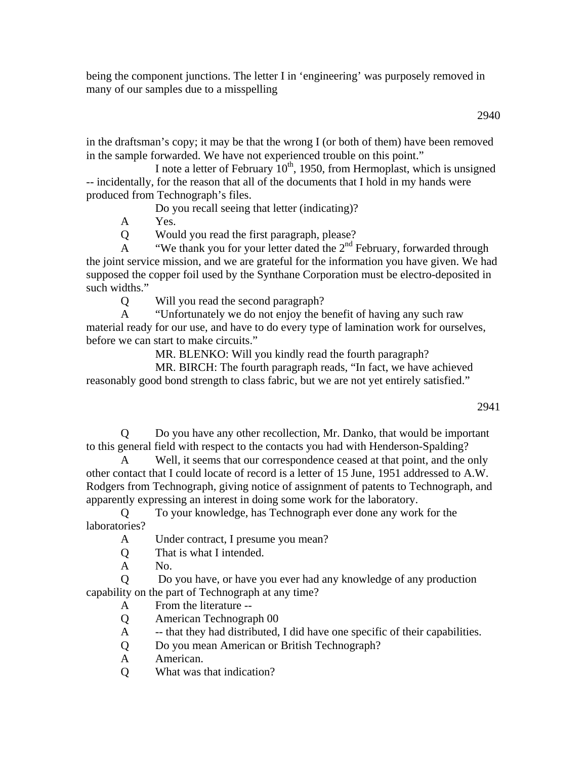being the component junctions. The letter I in 'engineering' was purposely removed in many of our samples due to a misspelling

in the draftsman's copy; it may be that the wrong I (or both of them) have been removed in the sample forwarded. We have not experienced trouble on this point."

I note a letter of February 10th, 1950, from Hermoplast, which is unsigned -- incidentally, for the reason that all of the documents that I hold in my hands were produced from Technograph's files.

Do you recall seeing that letter (indicating)?

A Yes.

Q Would you read the first paragraph, please?

A "We thank you for your letter dated the 2nd February, forwarded through the joint service mission, and we are grateful for the information you have given. We had supposed the copper foil used by the Synthane Corporation must be electro-deposited in such widths."

Q Will you read the second paragraph?

A "Unfortunately we do not enjoy the benefit of having any such raw material ready for our use, and have to do every type of lamination work for ourselves, before we can start to make circuits."

MR. BLENKO: Will you kindly read the fourth paragraph?

MR. BIRCH: The fourth paragraph reads, "In fact, we have achieved reasonably good bond strength to class fabric, but we are not yet entirely satisfied."

Q Do you have any other recollection, Mr. Danko, that would be important to this general field with respect to the contacts you had with Henderson-Spalding?

A Well, it seems that our correspondence ceased at that point, and the only other contact that I could locate of record is a letter of 15 June, 1951 addressed to A.W. Rodgers from Technograph, giving notice of assignment of patents to Technograph, and apparently expressing an interest in doing some work for the laboratory.

Q To your knowledge, has Technograph ever done any work for the laboratories?

A Under contract, I presume you mean?

Q That is what I intended.

A No.

Q Do you have, or have you ever had any knowledge of any production capability on the part of Technograph at any time?

A From the literature --

Q American Technograph 00

A -- that they had distributed, I did have one specific of their capabilities.

Q Do you mean American or British Technograph?

A American.

Q What was that indication?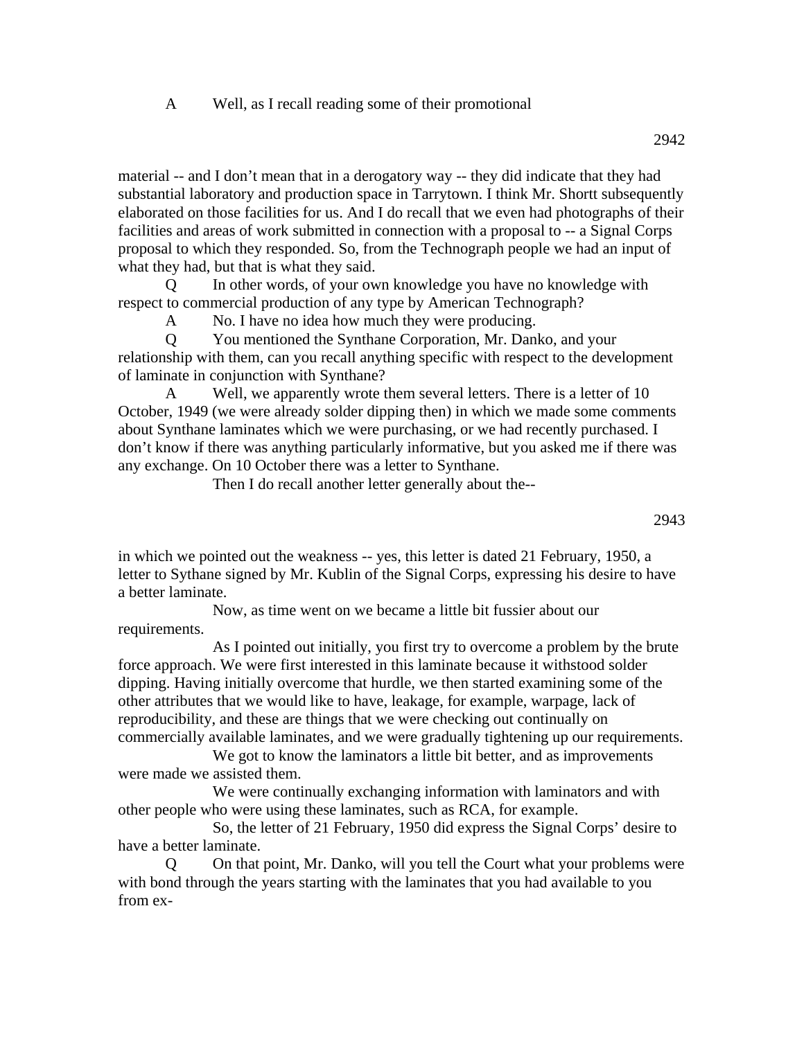A Well, as I recall reading some of their promotional

material -- and I don't mean that in a derogatory way -- they did indicate that they had substantial laboratory and production space in Tarrytown. I think Mr. Shortt subsequently elaborated on those facilities for us. And I do recall that we even had photographs of their facilities and areas of work submitted in connection with a proposal to -- a Signal Corps proposal to which they responded. So, from the Technograph people we had an input of what they had, but that is what they said.

Q In other words, of your own knowledge you have no knowledge with respect to commercial production of any type by American Technograph?

A No. I have no idea how much they were producing.

Q You mentioned the Synthane Corporation, Mr. Danko, and your relationship with them, can you recall anything specific with respect to the development of laminate in conjunction with Synthane?

A Well, we apparently wrote them several letters. There is a letter of 10 October, 1949 (we were already solder dipping then) in which we made some comments about Synthane laminates which we were purchasing, or we had recently purchased. I don't know if there was anything particularly informative, but you asked me if there was any exchange. On 10 October there was a letter to Synthane.

Then I do recall another letter generally about the--

in which we pointed out the weakness -- yes, this letter is dated 21 February, 1950, a letter to Sythane signed by Mr. Kublin of the Signal Corps, expressing his desire to have a better laminate.

Now, as time went on we became a little bit fussier about our requirements.

As I pointed out initially, you first try to overcome a problem by the brute force approach. We were first interested in this laminate because it withstood solder dipping. Having initially overcome that hurdle, we then started examining some of the other attributes that we would like to have, leakage, for example, warpage, lack of reproducibility, and these are things that we were checking out continually on commercially available laminates, and we were gradually tightening up our requirements.

We got to know the laminators a little bit better, and as improvements were made we assisted them.

We were continually exchanging information with laminators and with other people who were using these laminates, such as RCA, for example.

So, the letter of 21 February, 1950 did express the Signal Corps' desire to have a better laminate.

Q On that point, Mr. Danko, will you tell the Court what your problems were with bond through the years starting with the laminates that you had available to you from ex-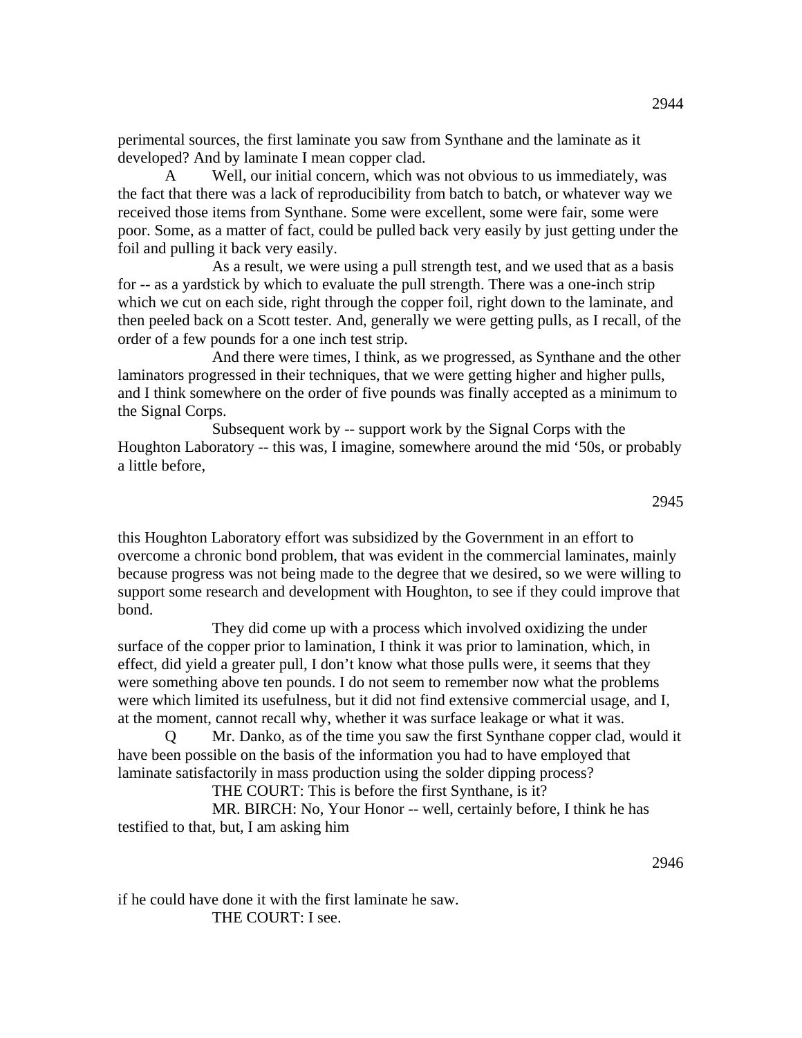perimental sources, the first laminate you saw from Synthane and the laminate as it developed? And by laminate I mean copper clad.

A Well, our initial concern, which was not obvious to us immediately, was the fact that there was a lack of reproducibility from batch to batch, or whatever way we received those items from Synthane. Some were excellent, some were fair, some were poor. Some, as a matter of fact, could be pulled back very easily by just getting under the foil and pulling it back very easily.

As a result, we were using a pull strength test, and we used that as a basis for -- as a yardstick by which to evaluate the pull strength. There was a one-inch strip which we cut on each side, right through the copper foil, right down to the laminate, and then peeled back on a Scott tester. And, generally we were getting pulls, as I recall, of the order of a few pounds for a one inch test strip.

And there were times, I think, as we progressed, as Synthane and the other laminators progressed in their techniques, that we were getting higher and higher pulls, and I think somewhere on the order of five pounds was finally accepted as a minimum to the Signal Corps.

Subsequent work by -- support work by the Signal Corps with the Houghton Laboratory -- this was, I imagine, somewhere around the mid '50s, or probably a little before,

this Houghton Laboratory effort was subsidized by the Government in an effort to overcome a chronic bond problem, that was evident in the commercial laminates, mainly because progress was not being made to the degree that we desired, so we were willing to support some research and development with Houghton, to see if they could improve that bond.

They did come up with a process which involved oxidizing the under surface of the copper prior to lamination, I think it was prior to lamination, which, in effect, did yield a greater pull, I don't know what those pulls were, it seems that they were something above ten pounds. I do not seem to remember now what the problems were which limited its usefulness, but it did not find extensive commercial usage, and I, at the moment, cannot recall why, whether it was surface leakage or what it was.

Q Mr. Danko, as of the time you saw the first Synthane copper clad, would it have been possible on the basis of the information you had to have employed that laminate satisfactorily in mass production using the solder dipping process?

THE COURT: This is before the first Synthane, is it?

MR. BIRCH: No, Your Honor -- well, certainly before, I think he has testified to that, but, I am asking him

if he could have done it with the first laminate he saw.

THE COURT: I see.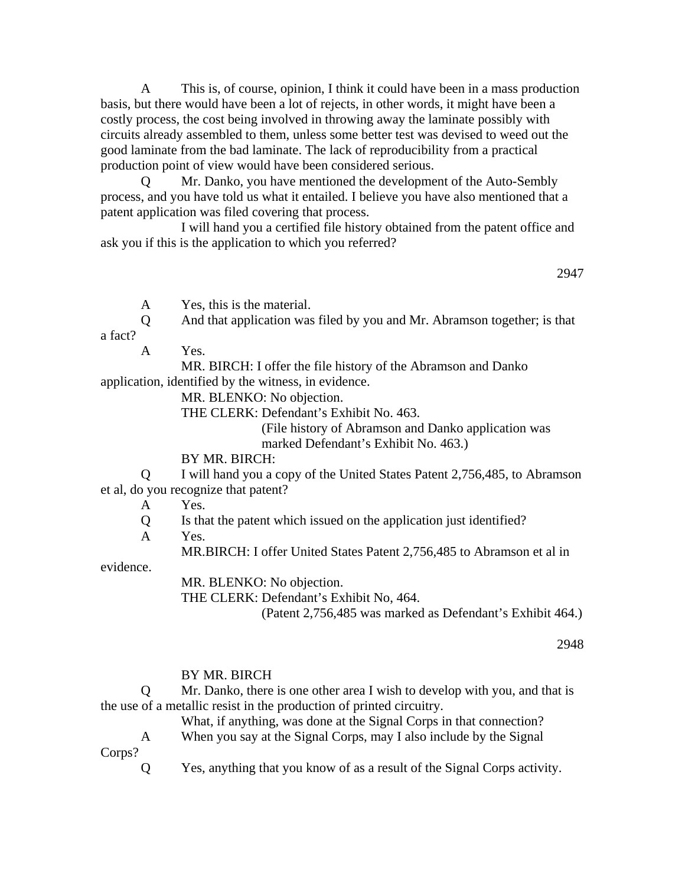A This is, of course, opinion, I think it could have been in a mass production basis, but there would have been a lot of rejects, in other words, it might have been a costly process, the cost being involved in throwing away the laminate possibly with circuits already assembled to them, unless some better test was devised to weed out the good laminate from the bad laminate. The lack of reproducibility from a practical production point of view would have been considered serious.

Q Mr. Danko, you have mentioned the development of the Auto-Sembly process, and you have told us what it entailed. I believe you have also mentioned that a patent application was filed covering that process.

I will hand you a certified file history obtained from the patent office and ask you if this is the application to which you referred?

2947

A Yes, this is the material.

Q And that application was filed by you and Mr. Abramson together; is that a fact?

A Yes.

MR. BIRCH: I offer the file history of the Abramson and Danko application, identified by the witness, in evidence.

MR. BLENKO: No objection.

THE CLERK: Defendant's Exhibit No. 463.

(File history of Abramson and Danko application was marked Defendant's Exhibit No. 463.)

BY MR. BIRCH:

Q I will hand you a copy of the United States Patent 2,756,485, to Abramson et al, do you recognize that patent?

A Yes.

Q Is that the patent which issued on the application just identified?

A Yes.

MR.BIRCH: I offer United States Patent 2,756,485 to Abramson et al in evidence.

MR. BLENKO: No objection.

THE CLERK: Defendant's Exhibit No, 464.

(Patent 2,756,485 was marked as Defendant's Exhibit 464.)

2948

BY MR. BIRCH

Q Mr. Danko, there is one other area I wish to develop with you, and that is the use of a metallic resist in the production of printed circuitry.

What, if anything, was done at the Signal Corps in that connection?

A When you say at the Signal Corps, may I also include by the Signal Corps?

Q Yes, anything that you know of as a result of the Signal Corps activity.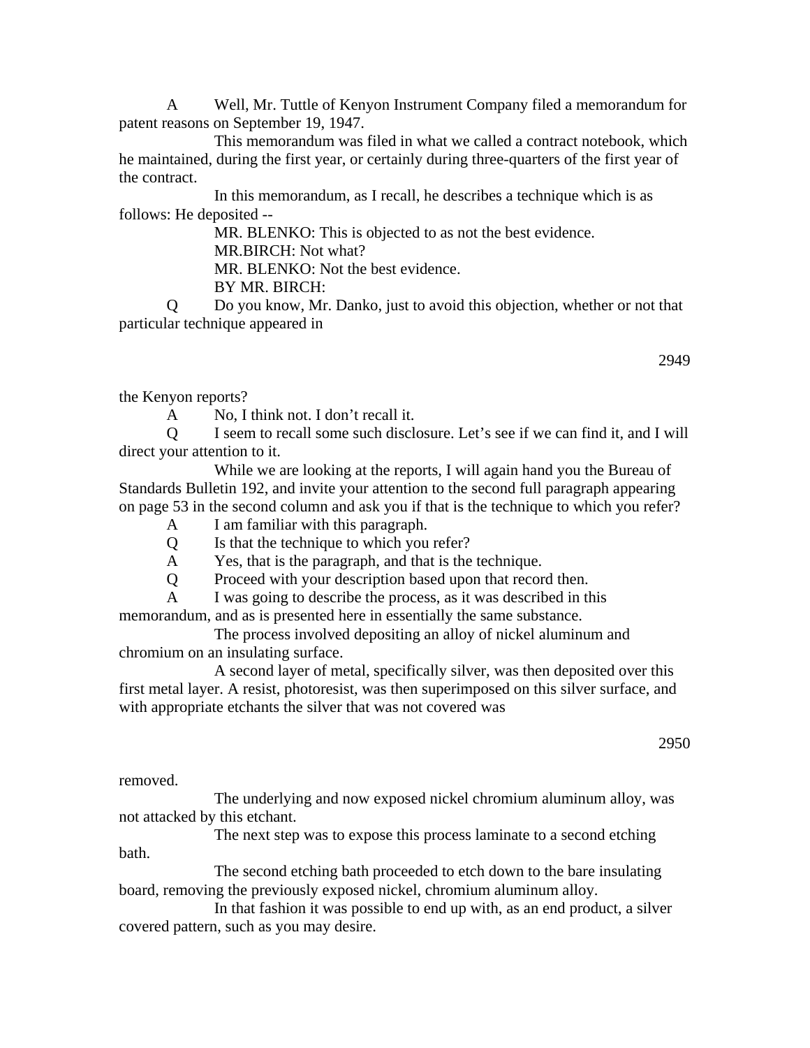A Well, Mr. Tuttle of Kenyon Instrument Company filed a memorandum for patent reasons on September 19, 1947.

This memorandum was filed in what we called a contract notebook, which he maintained, during the first year, or certainly during three-quarters of the first year of the contract.

In this memorandum, as I recall, he describes a technique which is as follows: He deposited --

MR. BLENKO: This is objected to as not the best evidence.

MR.BIRCH: Not what?

MR. BLENKO: Not the best evidence.

BY MR. BIRCH:

Q Do you know, Mr. Danko, just to avoid this objection, whether or not that particular technique appeared in the Kenyon reports?

A No, I think not. I don't recall it.

Q I seem to recall some such disclosure. Let's see if we can find it, and I will direct your attention to it.

While we are looking at the reports, I will again hand you the Bureau of Standards Bulletin 192, and invite your attention to the second full paragraph appearing on page 53 in the second column and ask you if that is the technique to which you refer?

A I am familiar with this paragraph.

Q Is that the technique to which you refer?

A Yes, that is the paragraph, and that is the technique.

Q Proceed with your description based upon that record then.

A I was going to describe the process, as it was described in this memorandum, and as is presented here in essentially the same substance.

The process involved depositing an alloy of nickel aluminum and chromium on an insulating surface.

A second layer of metal, specifically silver, was then deposited over this first metal layer. A resist, photoresist, was then superimposed on this silver surface, and with appropriate etchants the silver that was not covered was removed.

The underlying and now exposed nickel chromium aluminum alloy, was not attacked by this etchant.

The next step was to expose this process laminate to a second etching bath.

The second etching bath proceeded to etch down to the bare insulating board, removing the previously exposed nickel, chromium aluminum alloy.

In that fashion it was possible to end up with, as an end product, a silver covered pattern, such as you may desire.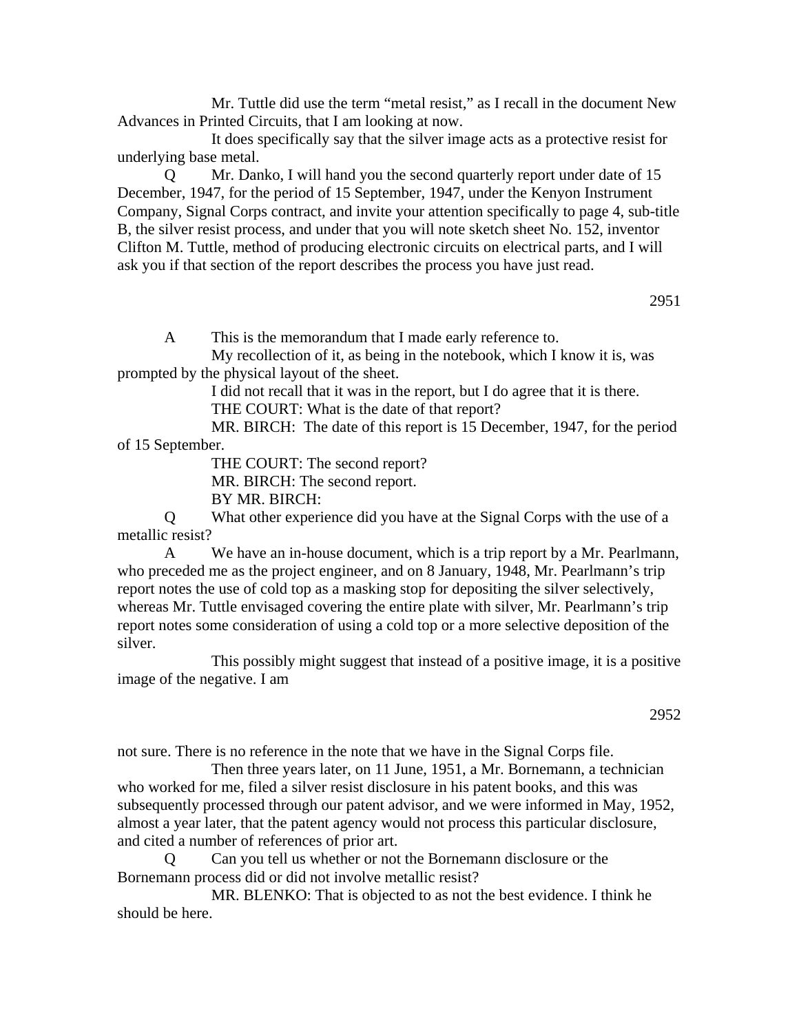Mr. Tuttle did use the term "metal resist," as I recall in the document New Advances in Printed Circuits, that I am looking at now.

It does specifically say that the silver image acts as a protective resist for underlying base metal.

Q Mr. Danko, I will hand you the second quarterly report under date of 15 December, 1947, for the period of 15 September, 1947, under the Kenyon Instrument Company, Signal Corps contract, and invite your attention specifically to page 4, sub-title B, the silver resist process, and under that you will note sketch sheet No. 152, inventor Clifton M. Tuttle, method of producing electronic circuits on electrical parts, and I will ask you if that section of the report describes the process you have just read.

A This is the memorandum that I made early reference to.

My recollection of it, as being in the notebook, which I know it is, was prompted by the physical layout of the sheet.

I did not recall that it was in the report, but I do agree that it is there.

THE COURT: What is the date of that report?

MR. BIRCH: The date of this report is 15 December, 1947, for the period of 15 September.

THE COURT: The second report?

MR. BIRCH: The second report.

BY MR. BIRCH:

Q What other experience did you have at the Signal Corps with the use of a metallic resist?

A We have an in-house document, which is a trip report by a Mr. Pearlmann, who preceded me as the project engineer, and on 8 January, 1948, Mr. Pearlmann's trip report notes the use of cold top as a masking stop for depositing the silver selectively, whereas Mr. Tuttle envisaged covering the entire plate with silver, Mr. Pearlmann's trip report notes some consideration of using a cold top or a more selective deposition of the silver.

This possibly might suggest that instead of a positive image, it is a positive image of the negative. I am not sure. There is no reference in the note that we have in the Signal Corps file.

Then three years later, on 11 June, 1951, a Mr. Bornemann, a technician who worked for me, filed a silver resist disclosure in his patent books, and this was subsequently processed through our patent advisor, and we were informed in May, 1952, almost a year later, that the patent agency would not process this particular disclosure, and cited a number of references of prior art.

Q Can you tell us whether or not the Bornemann disclosure or the Bornemann process did or did not involve metallic resist?

MR. BLENKO: That is objected to as not the best evidence. I think he should be here.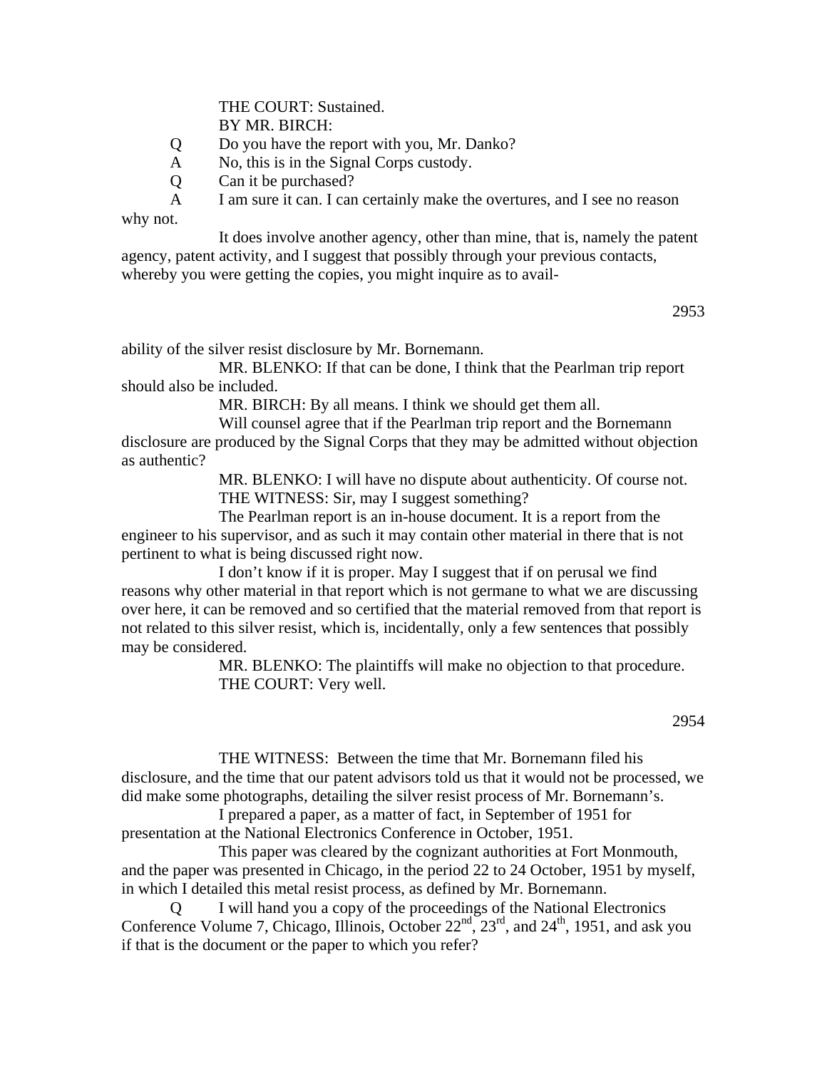THE COURT: Sustained.

BY MR. BIRCH:

Q Do you have the report with you, Mr. Danko?

A No, this is in the Signal Corps custody.

Q Can it be purchased?

A I am sure it can. I can certainly make the overtures, and I see no reason why not.

It does involve another agency, other than mine, that is, namely the patent agency, patent activity, and I suggest that possibly through your previous contacts, whereby you were getting the copies, you might inquire as to availability of the silver resist disclosure by Mr. Bornemann.

MR. BLENKO: If that can be done, I think that the Pearlman trip report should also be included.

MR. BIRCH: By all means. I think we should get them all.

Will counsel agree that if the Pearlman trip report and the Bornemann disclosure are produced by the Signal Corps that they may be admitted without objection as authentic?

MR. BLENKO: I will have no dispute about authenticity. Of course not.

THE WITNESS: Sir, may I suggest something?

The Pearlman report is an in-house document. It is a report from the engineer to his supervisor, and as such it may contain other material in there that is not pertinent to what is being discussed right now.

I don't know if it is proper. May I suggest that if on perusal we find reasons why other material in that report which is not germane to what we are discussing over here, it can be removed and so certified that the material removed from that report is not related to this silver resist, which is, incidentally, only a few sentences that possibly may be considered.

MR. BLENKO: The plaintiffs will make no objection to that procedure.

THE COURT: Very well.

THE WITNESS: Between the time that Mr. Bornemann filed his disclosure, and the time that our patent advisors told us that it would not be processed, we did make some photographs, detailing the silver resist process of Mr. Bornemann's.

I prepared a paper, as a matter of fact, in September of 1951 for presentation at the National Electronics Conference in October, 1951.

This paper was cleared by the cognizant authorities at Fort Monmouth, and the paper was presented in Chicago, in the period 22 to 24 October, 1951 by myself, in which I detailed this metal resist process, as defined by Mr. Bornemann.

Q I will hand you a copy of the proceedings of the National Electronics Conference Volume 7, Chicago, Illinois, October 22nd, 23rd, and 24th, 1951, and ask you if that is the document or the paper to which you refer?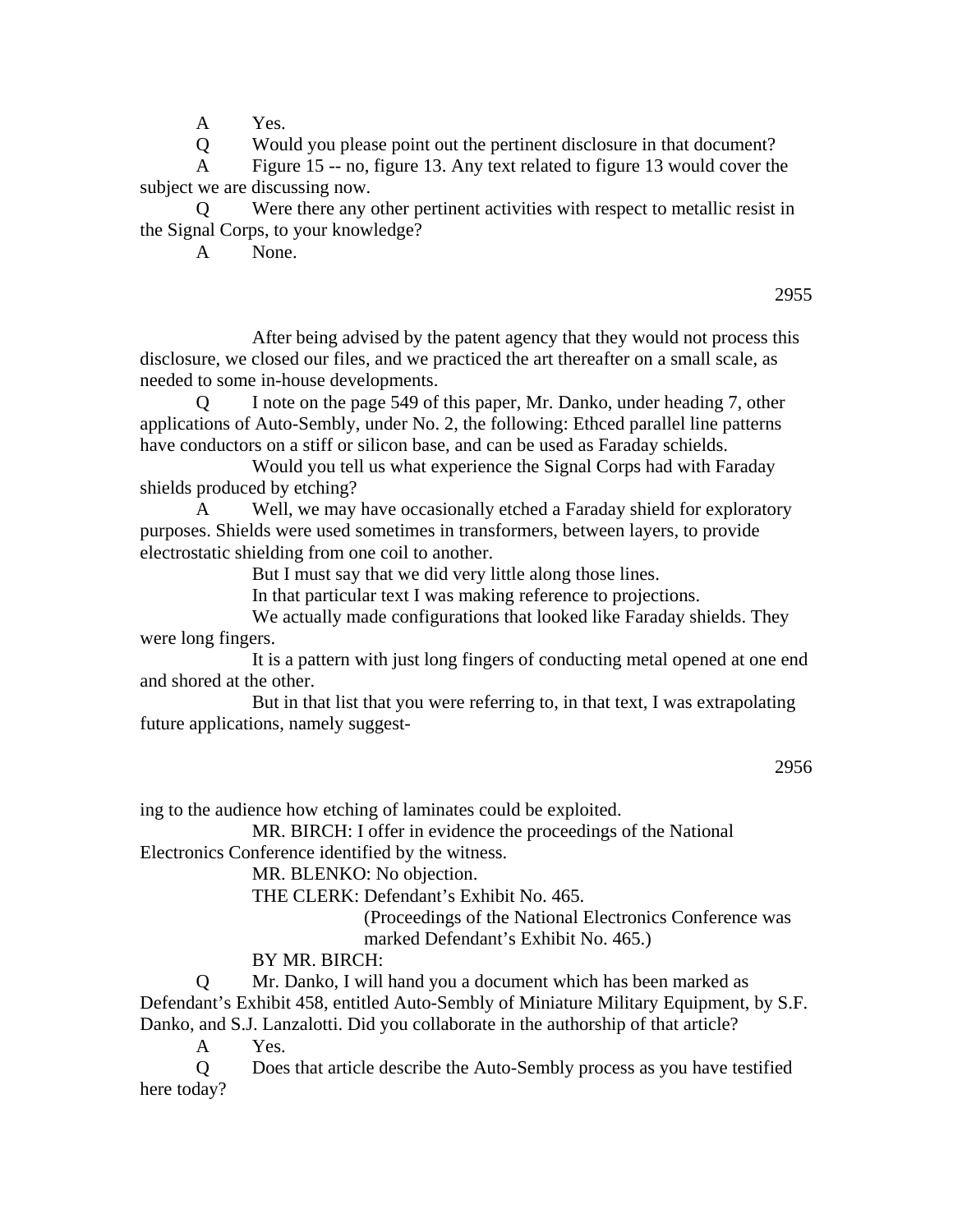A Yes.

Q Would you please point out the pertinent disclosure in that document?

A Figure 15 -- no, figure 13. Any text related to figure 13 would cover the subject we are discussing now.

Q Were there any other pertinent activities with respect to metallic resist in the Signal Corps, to your knowledge?

A None.

After being advised by the patent agency that they would not process this disclosure, we closed our files, and we practiced the art thereafter on a small scale, as needed to some in-house developments.

Q I note on the page 549 of this paper, Mr. Danko, under heading 7, other applications of Auto-Sembly, under No. 2, the following: Ethced parallel line patterns have conductors on a stiff or silicon base, and can be used as Faraday schields.

Would you tell us what experience the Signal Corps had with Faraday shields produced by etching?

A Well, we may have occasionally etched a Faraday shield for exploratory purposes. Shields were used sometimes in transformers, between layers, to provide electrostatic shielding from one coil to another.

But I must say that we did very little along those lines.

In that particular text I was making reference to projections.

We actually made configurations that looked like Faraday shields. They were long fingers.

It is a pattern with just long fingers of conducting metal opened at one end and shored at the other.

But in that list that you were referring to, in that text, I was extrapolating future applications, namely suggesting to the audience how etching of laminates could be exploited.

MR. BIRCH: I offer in evidence the proceedings of the National Electronics Conference identified by the witness.

MR. BLENKO: No objection.

THE CLERK: Defendant's Exhibit No. 465.

(Proceedings of the National Electronics Conference was marked Defendant's Exhibit No. 465.)

BY MR. BIRCH:

Q Mr. Danko, I will hand you a document which has been marked as Defendant's Exhibit 458, entitled Auto-Sembly of Miniature Military Equipment, by S.F. Danko, and S.J. Lanzalotti. Did you collaborate in the authorship of that article?

A Yes.

Q Does that article describe the Auto-Sembly process as you have testified here today?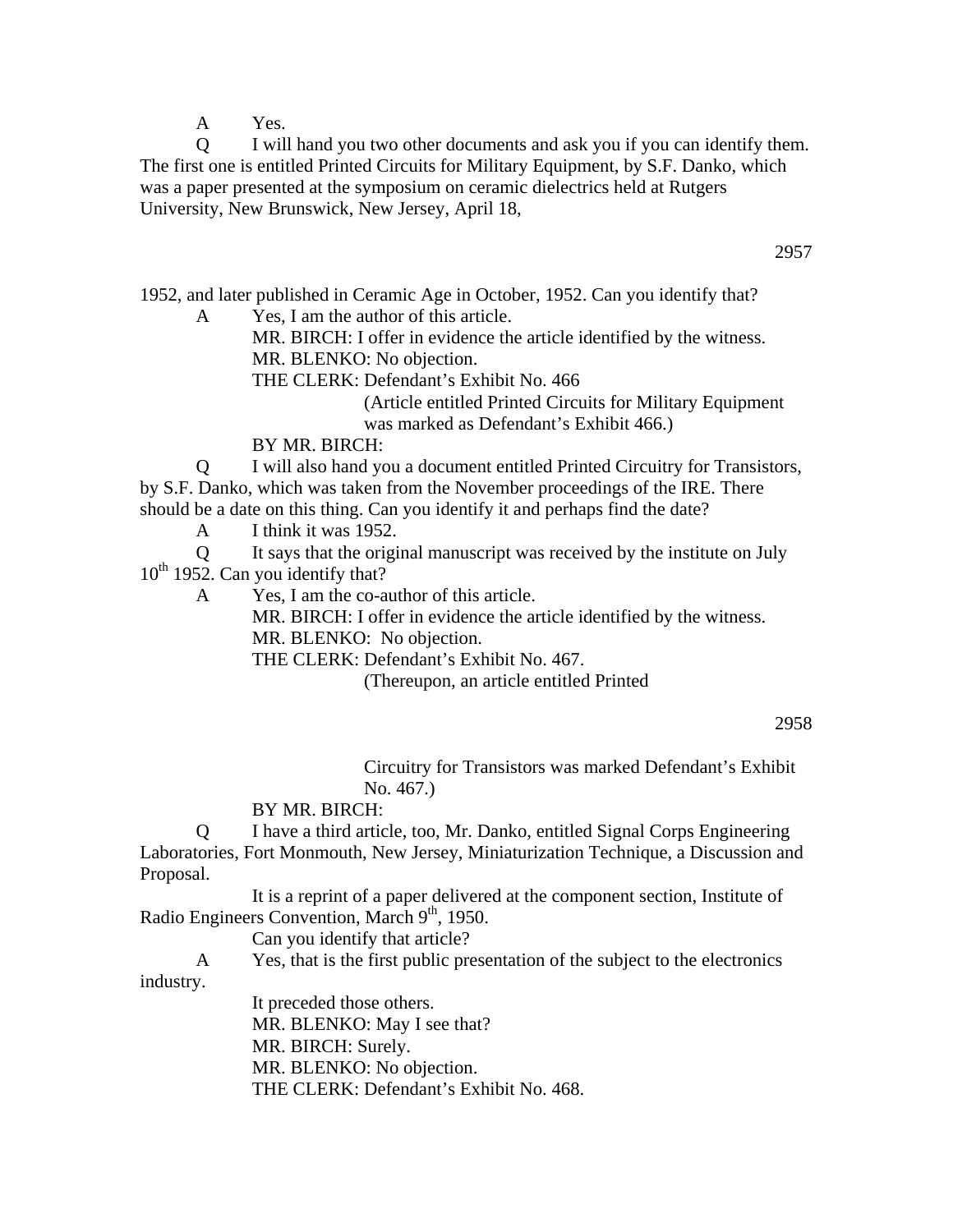A Yes.

Q I will hand you two other documents and ask you if you can identify them. The first one is entitled Printed Circuits for Military Equipment, by S.F. Danko, which was a paper presented at the symposium on ceramic dielectrics held at Rutgers University, New Brunswick, New Jersey, April 18, 1952, and later published in Ceramic Age in October, 1952. Can you identify that?

A Yes, I am the author of this article.

MR. BIRCH: I offer in evidence the article identified by the witness.

MR. BLENKO: No objection.

THE CLERK: Defendant's Exhibit No. 466

(Article entitled Printed Circuits for Military Equipment was marked as Defendant's Exhibit 466.)

BY MR. BIRCH:

Q I will also hand you a document entitled Printed Circuitry for Transistors, by S.F. Danko, which was taken from the November proceedings of the IRE. There should be a date on this thing. Can you identify it and perhaps find the date?

A I think it was 1952.

Q It says that the original manuscript was received by the institute on July 10th 1952. Can you identify that?

A Yes, I am the co-author of this article.

MR. BIRCH: I offer in evidence the article identified by the witness.

MR. BLENKO: No objection.

THE CLERK: Defendant's Exhibit No. 467.

(Thereupon, an article entitled Printed Circuitry for Transistors was marked Defendant's Exhibit No. 467.)

BY MR. BIRCH:

Q I have a third article, too, Mr. Danko, entitled Signal Corps Engineering Laboratories, Fort Monmouth, New Jersey, Miniaturization Technique, a Discussion and Proposal.

It is a reprint of a paper delivered at the component section, Institute of Radio Engineers Convention, March 9th, 1950.

Can you identify that article?

A Yes, that is the first public presentation of the subject to the electronics industry.

It preceded those others.

MR. BLENKO: May I see that?

MR. BIRCH: Surely.

MR. BLENKO: No objection.

THE CLERK: Defendant's Exhibit No. 468.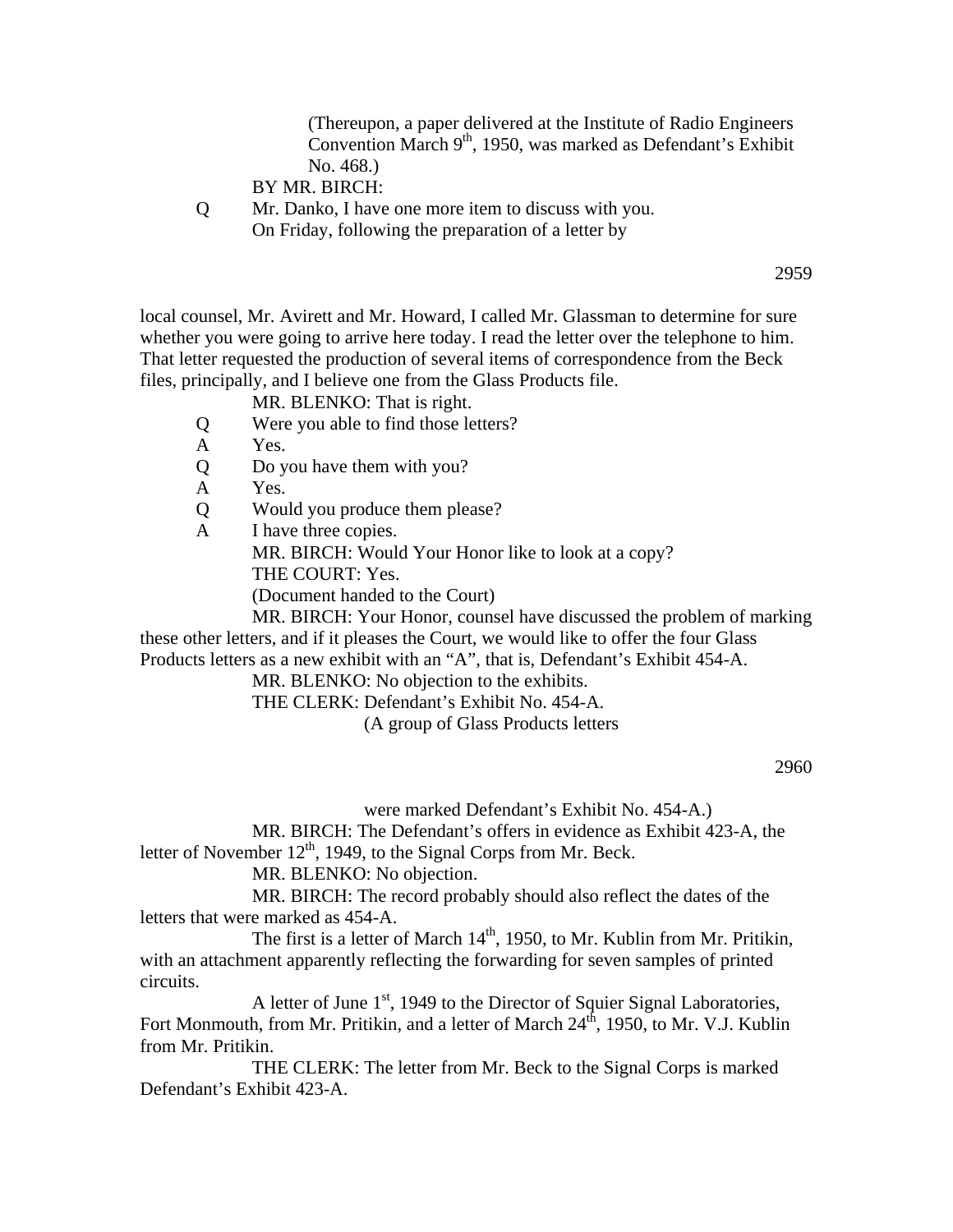(Thereupon, a paper delivered at the Institute of Radio Engineers Convention March 9th, 1950, was marked as Defendant's Exhibit No. 468.)

BY MR. BIRCH:

Q Mr. Danko, I have one more item to discuss with you. On Friday, following the preparation of a letter by

local counsel, Mr. Avirett and Mr. Howard, I called Mr. Glassman to determine for sure whether you were going to arrive here today. I read the letter over the telephone to him. That letter requested the production of several items of correspondence from the Beck files, principally, and I believe one from the Glass Products file.

MR. BLENKO: That is right.

Q Were you able to find those letters?

A Yes.

Q Do you have them with you?

A Yes.

Q Would you produce them please?

A I have three copies.

MR. BIRCH: Would Your Honor like to look at a copy?

THE COURT: Yes.

(Document handed to the Court)

MR. BIRCH: Your Honor, counsel have discussed the problem of marking these other letters, and if it pleases the Court, we would like to offer the four Glass Products letters as a new exhibit with an "A", that is, Defendant's Exhibit 454-A.

MR. BLENKO: No objection to the exhibits.

THE CLERK: Defendant's Exhibit No. 454-A.

(A group of Glass Products letters were marked Defendant's Exhibit No. 454-A.)

MR. BIRCH: The Defendant's offers in evidence as Exhibit 423-A, the letter of November 12th, 1949, to the Signal Corps from Mr. Beck.

MR. BLENKO: No objection.

MR. BIRCH: The record probably should also reflect the dates of the letters that were marked as 454-A.

The first is a letter of March 14th, 1950, to Mr. Kublin from Mr. Pritikin, with an attachment apparently reflecting the forwarding for seven samples of printed circuits.

A letter of June 1st, 1949 to the Director of Squier Signal Laboratories, Fort Monmouth, from Mr. Pritikin, and a letter of March 24th, 1950, to Mr. V.J. Kublin from Mr. Pritikin.

THE CLERK: The letter from Mr. Beck to the Signal Corps is marked Defendant's Exhibit 423-A.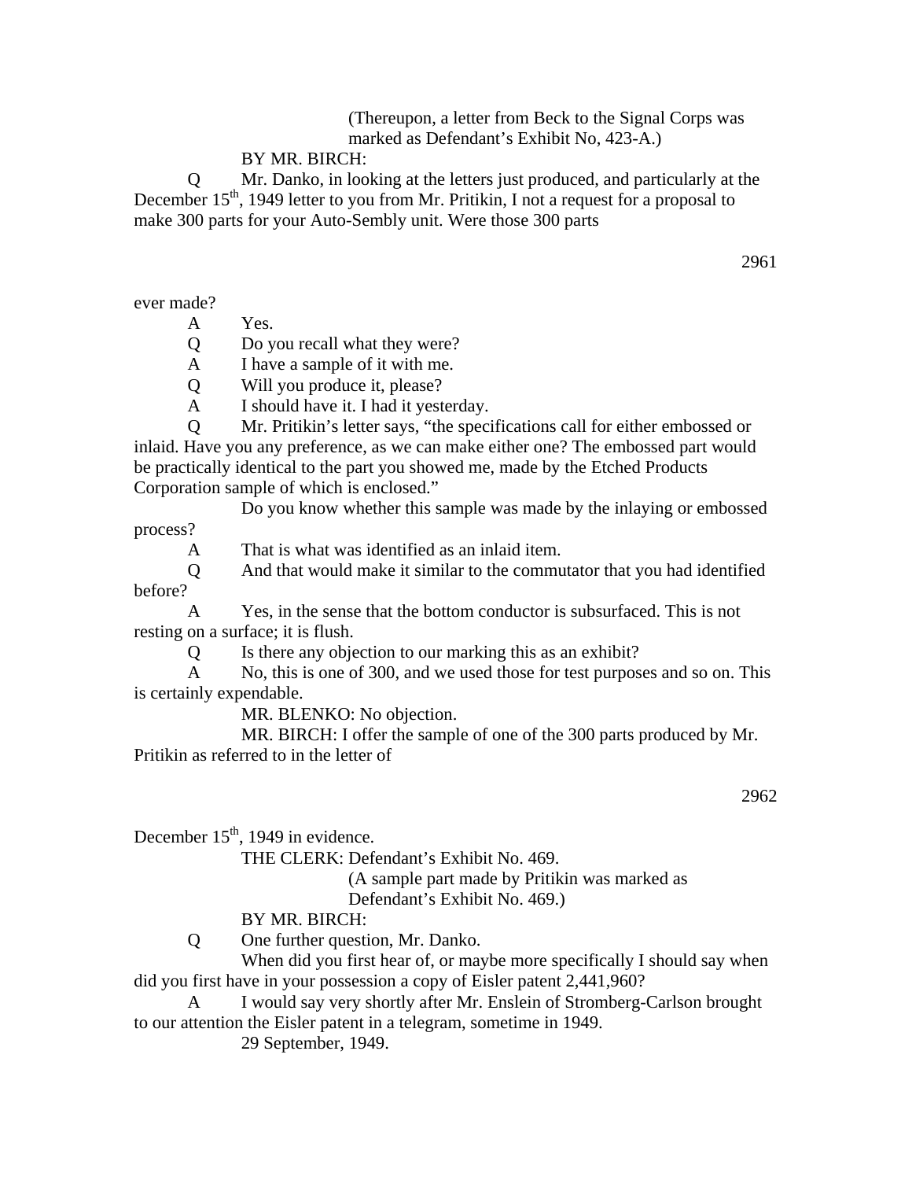(Thereupon, a letter from Beck to the Signal Corps was marked as Defendant's Exhibit No, 423-A.)

BY MR. BIRCH:

Q Mr. Danko, in looking at the letters just produced, and particularly at the December 15th, 1949 letter to you from Mr. Pritikin, I not a request for a proposal to make 300 parts for your Auto-Sembly unit. Were those 300 parts

ever made?

A Yes.

Q Do you recall what they were?

A I have a sample of it with me.

Q Will you produce it, please?

A I should have it. I had it yesterday.

Q Mr. Pritikin's letter says, "the specifications call for either embossed or inlaid. Have you any preference, as we can make either one? The embossed part would be practically identical to the part you showed me, made by the Etched Products Corporation sample of which is enclosed."

Do you know whether this sample was made by the inlaying or embossed process?

A That is what was identified as an inlaid item.

Q And that would make it similar to the commutator that you had identified before?

A Yes, in the sense that the bottom conductor is subsurfaced. This is not resting on a surface; it is flush.

Q Is there any objection to our marking this as an exhibit?

A No, this is one of 300, and we used those for test purposes and so on. This is certainly expendable.

MR. BLENKO: No objection.

MR. BIRCH: I offer the sample of one of the 300 parts produced by Mr. Pritikin as referred to in the letter of

December 15th, 1949 in evidence.

THE CLERK: Defendant's Exhibit No. 469.

(A sample part made by Pritikin was marked as Defendant's Exhibit No. 469.)

BY MR. BIRCH:

Q One further question, Mr. Danko.

When did you first hear of, or maybe more specifically I should say when did you first have in your possession a copy of Eisler patent 2,441,960?

A I would say very shortly after Mr. Enslein of Stromberg-Carlson brought to our attention the Eisler patent in a telegram, sometime in 1949.

29 September, 1949.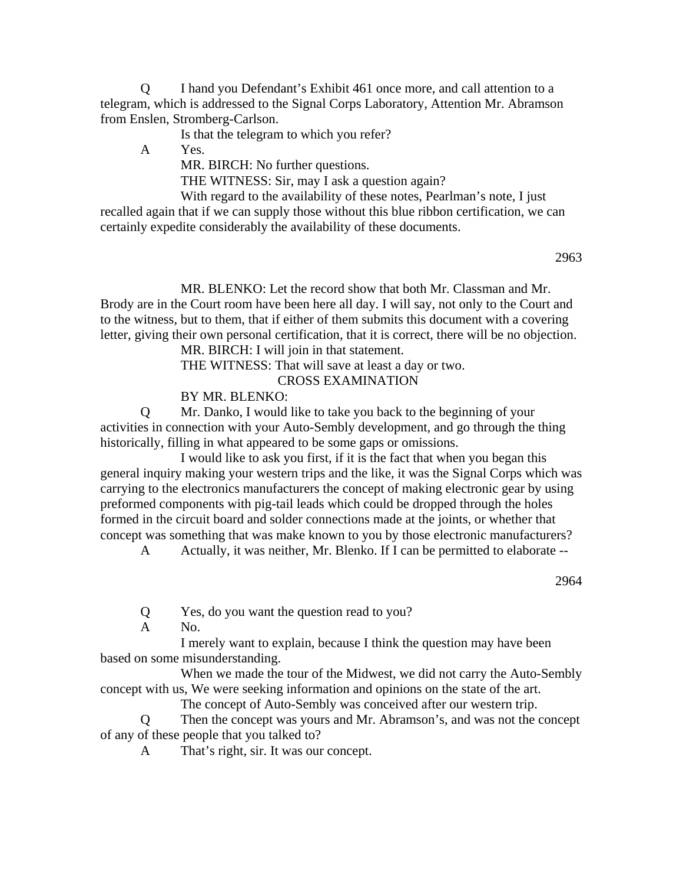Q I hand you Defendant's Exhibit 461 once more, and call attention to a telegram, which is addressed to the Signal Corps Laboratory, Attention Mr. Abramson from Enslen, Stromberg-Carlson.

Is that the telegram to which you refer?

A Yes.

MR. BIRCH: No further questions.

THE WITNESS: Sir, may I ask a question again?

With regard to the availability of these notes, Pearlman's note, I just recalled again that if we can supply those without this blue ribbon certification, we can certainly expedite considerably the availability of these documents.

MR. BLENKO: Let the record show that both Mr. Classman and Mr. Brody are in the Court room have been here all day. I will say, not only to the Court and to the witness, but to them, that if either of them submits this document with a covering letter, giving their own personal certification, that it is correct, there will be no objection.

MR. BIRCH: I will join in that statement.

THE WITNESS: That will save at least a day or two.

CROSS EXAMINATION

BY MR. BLENKO:

Q Mr. Danko, I would like to take you back to the beginning of your activities in connection with your Auto-Sembly development, and go through the thing historically, filling in what appeared to be some gaps or omissions.

I would like to ask you first, if it is the fact that when you began this general inquiry making your western trips and the like, it was the Signal Corps which was carrying to the electronics manufacturers the concept of making electronic gear by using preformed components with pig-tail leads which could be dropped through the holes formed in the circuit board and solder connections made at the joints, or whether that concept was something that was make known to you by those electronic manufacturers?

A Actually, it was neither, Mr. Blenko. If I can be permitted to elaborate --

Q Yes, do you want the question read to you?

A No.

I merely want to explain, because I think the question may have been based on some misunderstanding.

When we made the tour of the Midwest, we did not carry the Auto-Sembly concept with us, We were seeking information and opinions on the state of the art.

The concept of Auto-Sembly was conceived after our western trip.

Q Then the concept was yours and Mr. Abramson's, and was not the concept of any of these people that you talked to?

A That's right, sir. It was our concept.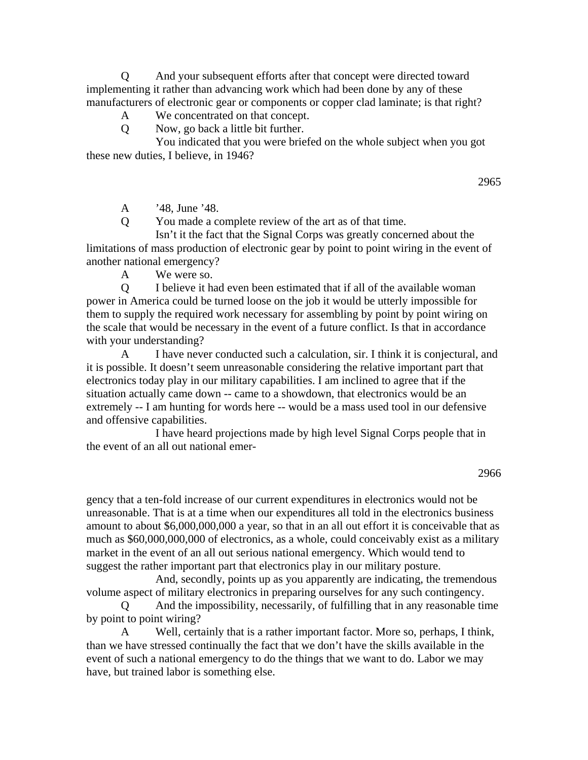Q And your subsequent efforts after that concept were directed toward implementing it rather than advancing work which had been done by any of these manufacturers of electronic gear or components or copper clad laminate; is that right?

A We concentrated on that concept.

Q Now, go back a little bit further.

You indicated that you were briefed on the whole subject when you got these new duties, I believe, in 1946?

A ’48, June ’48.

Q You made a complete review of the art as of that time.

Isn’t it the fact that the Signal Corps was greatly concerned about the limitations of mass production of electronic gear by point to point wiring in the event of another national emergency?

A We were so.

Q I believe it had even been estimated that if all of the available woman power in America could be turned loose on the job it would be utterly impossible for them to supply the required work necessary for assembling by point by point wiring on the scale that would be necessary in the event of a future conflict. Is that in accordance with your understanding?

A I have never conducted such a calculation, sir. I think it is conjectural, and it is possible. It doesn’t seem unreasonable considering the relative important part that electronics today play in our military capabilities. I am inclined to agree that if the situation actually came down -- came to a showdown, that electronics would be an extremely -- I am hunting for words here -- would be a mass used tool in our defensive and offensive capabilities.

I have heard projections made by high level Signal Corps people that in the event of an all out national emergency that a ten-fold increase of our current expenditures in electronics would not be unreasonable. That is at a time when our expenditures all told in the electronics business amount to about $6,000,000,000 a year, so that in an all out effort it is conceivable that as much as $60,000,000,000 of electronics, as a whole, could conceivably exist as a military market in the event of an all out serious national emergency. Which would tend to suggest the rather important part that electronics play in our military posture.

And, secondly, points up as you apparently are indicating, the tremendous volume aspect of military electronics in preparing ourselves for any such contingency.

Q And the impossibility, necessarily, of fulfilling that in any reasonable time by point to point wiring?

A Well, certainly that is a rather important factor. More so, perhaps, I think, than we have stressed continually the fact that we don’t have the skills available in the event of such a national emergency to do the things that we want to do. Labor we may have, but trained labor is something else.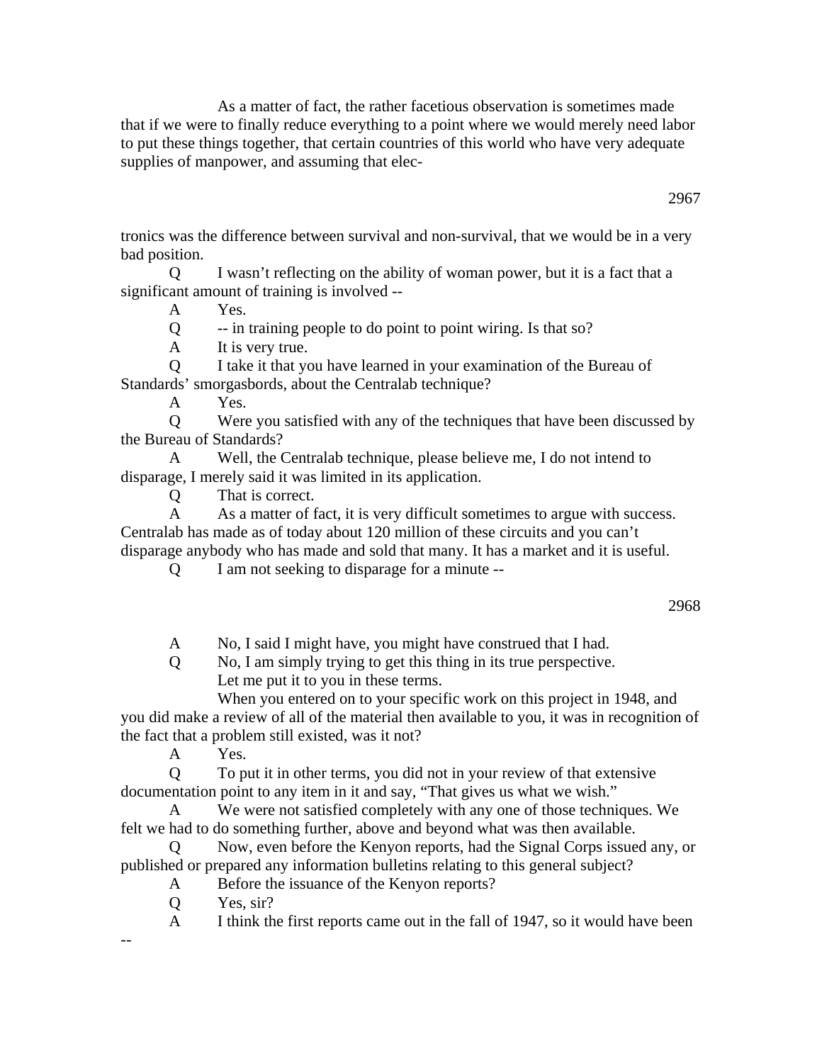As a matter of fact, the rather facetious observation is sometimes made that if we were to finally reduce everything to a point where we would merely need labor to put these things together, that certain countries of this world who have very adequate supplies of manpower, and assuming that electronics was the difference between survival and non-survival, that we would be in a very bad position.

Q I wasn't reflecting on the ability of woman power, but it is a fact that a significant amount of training is involved --

A Yes.

Q -- in training people to do point to point wiring. Is that so?

A It is very true.

Q I take it that you have learned in your examination of the Bureau of Standards' smorgasbords, about the Centralab technique?

A Yes.

Q Were you satisfied with any of the techniques that have been discussed by the Bureau of Standards?

A Well, the Centralab technique, please believe me, I do not intend to disparage, I merely said it was limited in its application.

Q That is correct.

A As a matter of fact, it is very difficult sometimes to argue with success. Centralab has made as of today about 120 million of these circuits and you can't disparage anybody who has made and sold that many. It has a market and it is useful.

Q I am not seeking to disparage for a minute --

A No, I said I might have, you might have construed that I had.

Q No, I am simply trying to get this thing in its true perspective.

Let me put it to you in these terms.

When you entered on to your specific work on this project in 1948, and you did make a review of all of the material then available to you, it was in recognition of the fact that a problem still existed, was it not?

A Yes.

Q To put it in other terms, you did not in your review of that extensive documentation point to any item in it and say, "That gives us what we wish."

A We were not satisfied completely with any one of those techniques. We felt we had to do something further, above and beyond what was then available.

Q Now, even before the Kenyon reports, had the Signal Corps issued any, or published or prepared any information bulletins relating to this general subject?

A Before the issuance of the Kenyon reports?

Q Yes, sir?

A I think the first reports came out in the fall of 1947, so it would have been --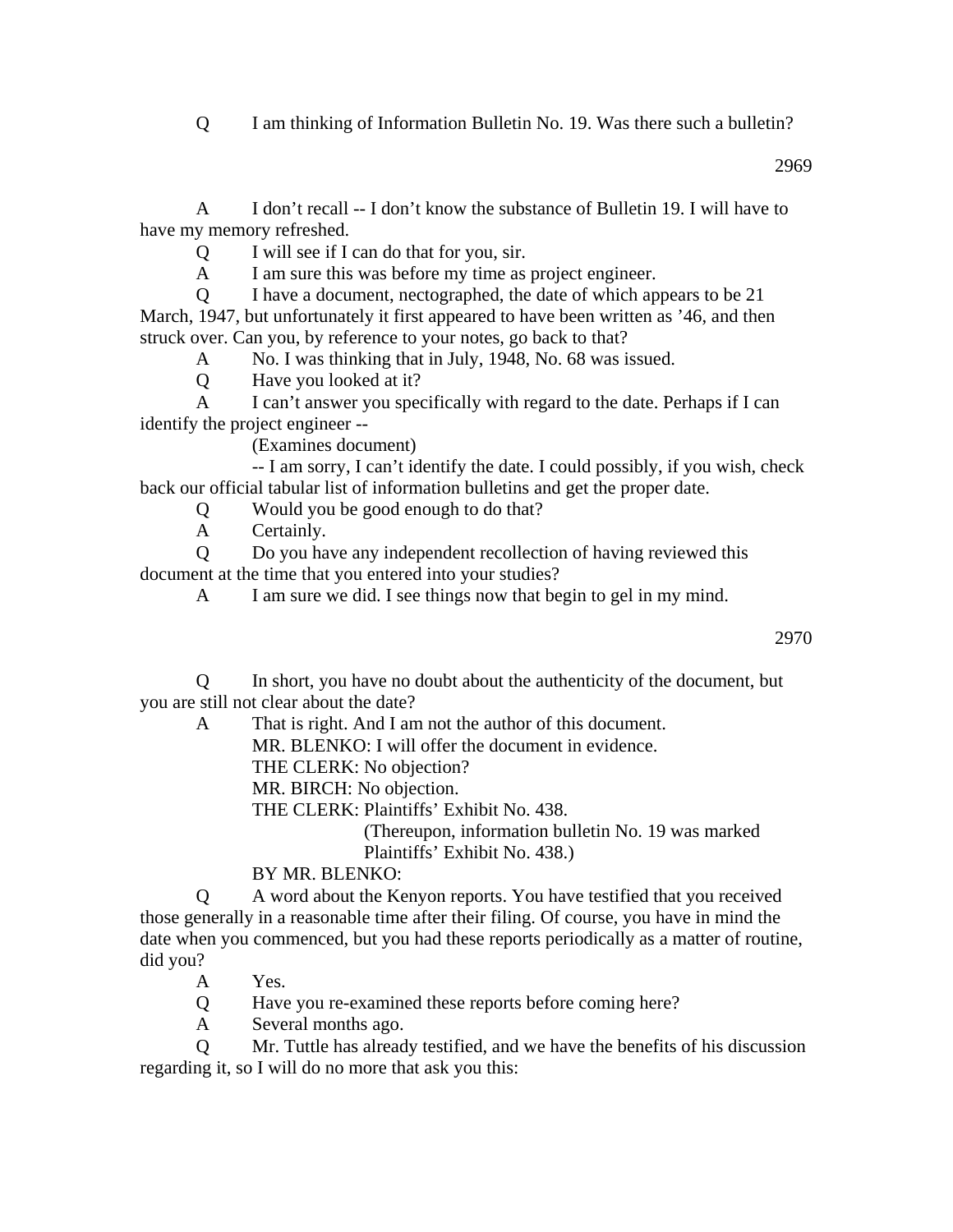Q I am thinking of Information Bulletin No. 19. Was there such a bulletin?

A I don't recall -- I don't know the substance of Bulletin 19. I will have to have my memory refreshed.

Q I will see if I can do that for you, sir.

A I am sure this was before my time as project engineer.

Q I have a document, nectographed, the date of which appears to be 21 March, 1947, but unfortunately it first appeared to have been written as '46, and then struck over. Can you, by reference to your notes, go back to that?

A No. I was thinking that in July, 1948, No. 68 was issued.

Q Have you looked at it?

A I can't answer you specifically with regard to the date. Perhaps if I can identify the project engineer --

(Examines document)

-- I am sorry, I can't identify the date. I could possibly, if you wish, check back our official tabular list of information bulletins and get the proper date.

Q Would you be good enough to do that?

A Certainly.

Q Do you have any independent recollection of having reviewed this document at the time that you entered into your studies?

A I am sure we did. I see things now that begin to gel in my mind.

Q In short, you have no doubt about the authenticity of the document, but you are still not clear about the date?

A That is right. And I am not the author of this document.

MR. BLENKO: I will offer the document in evidence.

THE CLERK: No objection?

MR. BIRCH: No objection.

THE CLERK: Plaintiffs' Exhibit No. 438.

(Thereupon, information bulletin No. 19 was marked Plaintiffs' Exhibit No. 438.)

BY MR. BLENKO:

Q A word about the Kenyon reports. You have testified that you received those generally in a reasonable time after their filing. Of course, you have in mind the date when you commenced, but you had these reports periodically as a matter of routine, did you?

A Yes.

Q Have you re-examined these reports before coming here?

A Several months ago.

Q Mr. Tuttle has already testified, and we have the benefits of his discussion regarding it, so I will do no more that ask you this: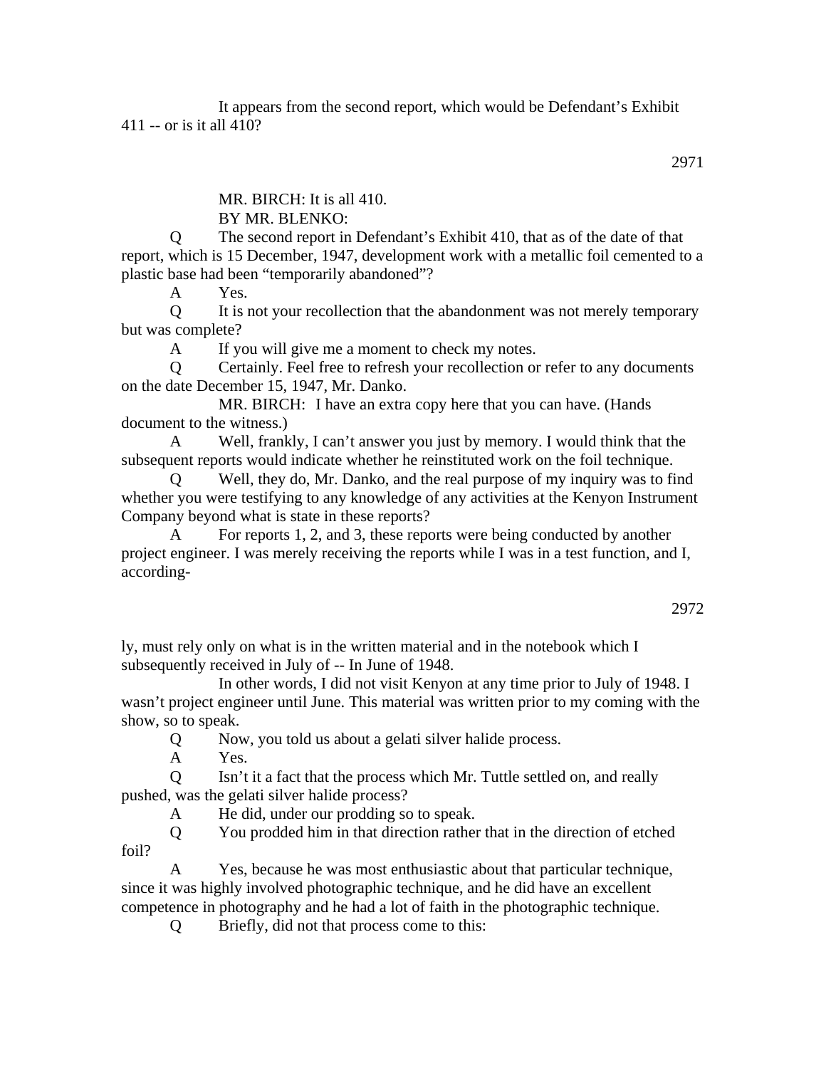It appears from the second report, which would be Defendant's Exhibit 411 -- or is it all 410?

MR. BIRCH: It is all 410.

BY MR. BLENKO:

Q The second report in Defendant's Exhibit 410, that as of the date of that report, which is 15 December, 1947, development work with a metallic foil cemented to a plastic base had been "temporarily abandoned"?

A Yes.

Q It is not your recollection that the abandonment was not merely temporary but was complete?

A If you will give me a moment to check my notes.

Q Certainly. Feel free to refresh your recollection or refer to any documents on the date December 15, 1947, Mr. Danko.

MR. BIRCH: I have an extra copy here that you can have. (Hands document to the witness.)

A Well, frankly, I can't answer you just by memory. I would think that the subsequent reports would indicate whether he reinstituted work on the foil technique.

Q Well, they do, Mr. Danko, and the real purpose of my inquiry was to find whether you were testifying to any knowledge of any activities at the Kenyon Instrument Company beyond what is state in these reports?

A For reports 1, 2, and 3, these reports were being conducted by another project engineer. I was merely receiving the reports while I was in a test function, and I, accordingly, must rely only on what is in the written material and in the notebook which I subsequently received in July of -- In June of 1948.

In other words, I did not visit Kenyon at any time prior to July of 1948. I wasn't project engineer until June. This material was written prior to my coming with the show, so to speak.

Q Now, you told us about a gelati silver halide process.

A Yes.

Q Isn't it a fact that the process which Mr. Tuttle settled on, and really pushed, was the gelati silver halide process?

A He did, under our prodding so to speak.

Q You prodded him in that direction rather that in the direction of etched foil?

A Yes, because he was most enthusiastic about that particular technique, since it was highly involved photographic technique, and he did have an excellent competence in photography and he had a lot of faith in the photographic technique.

Q Briefly, did not that process come to this: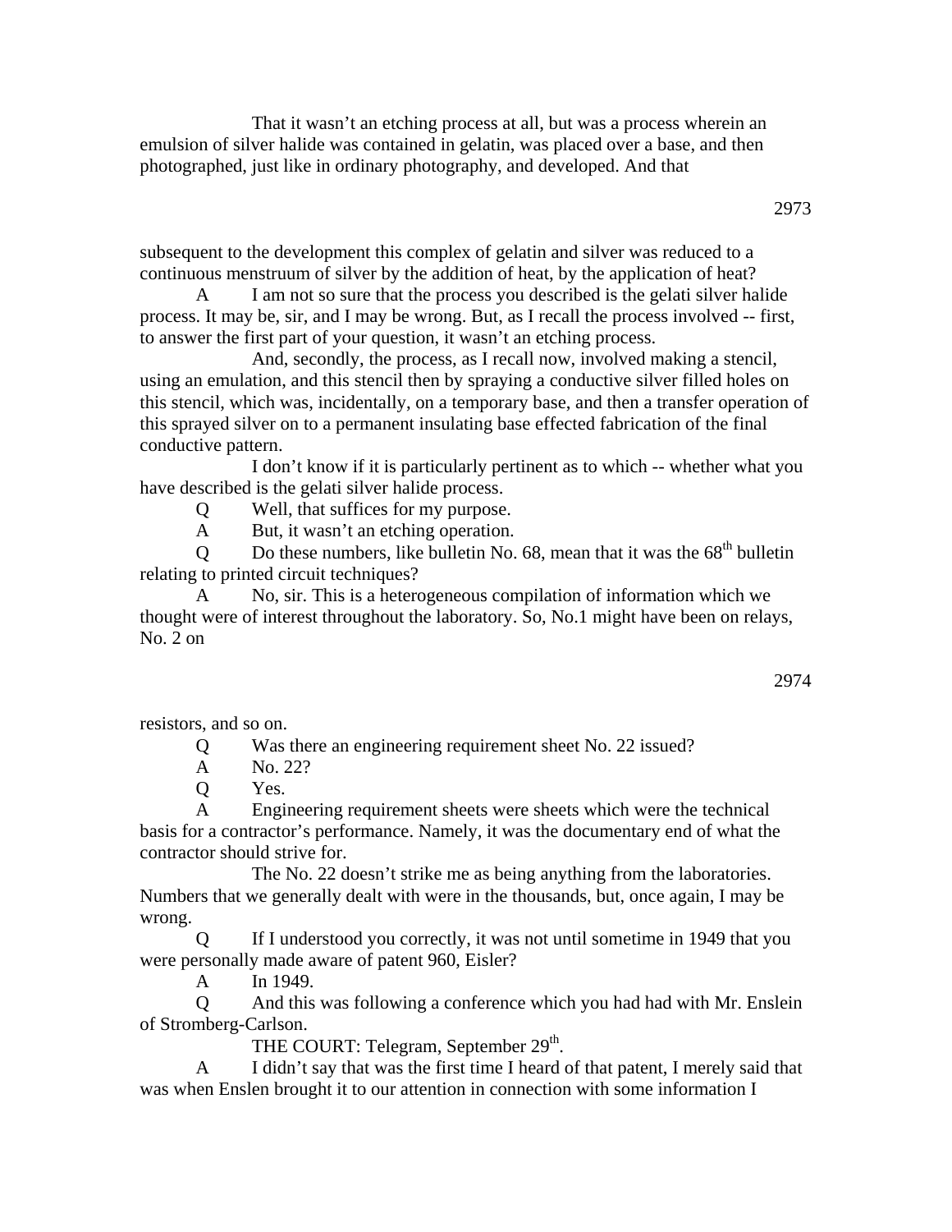That it wasn't an etching process at all, but was a process wherein an emulsion of silver halide was contained in gelatin, was placed over a base, and then photographed, just like in ordinary photography, and developed. And that

subsequent to the development this complex of gelatin and silver was reduced to a continuous menstruum of silver by the addition of heat, by the application of heat?

A I am not so sure that the process you described is the gelati silver halide process. It may be, sir, and I may be wrong. But, as I recall the process involved -- first, to answer the first part of your question, it wasn't an etching process.

And, secondly, the process, as I recall now, involved making a stencil, using an emulation, and this stencil then by spraying a conductive silver filled holes on this stencil, which was, incidentally, on a temporary base, and then a transfer operation of this sprayed silver on to a permanent insulating base effected fabrication of the final conductive pattern.

I don't know if it is particularly pertinent as to which -- whether what you have described is the gelati silver halide process.

Q Well, that suffices for my purpose.

A But, it wasn't an etching operation.

Q Do these numbers, like bulletin No. 68, mean that it was the 68th bulletin relating to printed circuit techniques?

A No, sir. This is a heterogeneous compilation of information which we thought were of interest throughout the laboratory. So, No.1 might have been on relays, No. 2 on

resistors, and so on.

Q Was there an engineering requirement sheet No. 22 issued?

A No. 22?

Q Yes.

A Engineering requirement sheets were sheets which were the technical basis for a contractor's performance. Namely, it was the documentary end of what the contractor should strive for.

The No. 22 doesn't strike me as being anything from the laboratories. Numbers that we generally dealt with were in the thousands, but, once again, I may be wrong.

Q If I understood you correctly, it was not until sometime in 1949 that you were personally made aware of patent 960, Eisler?

A In 1949.

Q And this was following a conference which you had had with Mr. Enslein of Stromberg-Carlson.

THE COURT: Telegram, September 29th.

A I didn't say that was the first time I heard of that patent, I merely said that was when Enslen brought it to our attention in connection with some information I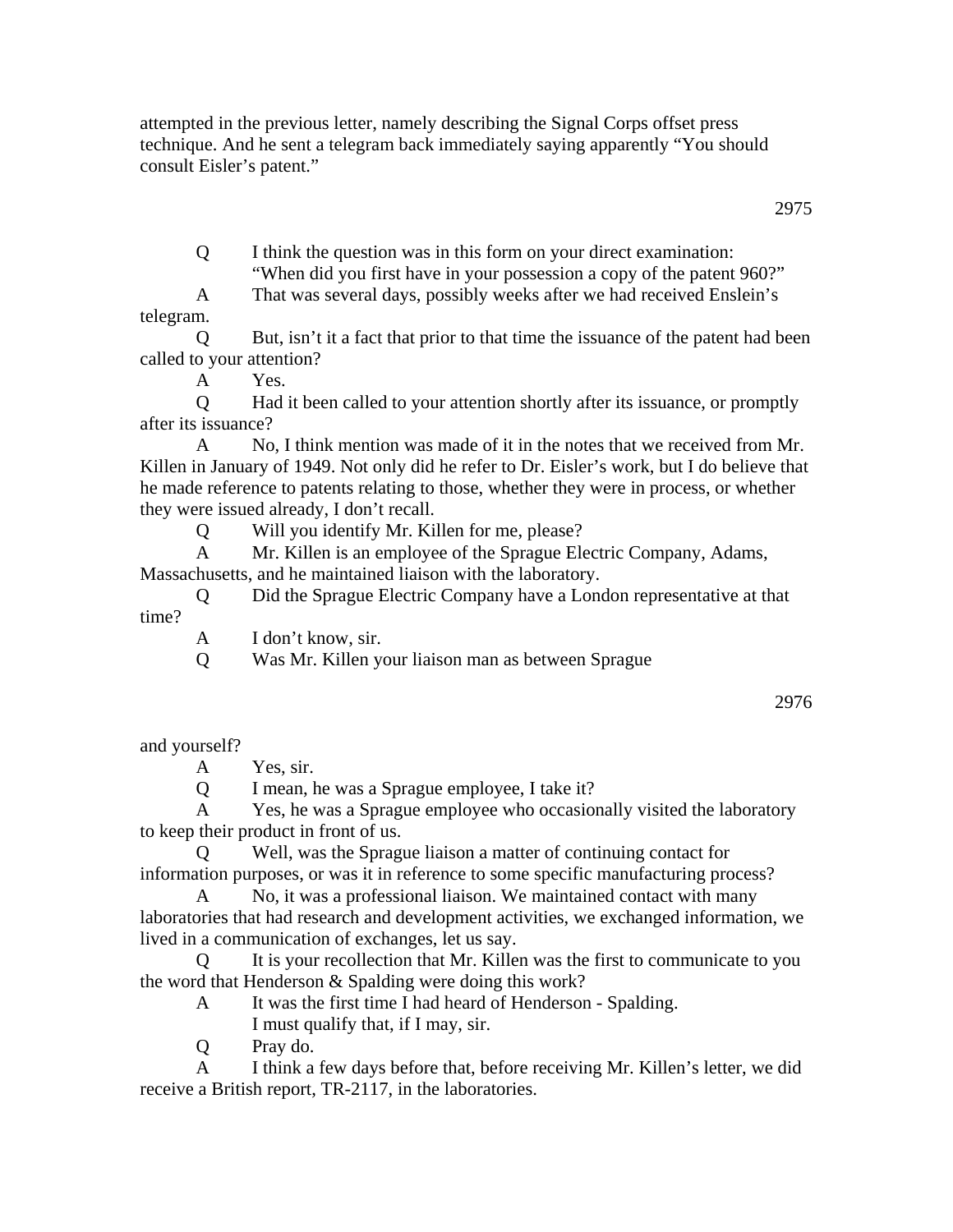attempted in the previous letter, namely describing the Signal Corps offset press technique. And he sent a telegram back immediately saying apparently "You should consult Eisler's patent."

Q I think the question was in this form on your direct examination: "When did you first have in your possession a copy of the patent 960?"

A That was several days, possibly weeks after we had received Enslein's telegram.

Q But, isn't it a fact that prior to that time the issuance of the patent had been called to your attention?

A Yes.

Q Had it been called to your attention shortly after its issuance, or promptly after its issuance?

A No, I think mention was made of it in the notes that we received from Mr. Killen in January of 1949. Not only did he refer to Dr. Eisler's work, but I do believe that he made reference to patents relating to those, whether they were in process, or whether they were issued already, I don't recall.

Q Will you identify Mr. Killen for me, please?

A Mr. Killen is an employee of the Sprague Electric Company, Adams, Massachusetts, and he maintained liaison with the laboratory.

Q Did the Sprague Electric Company have a London representative at that time?

A I don't know, sir.

Q Was Mr. Killen your liaison man as between Sprague and yourself?

A Yes, sir.

Q I mean, he was a Sprague employee, I take it?

A Yes, he was a Sprague employee who occasionally visited the laboratory to keep their product in front of us.

Q Well, was the Sprague liaison a matter of continuing contact for information purposes, or was it in reference to some specific manufacturing process?

A No, it was a professional liaison. We maintained contact with many laboratories that had research and development activities, we exchanged information, we lived in a communication of exchanges, let us say.

Q It is your recollection that Mr. Killen was the first to communicate to you the word that Henderson & Spalding were doing this work?

A It was the first time I had heard of Henderson - Spalding.
I must qualify that, if I may, sir.

Q Pray do.

A I think a few days before that, before receiving Mr. Killen's letter, we did receive a British report, TR-2117, in the laboratories.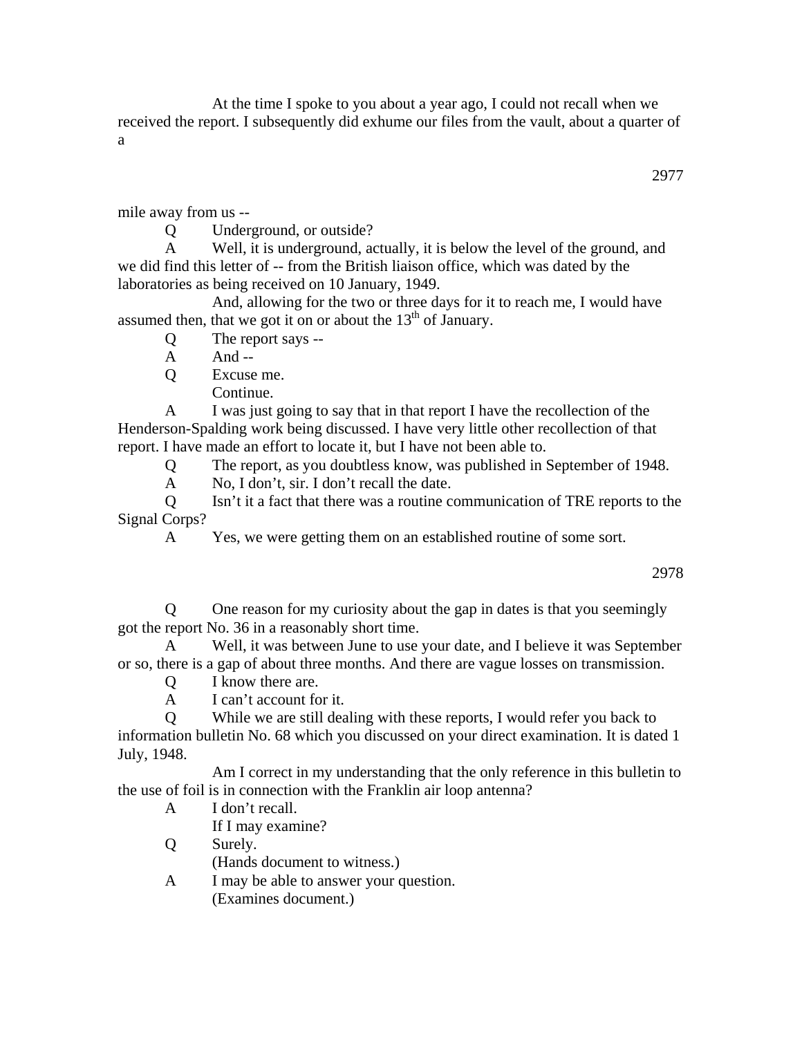At the time I spoke to you about a year ago, I could not recall when we received the report. I subsequently did exhume our files from the vault, about a quarter of a mile away from us --

Q Underground, or outside?

A Well, it is underground, actually, it is below the level of the ground, and we did find this letter of -- from the British liaison office, which was dated by the laboratories as being received on 10 January, 1949.

And, allowing for the two or three days for it to reach me, I would have assumed then, that we got it on or about the 13th of January.

Q The report says --

A And --

Q Excuse me.

Continue.

A I was just going to say that in that report I have the recollection of the Henderson-Spalding work being discussed. I have very little other recollection of that report. I have made an effort to locate it, but I have not been able to.

Q The report, as you doubtless know, was published in September of 1948.

A No, I don't, sir. I don't recall the date.

Q Isn't it a fact that there was a routine communication of TRE reports to the Signal Corps?

A Yes, we were getting them on an established routine of some sort.

Q One reason for my curiosity about the gap in dates is that you seemingly got the report No. 36 in a reasonably short time.

A Well, it was between June to use your date, and I believe it was September or so, there is a gap of about three months. And there are vague losses on transmission.

Q I know there are.

A I can't account for it.

Q While we are still dealing with these reports, I would refer you back to information bulletin No. 68 which you discussed on your direct examination. It is dated 1 July, 1948.

Am I correct in my understanding that the only reference in this bulletin to the use of foil is in connection with the Franklin air loop antenna?

A I don't recall.

If I may examine?

Q Surely.

(Hands document to witness.)

A I may be able to answer your question.

(Examines document.)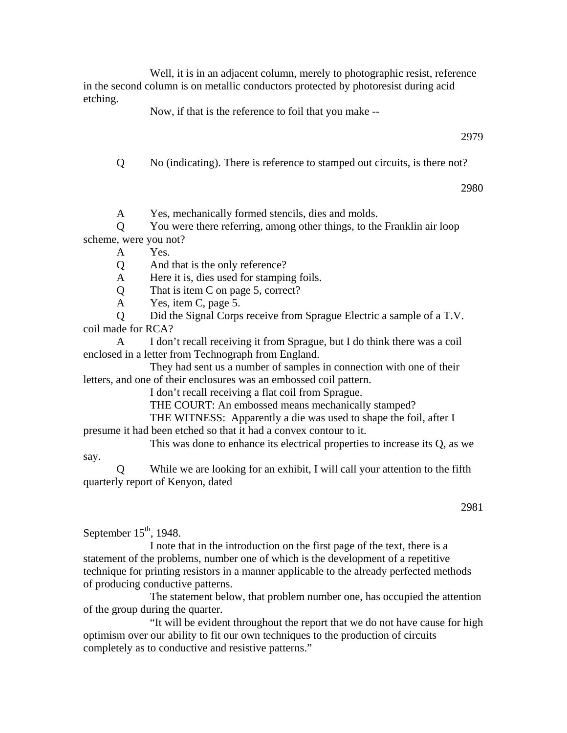Well, it is in an adjacent column, merely to photographic resist, reference in the second column is on metallic conductors protected by photoresist during acid etching.

Now, if that is the reference to foil that you make --

Q No (indicating). There is reference to stamped out circuits, is there not?

A Yes, mechanically formed stencils, dies and molds.

Q You were there referring, among other things, to the Franklin air loop scheme, were you not?

A Yes.

Q And that is the only reference?

A Here it is, dies used for stamping foils.

Q That is item C on page 5, correct?

A Yes, item C, page 5.

Q Did the Signal Corps receive from Sprague Electric a sample of a T.V. coil made for RCA?

A I don't recall receiving it from Sprague, but I do think there was a coil enclosed in a letter from Technograph from England.

They had sent us a number of samples in connection with one of their letters, and one of their enclosures was an embossed coil pattern.

I don't recall receiving a flat coil from Sprague.

THE COURT: An embossed means mechanically stamped?

THE WITNESS: Apparently a die was used to shape the foil, after I presume it had been etched so that it had a convex contour to it.

This was done to enhance its electrical properties to increase its Q, as we say.

Q While we are looking for an exhibit, I will call your attention to the fifth quarterly report of Kenyon, dated September 15th, 1948.

I note that in the introduction on the first page of the text, there is a statement of the problems, number one of which is the development of a repetitive technique for printing resistors in a manner applicable to the already perfected methods of producing conductive patterns.

The statement below, that problem number one, has occupied the attention of the group during the quarter.

"It will be evident throughout the report that we do not have cause for high optimism over our ability to fit our own techniques to the production of circuits completely as to conductive and resistive patterns."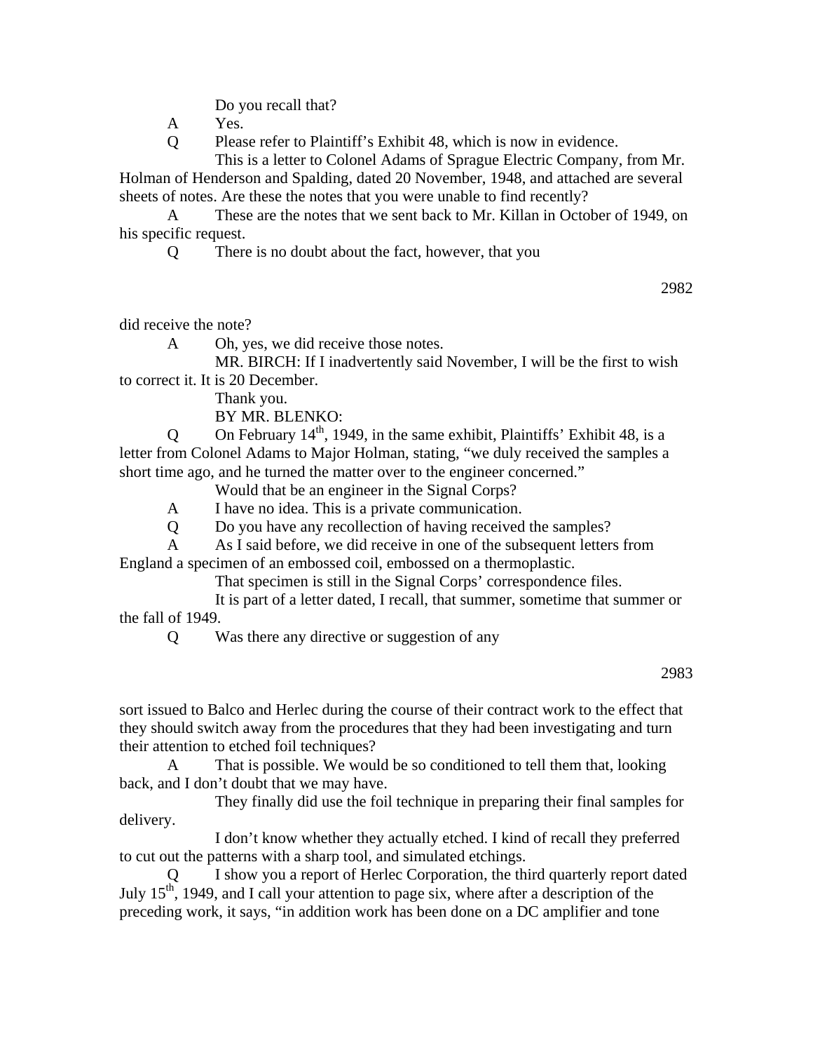Do you recall that?

A Yes.

Q Please refer to Plaintiff's Exhibit 48, which is now in evidence.

This is a letter to Colonel Adams of Sprague Electric Company, from Mr. Holman of Henderson and Spalding, dated 20 November, 1948, and attached are several sheets of notes. Are these the notes that you were unable to find recently?

A These are the notes that we sent back to Mr. Killan in October of 1949, on his specific request.

Q There is no doubt about the fact, however, that you

did receive the note?

A Oh, yes, we did receive those notes.

MR. BIRCH: If I inadvertently said November, I will be the first to wish to correct it. It is 20 December.

Thank you.

BY MR. BLENKO:

Q On February 14th, 1949, in the same exhibit, Plaintiffs' Exhibit 48, is a letter from Colonel Adams to Major Holman, stating, "we duly received the samples a short time ago, and he turned the matter over to the engineer concerned."

Would that be an engineer in the Signal Corps?

A I have no idea. This is a private communication.

Q Do you have any recollection of having received the samples?

A As I said before, we did receive in one of the subsequent letters from England a specimen of an embossed coil, embossed on a thermoplastic.

That specimen is still in the Signal Corps' correspondence files.

It is part of a letter dated, I recall, that summer, sometime that summer or the fall of 1949.

Q Was there any directive or suggestion of any

sort issued to Balco and Herlec during the course of their contract work to the effect that they should switch away from the procedures that they had been investigating and turn their attention to etched foil techniques?

A That is possible. We would be so conditioned to tell them that, looking back, and I don't doubt that we may have.

They finally did use the foil technique in preparing their final samples for delivery.

I don't know whether they actually etched. I kind of recall they preferred to cut out the patterns with a sharp tool, and simulated etchings.

Q I show you a report of Herlec Corporation, the third quarterly report dated July 15th, 1949, and I call your attention to page six, where after a description of the preceding work, it says, "in addition work has been done on a DC amplifier and tone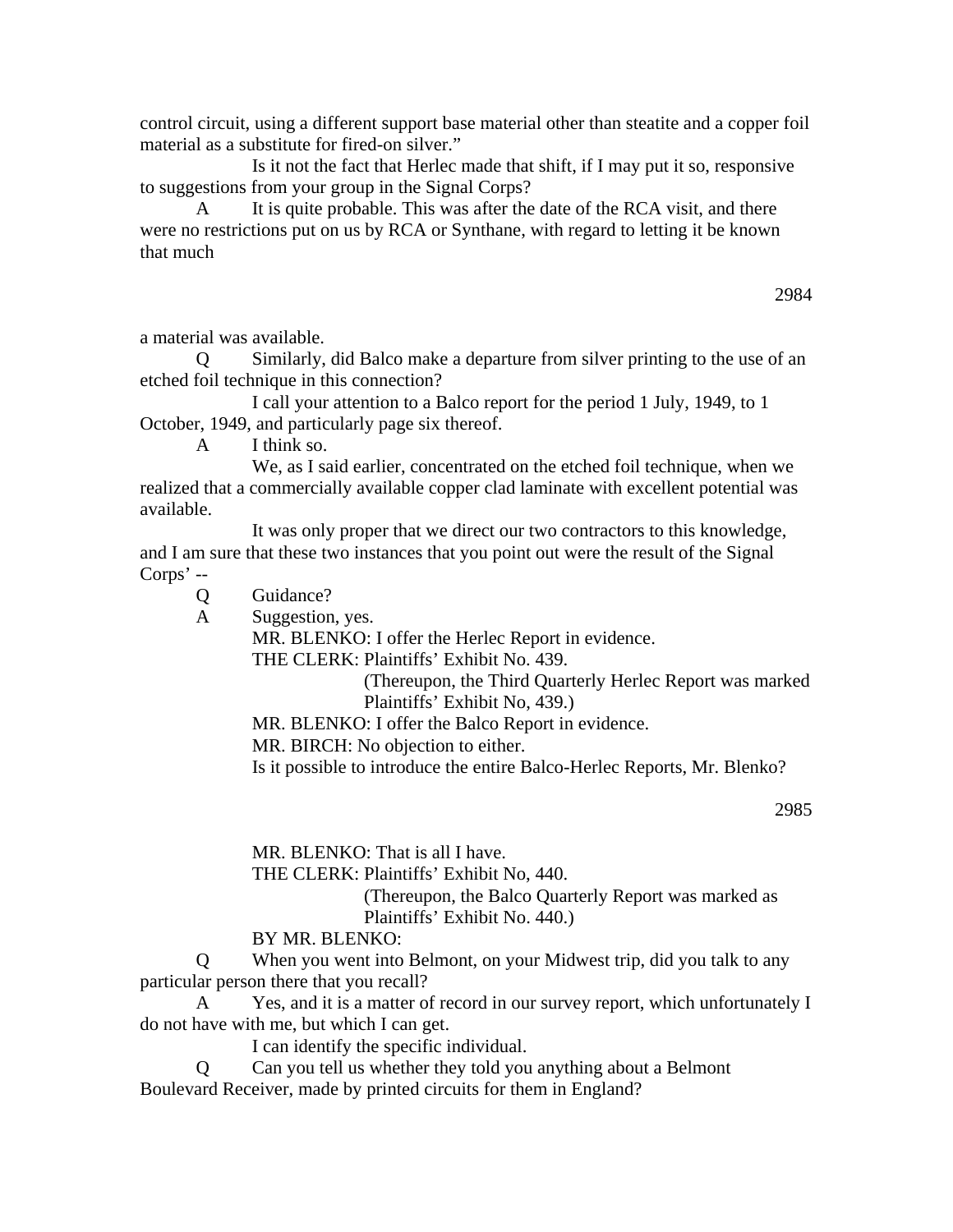control circuit, using a different support base material other than steatite and a copper foil material as a substitute for fired-on silver."

Is it not the fact that Herlec made that shift, if I may put it so, responsive to suggestions from your group in the Signal Corps?

A It is quite probable. This was after the date of the RCA visit, and there were no restrictions put on us by RCA or Synthane, with regard to letting it be known that much

a material was available.

Q Similarly, did Balco make a departure from silver printing to the use of an etched foil technique in this connection?

I call your attention to a Balco report for the period 1 July, 1949, to 1 October, 1949, and particularly page six thereof.

A I think so.

We, as I said earlier, concentrated on the etched foil technique, when we realized that a commercially available copper clad laminate with excellent potential was available.

It was only proper that we direct our two contractors to this knowledge, and I am sure that these two instances that you point out were the result of the Signal Corps' --

Q Guidance?

A Suggestion, yes.

MR. BLENKO: I offer the Herlec Report in evidence.

THE CLERK: Plaintiffs' Exhibit No. 439.

(Thereupon, the Third Quarterly Herlec Report was marked Plaintiffs' Exhibit No, 439.)

MR. BLENKO: I offer the Balco Report in evidence.

MR. BIRCH: No objection to either.

Is it possible to introduce the entire Balco-Herlec Reports, Mr. Blenko?

MR. BLENKO: That is all I have.

THE CLERK: Plaintiffs' Exhibit No, 440.

(Thereupon, the Balco Quarterly Report was marked as Plaintiffs' Exhibit No. 440.)

BY MR. BLENKO:

Q When you went into Belmont, on your Midwest trip, did you talk to any particular person there that you recall?

A Yes, and it is a matter of record in our survey report, which unfortunately I do not have with me, but which I can get.

I can identify the specific individual.

Q Can you tell us whether they told you anything about a Belmont Boulevard Receiver, made by printed circuits for them in England?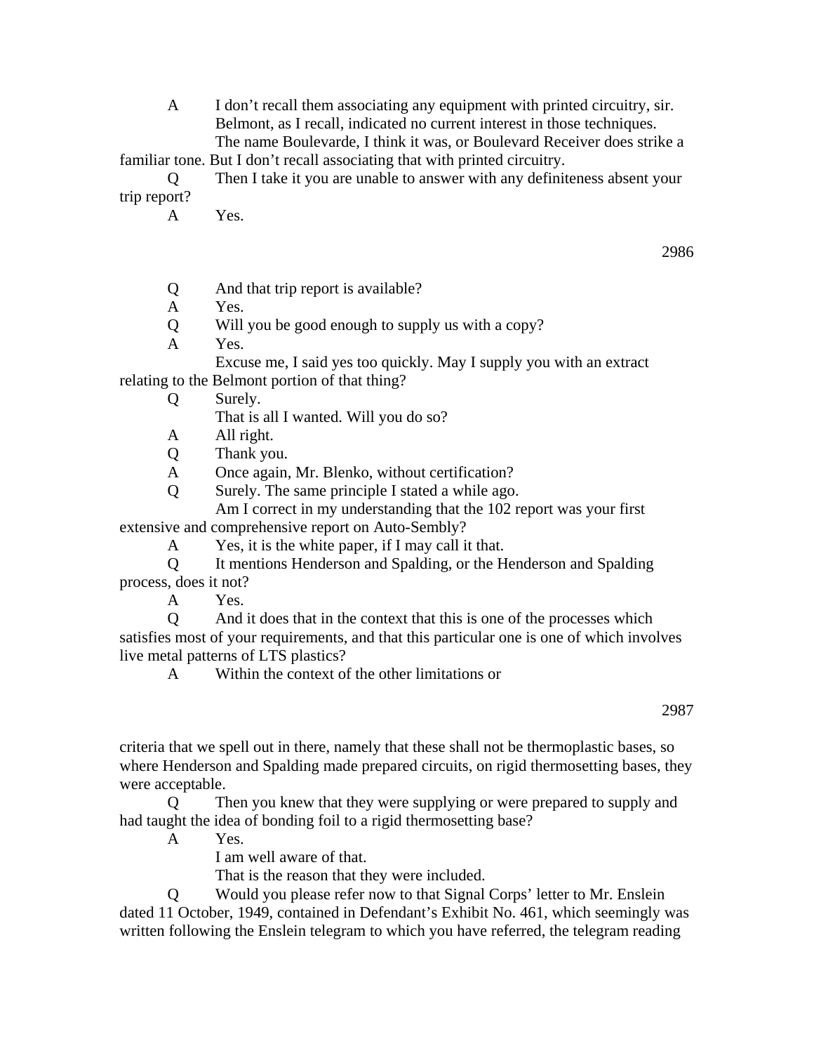A I don't recall them associating any equipment with printed circuitry, sir. Belmont, as I recall, indicated no current interest in those techniques.

The name Boulevarde, I think it was, or Boulevard Receiver does strike a familiar tone. But I don't recall associating that with printed circuitry.

Q Then I take it you are unable to answer with any definiteness absent your trip report?

A Yes.

Q And that trip report is available?

A Yes.

Q Will you be good enough to supply us with a copy?

A Yes.

Excuse me, I said yes too quickly. May I supply you with an extract relating to the Belmont portion of that thing?

Q Surely.

That is all I wanted. Will you do so?

A All right.

Q Thank you.

A Once again, Mr. Blenko, without certification?

Q Surely. The same principle I stated a while ago.

Am I correct in my understanding that the 102 report was your first extensive and comprehensive report on Auto-Sembly?

A Yes, it is the white paper, if I may call it that.

Q It mentions Henderson and Spalding, or the Henderson and Spalding process, does it not?

A Yes.

Q And it does that in the context that this is one of the processes which satisfies most of your requirements, and that this particular one is one of which involves live metal patterns of LTS plastics?

A Within the context of the other limitations or criteria that we spell out in there, namely that these shall not be thermoplastic bases, so where Henderson and Spalding made prepared circuits, on rigid thermosetting bases, they were acceptable.

Q Then you knew that they were supplying or were prepared to supply and had taught the idea of bonding foil to a rigid thermosetting base?

A Yes.

I am well aware of that.

That is the reason that they were included.

Q Would you please refer now to that Signal Corps' letter to Mr. Enslein dated 11 October, 1949, contained in Defendant's Exhibit No. 461, which seemingly was written following the Enslein telegram to which you have referred, the telegram reading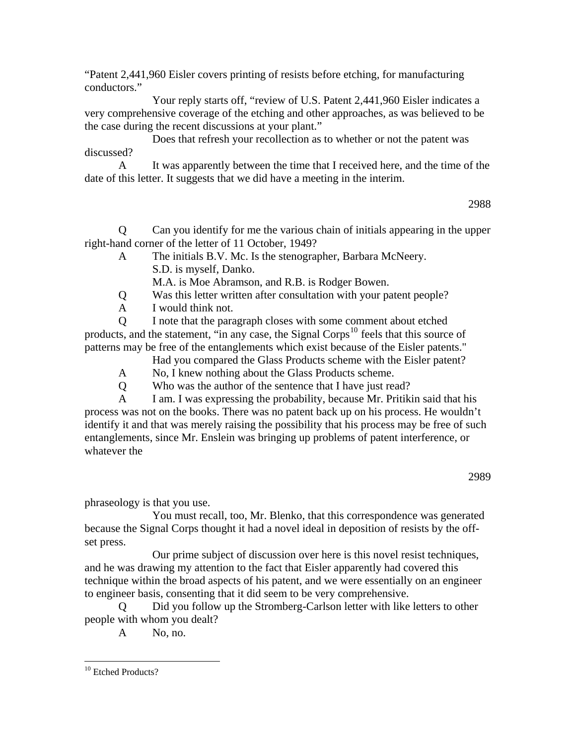"Patent 2,441,960 Eisler covers printing of resists before etching, for manufacturing conductors."

Your reply starts off, "review of U.S. Patent 2,441,960 Eisler indicates a very comprehensive coverage of the etching and other approaches, as was believed to be the case during the recent discussions at your plant."

Does that refresh your recollection as to whether or not the patent was discussed?

A It was apparently between the time that I received here, and the time of the date of this letter. It suggests that we did have a meeting in the interim.

2988

Q Can you identify for me the various chain of initials appearing in the upper right-hand corner of the letter of 11 October, 1949?

A The initials B.V. Mc. Is the stenographer, Barbara McNeery.
S.D. is myself, Danko.
M.A. is Moe Abramson, and R.B. is Rodger Bowen.

Q Was this letter written after consultation with your patent people?

A I would think not.

Q I note that the paragraph closes with some comment about etched products, and the statement, "in any case, the Signal Corps[10] feels that this source of patterns may be free of the entanglements which exist because of the Eisler patents."

Had you compared the Glass Products scheme with the Eisler patent?

A No, I knew nothing about the Glass Products scheme.

Q Who was the author of the sentence that I have just read?

A I am. I was expressing the probability, because Mr. Pritikin said that his process was not on the books. There was no patent back up on his process. He wouldn't identify it and that was merely raising the possibility that his process may be free of such entanglements, since Mr. Enslein was bringing up problems of patent interference, or whatever the

2989

phraseology is that you use.

You must recall, too, Mr. Blenko, that this correspondence was generated because the Signal Corps thought it had a novel ideal in deposition of resists by the off-set press.

Our prime subject of discussion over here is this novel resist techniques, and he was drawing my attention to the fact that Eisler apparently had covered this technique within the broad aspects of his patent, and we were essentially on an engineer to engineer basis, consenting that it did seem to be very comprehensive.

Q Did you follow up the Stromberg-Carlson letter with like letters to other people with whom you dealt?

A No, no.

---

[10] Etched Products?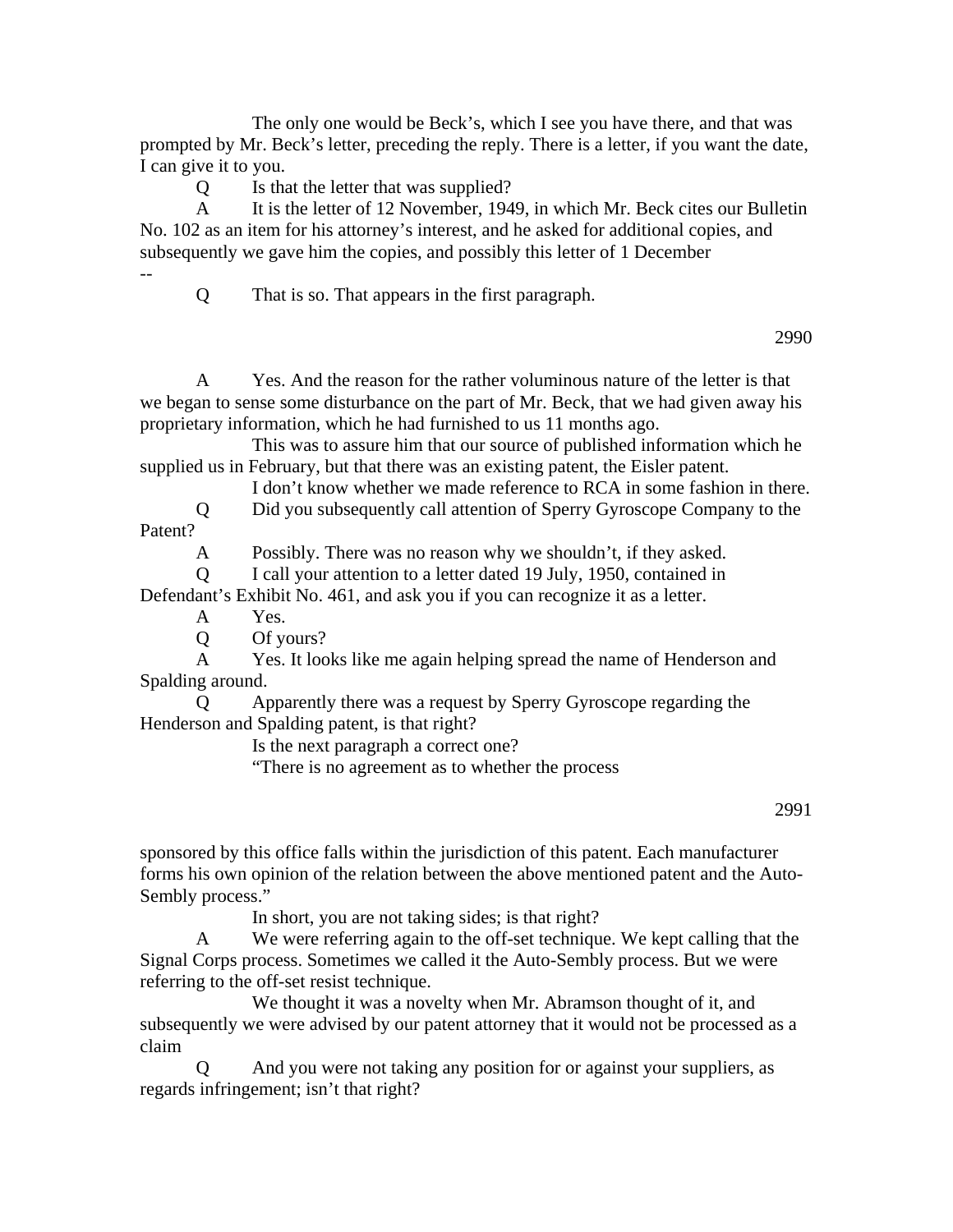The only one would be Beck's, which I see you have there, and that was prompted by Mr. Beck's letter, preceding the reply. There is a letter, if you want the date, I can give it to you.

Q Is that the letter that was supplied?

A It is the letter of 12 November, 1949, in which Mr. Beck cites our Bulletin No. 102 as an item for his attorney's interest, and he asked for additional copies, and subsequently we gave him the copies, and possibly this letter of 1 December --

Q That is so. That appears in the first paragraph.

A Yes. And the reason for the rather voluminous nature of the letter is that we began to sense some disturbance on the part of Mr. Beck, that we had given away his proprietary information, which he had furnished to us 11 months ago.

This was to assure him that our source of published information which he supplied us in February, but that there was an existing patent, the Eisler patent.

I don't know whether we made reference to RCA in some fashion in there.

Q Did you subsequently call attention of Sperry Gyroscope Company to the Patent?

A Possibly. There was no reason why we shouldn't, if they asked.

Q I call your attention to a letter dated 19 July, 1950, contained in Defendant's Exhibit No. 461, and ask you if you can recognize it as a letter.

A Yes.

Q Of yours?

A Yes. It looks like me again helping spread the name of Henderson and Spalding around.

Q Apparently there was a request by Sperry Gyroscope regarding the Henderson and Spalding patent, is that right?

Is the next paragraph a correct one?

"There is no agreement as to whether the process sponsored by this office falls within the jurisdiction of this patent. Each manufacturer forms his own opinion of the relation between the above mentioned patent and the Auto-Sembly process."

In short, you are not taking sides; is that right?

A We were referring again to the off-set technique. We kept calling that the Signal Corps process. Sometimes we called it the Auto-Sembly process. But we were referring to the off-set resist technique.

We thought it was a novelty when Mr. Abramson thought of it, and subsequently we were advised by our patent attorney that it would not be processed as a claim

Q And you were not taking any position for or against your suppliers, as regards infringement; isn't that right?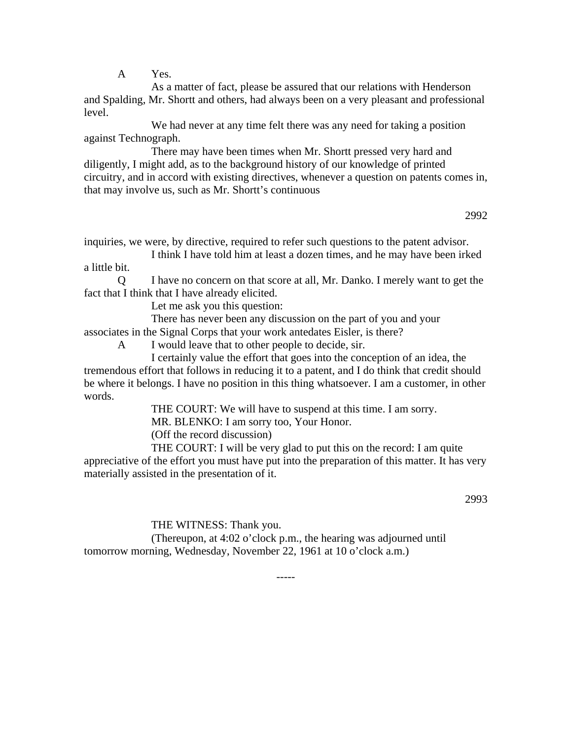A Yes.

As a matter of fact, please be assured that our relations with Henderson and Spalding, Mr. Shortt and others, had always been on a very pleasant and professional level.

We had never at any time felt there was any need for taking a position against Technograph.

There may have been times when Mr. Shortt pressed very hard and diligently, I might add, as to the background history of our knowledge of printed circuitry, and in accord with existing directives, whenever a question on patents comes in, that may involve us, such as Mr. Shortt's continuous inquiries, we were, by directive, required to refer such questions to the patent advisor.

I think I have told him at least a dozen times, and he may have been irked a little bit.

Q I have no concern on that score at all, Mr. Danko. I merely want to get the fact that I think that I have already elicited.

Let me ask you this question:

There has never been any discussion on the part of you and your associates in the Signal Corps that your work antedates Eisler, is there?

A I would leave that to other people to decide, sir.

I certainly value the effort that goes into the conception of an idea, the tremendous effort that follows in reducing it to a patent, and I do think that credit should be where it belongs. I have no position in this thing whatsoever. I am a customer, in other words.

THE COURT: We will have to suspend at this time. I am sorry.

MR. BLENKO: I am sorry too, Your Honor.

(Off the record discussion)

THE COURT: I will be very glad to put this on the record: I am quite appreciative of the effort you must have put into the preparation of this matter. It has very materially assisted in the presentation of it.

THE WITNESS: Thank you.

(Thereupon, at 4:02 o'clock p.m., the hearing was adjourned until tomorrow morning, Wednesday, November 22, 1961 at 10 o'clock a.m.)

-----